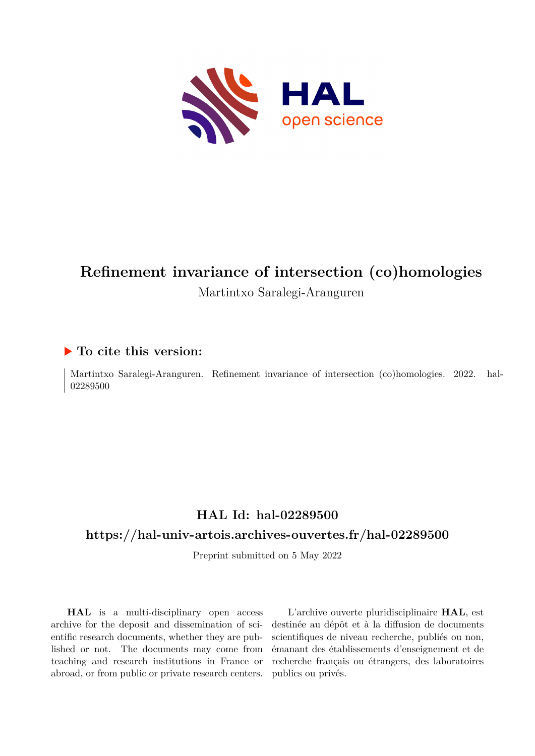# Refinement invariance of intersection (co)homologies

Martintxo Saralegi-Aranguren

## ▶ To cite this version:

Martintxo Saralegi-Aranguren. Refinement invariance of intersection (co)homologies. 2022. hal-02289500

## HAL Id: hal-02289500

## https://hal-univ-artois.archives-ouvertes.fr/hal-02289500

Preprint submitted on 5 May 2022

**HAL** is a multi-disciplinary open access archive for the deposit and dissemination of scientific research documents, whether they are published or not. The documents may come from teaching and research institutions in France or abroad, or from public or private research centers.

L'archive ouverte pluridisciplinaire **HAL**, est destinée au dépôt et à la diffusion de documents scientifiques de niveau recherche, publiés ou non, émanant des établissements d'enseignement et de recherche français ou étrangers, des laboratoires publics ou privés.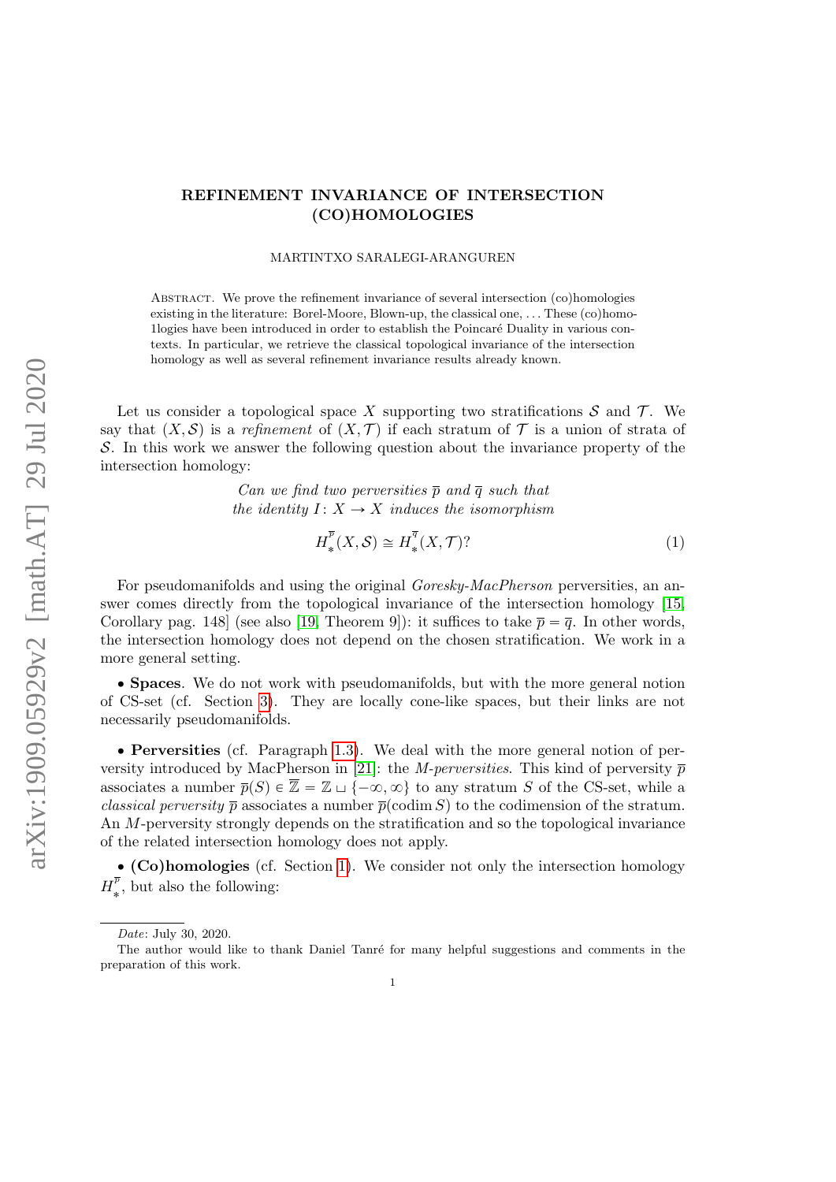# REFINEMENT INVARIANCE OF INTERSECTION (CO)HOMOLOGIES

MARTINTXO SARALEGI-ARANGUREN

Abstract. We prove the refinement invariance of several intersection (co)homologies existing in the literature: Borel-Moore, Blown-up, the classical one, ... These (co)homo-1logies have been introduced in order to establish the Poincaré Duality in various contexts. In particular, we retrieve the classical topological invariance of the intersection homology as well as several refinement invariance results already known.

Let us consider a topological space $X$ supporting two stratifications $\mathcal{S}$ and $\mathcal{T}$. We say that $(X, \mathcal{S})$ is a *refinement* of $(X, \mathcal{T})$ if each stratum of $\mathcal{T}$ is a union of strata of $\mathcal{S}$. In this work we answer the following question about the invariance property of the intersection homology:

*Can we find two perversities $\overline{p}$ and $\overline{q}$ such that the identity $I\colon X \to X$ induces the isomorphism*

$$H_*^{\overline{p}}(X, \mathcal{S}) \cong H_*^{\overline{q}}(X, \mathcal{T})? \tag{1}$$

For pseudomanifolds and using the original *Goresky-MacPherson* perversities, an answer comes directly from the topological invariance of the intersection homology [15, Corollary pag. 148] (see also [19, Theorem 9]): it suffices to take $\overline{p} = \overline{q}$. In other words, the intersection homology does not depend on the chosen stratification. We work in a more general setting.

• **Spaces**. We do not work with pseudomanifolds, but with the more general notion of CS-set (cf. Section 3). They are locally cone-like spaces, but their links are not necessarily pseudomanifolds.

• **Perversities** (cf. Paragraph 1.3). We deal with the more general notion of perversity introduced by MacPherson in [21]: the *M-perversities*. This kind of perversity $\overline{p}$ associates a number $\overline{p}(S) \in \overline{\mathbb{Z}} = \mathbb{Z} \sqcup \{-\infty, \infty\}$ to any stratum $S$ of the CS-set, while a *classical perversity* $\overline{p}$ associates a number $\overline{p}(\operatorname{codim} S)$ to the codimension of the stratum. An $M$-perversity strongly depends on the stratification and so the topological invariance of the related intersection homology does not apply.

• **(Co)homologies** (cf. Section 1). We consider not only the intersection homology $H_*^{\overline{p}}$, but also the following:

*Date*: July 30, 2020.

The author would like to thank Daniel Tanré for many helpful suggestions and comments in the preparation of this work.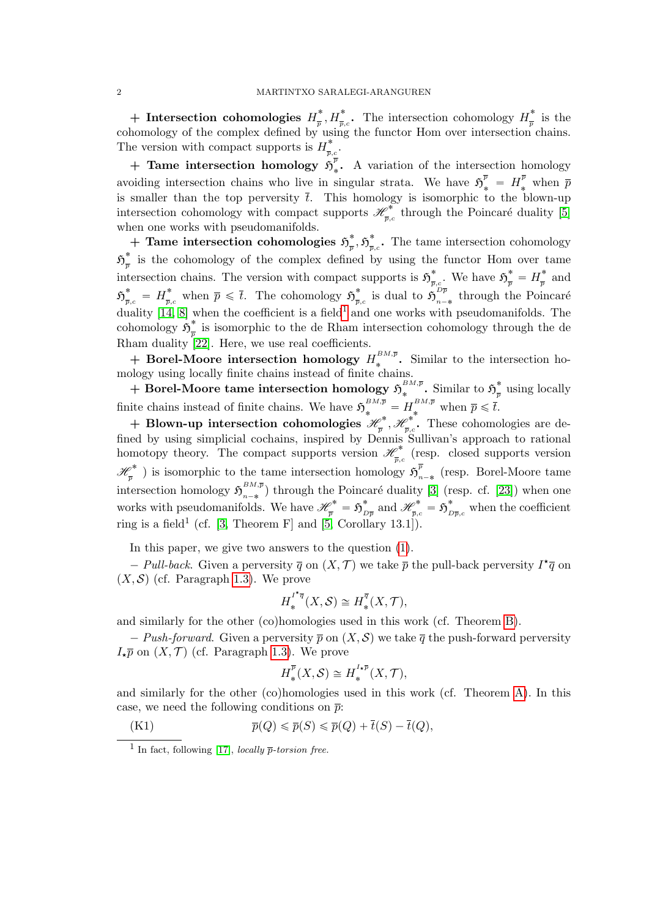+ **Intersection cohomologies $H^*_{\overline{p}}, H^*_{\overline{p},c}$.** The intersection cohomology $H^*_{\overline{p}}$ is the cohomology of the complex defined by using the functor Hom over intersection chains. The version with compact supports is $H^*_{\overline{p},c}$.

+ **Tame intersection homology $\mathfrak{H}^{\overline{p}}_*$.** A variation of the intersection homology avoiding intersection chains who live in singular strata. We have $\mathfrak{H}^{\overline{p}}_* = H^{\overline{p}}_*$ when $\overline{p}$ is smaller than the top perversity $\overline{t}$. This homology is isomorphic to the blown-up intersection cohomology with compact supports $\mathscr{H}^*_{\overline{p},c}$ through the Poincaré duality [5] when one works with pseudomanifolds.

+ **Tame intersection cohomologies $\mathfrak{H}^*_{\overline{p}}, \mathfrak{H}^*_{\overline{p},c}$.** The tame intersection cohomology $\mathfrak{H}^*_{\overline{p}}$ is the cohomology of the complex defined by using the functor Hom over tame intersection chains. The version with compact supports is $\mathfrak{H}^*_{\overline{p},c}$. We have $\mathfrak{H}^*_{\overline{p}} = H^*_{\overline{p}}$ and $\mathfrak{H}^*_{\overline{p},c} = H^*_{\overline{p},c}$ when $\overline{p} \leqslant \overline{t}$. The cohomology $\mathfrak{H}^*_{\overline{p},c}$ is dual to $\mathfrak{H}^{D\overline{p}}_{n-*}$ through the Poincaré duality [14, 8] when the coefficient is a field[1] and one works with pseudomanifolds. The cohomology $\mathfrak{H}^*_{\overline{p}}$ is isomorphic to the de Rham intersection cohomology through the de Rham duality [22]. Here, we use real coefficients.

+ **Borel-Moore intersection homology $H^{BM,\overline{p}}_*$.** Similar to the intersection homology using locally finite chains instead of finite chains.

+ **Borel-Moore tame intersection homology $\mathfrak{H}^{BM,\overline{p}}_*$.** Similar to $\mathfrak{H}^*_{\overline{p}}$ using locally finite chains instead of finite chains. We have $\mathfrak{H}^{BM,\overline{p}}_* = H^{BM,\overline{p}}_*$ when $\overline{p} \leqslant \overline{t}$.

+ **Blown-up intersection cohomologies $\mathscr{H}^*_{\overline{p}}, \mathscr{H}^*_{\overline{p},c}$.** These cohomologies are defined by using simplicial cochains, inspired by Dennis Sullivan's approach to rational homotopy theory. The compact supports version $\mathscr{H}^*_{\overline{p},c}$ (resp. closed supports version $\mathscr{H}^*_{\overline{p}}$) is isomorphic to the tame intersection homology $\mathfrak{H}^{\overline{p}}_{n-*}$ (resp. Borel-Moore tame intersection homology $\mathfrak{H}^{BM,\overline{p}}_{n-*}$) through the Poincaré duality [3] (resp. cf. [23]) when one works with pseudomanifolds. We have $\mathscr{H}^*_{\overline{p}} = \mathfrak{H}^*_{D\overline{p}}$ and $\mathscr{H}^*_{\overline{p},c} = \mathfrak{H}^*_{D\overline{p},c}$ when the coefficient ring is a field[1] (cf. [3, Theorem F] and [5, Corollary 13.1]).

In this paper, we give two answers to the question (1).

– *Pull-back.* Given a perversity $\overline{q}$ on $(X, \mathcal{T})$ we take $\overline{p}$ the pull-back perversity $I^\star\overline{q}$ on $(X, \mathcal{S})$ (cf. Paragraph 1.3). We prove

$$H^{I^\star\overline{q}}_*(X, \mathcal{S}) \cong H^{\overline{q}}_*(X, \mathcal{T}),$$

and similarly for the other (co)homologies used in this work (cf. Theorem B).

– *Push-forward.* Given a perversity $\overline{p}$ on $(X, \mathcal{S})$ we take $\overline{q}$ the push-forward perversity $I_\star\overline{p}$ on $(X, \mathcal{T})$ (cf. Paragraph 1.3). We prove

$$H^{\overline{p}}_*(X, \mathcal{S}) \cong H^{I_\star\overline{p}}_*(X, \mathcal{T}),$$

and similarly for the other (co)homologies used in this work (cf. Theorem A). In this case, we need the following conditions on $\overline{p}$:

$$\text{(K1)} \qquad \overline{p}(Q) \leqslant \overline{p}(S) \leqslant \overline{p}(Q) + \overline{t}(S) - \overline{t}(Q),$$

[1] In fact, following [17], *locally $\overline{p}$-torsion free.*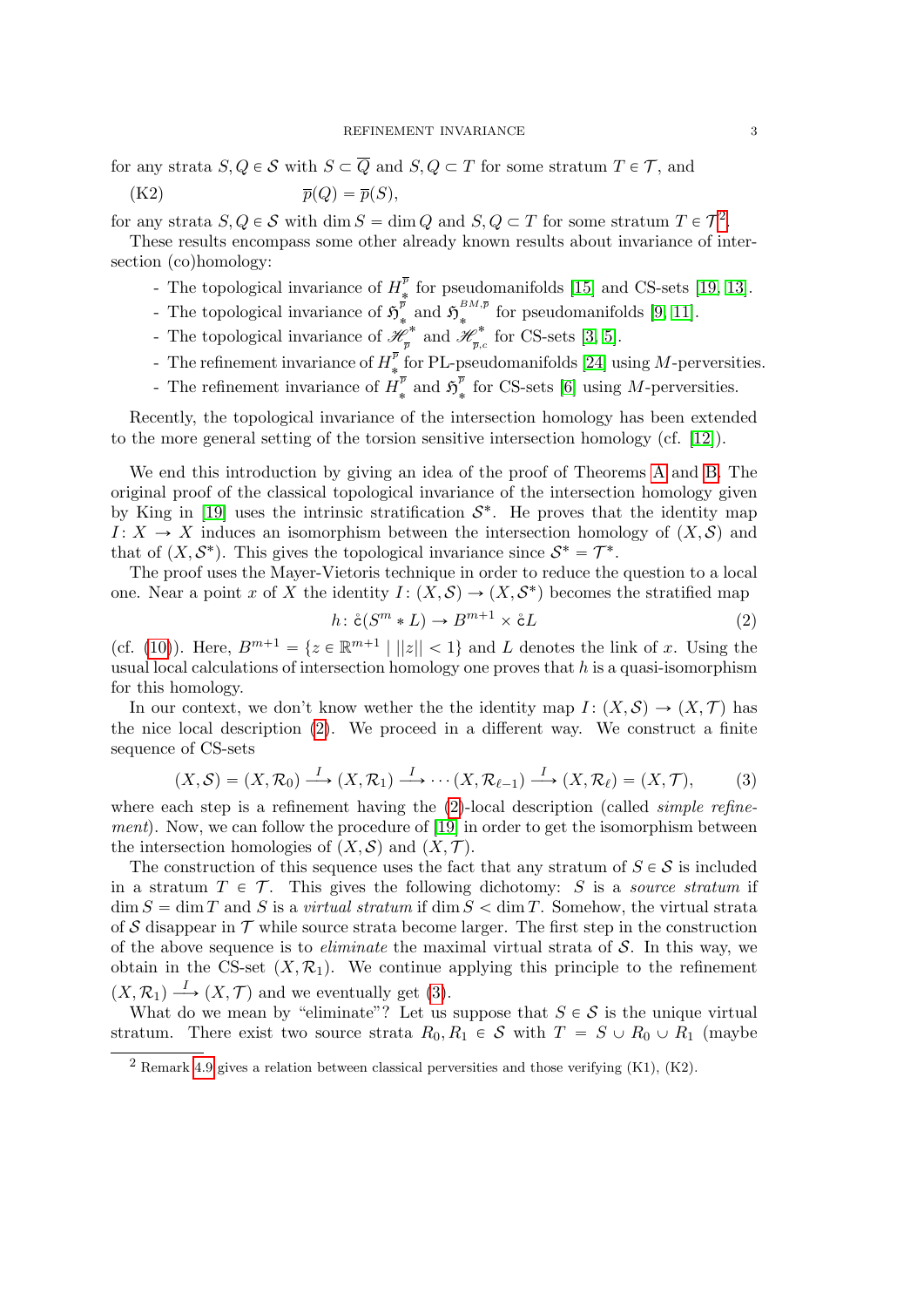for any strata $S, Q \in \mathcal{S}$ with $S \subset \overline{Q}$ and $S, Q \subset T$ for some stratum $T \in \mathcal{T}$, and

$$\text{(K2)} \qquad \overline{p}(Q) = \overline{p}(S),$$

for any strata $S, Q \in \mathcal{S}$ with $\dim S = \dim Q$ and $S, Q \subset T$ for some stratum $T \in \mathcal{T}$[2].

These results encompass some other already known results about invariance of intersection (co)homology:

- The topological invariance of $H_*^{\overline{p}}$ for pseudomanifolds [15] and CS-sets [19, 13].
- The topological invariance of $\mathfrak{H}_*^{\overline{p}}$ and $\mathfrak{H}_*^{BM,\overline{p}}$ for pseudomanifolds [9, 11].
- The topological invariance of $\mathscr{H}_{\overline{p}}^*$ and $\mathscr{H}_{\overline{p},c}^*$ for CS-sets [3, 5].
- The refinement invariance of $H_*^{\overline{p}}$ for PL-pseudomanifolds [24] using $M$-perversities.
- The refinement invariance of $H_*^{\overline{p}}$ and $\mathfrak{H}_*^{\overline{p}}$ for CS-sets [6] using $M$-perversities.

Recently, the topological invariance of the intersection homology has been extended to the more general setting of the torsion sensitive intersection homology (cf. [12]).

We end this introduction by giving an idea of the proof of Theorems A and B. The original proof of the classical topological invariance of the intersection homology given by King in [19] uses the intrinsic stratification $\mathcal{S}^*$. He proves that the identity map $I\colon X \to X$ induces an isomorphism between the intersection homology of $(X, \mathcal{S})$ and that of $(X, \mathcal{S}^*)$. This gives the topological invariance since $\mathcal{S}^* = \mathcal{T}^*$.

The proof uses the Mayer-Vietoris technique in order to reduce the question to a local one. Near a point $x$ of $X$ the identity $I\colon (X, \mathcal{S}) \to (X, \mathcal{S}^*)$ becomes the stratified map

$$h\colon \mathring{c}(S^m * L) \to B^{m+1} \times \mathring{c}L \tag{2}$$

(cf. (10)). Here, $B^{m+1} = \{z \in \mathbb{R}^{m+1} \mid ||z|| < 1\}$ and $L$ denotes the link of $x$. Using the usual local calculations of intersection homology one proves that $h$ is a quasi-isomorphism for this homology.

In our context, we don't know wether the the identity map $I\colon (X, \mathcal{S}) \to (X, \mathcal{T})$ has the nice local description (2). We proceed in a different way. We construct a finite sequence of CS-sets

$$(X, \mathcal{S}) = (X, \mathcal{R}_0) \xrightarrow{I} (X, \mathcal{R}_1) \xrightarrow{I} \cdots (X, \mathcal{R}_{\ell-1}) \xrightarrow{I} (X, \mathcal{R}_\ell) = (X, \mathcal{T}), \tag{3}$$

where each step is a refinement having the (2)-local description (called *simple refinement*). Now, we can follow the procedure of [19] in order to get the isomorphism between the intersection homologies of $(X, \mathcal{S})$ and $(X, \mathcal{T})$.

The construction of this sequence uses the fact that any stratum of $S \in \mathcal{S}$ is included in a stratum $T \in \mathcal{T}$. This gives the following dichotomy: $S$ is a *source stratum* if $\dim S = \dim T$ and $S$ is a *virtual stratum* if $\dim S < \dim T$. Somehow, the virtual strata of $\mathcal{S}$ disappear in $\mathcal{T}$ while source strata become larger. The first step in the construction of the above sequence is to *eliminate* the maximal virtual strata of $\mathcal{S}$. In this way, we obtain in the CS-set $(X, \mathcal{R}_1)$. We continue applying this principle to the refinement $(X, \mathcal{R}_1) \xrightarrow{I} (X, \mathcal{T})$ and we eventually get (3).

What do we mean by "eliminate"? Let us suppose that $S \in \mathcal{S}$ is the unique virtual stratum. There exist two source strata $R_0, R_1 \in \mathcal{S}$ with $T = S \cup R_0 \cup R_1$ (maybe

[2] Remark 4.9 gives a relation between classical perversities and those verifying (K1), (K2).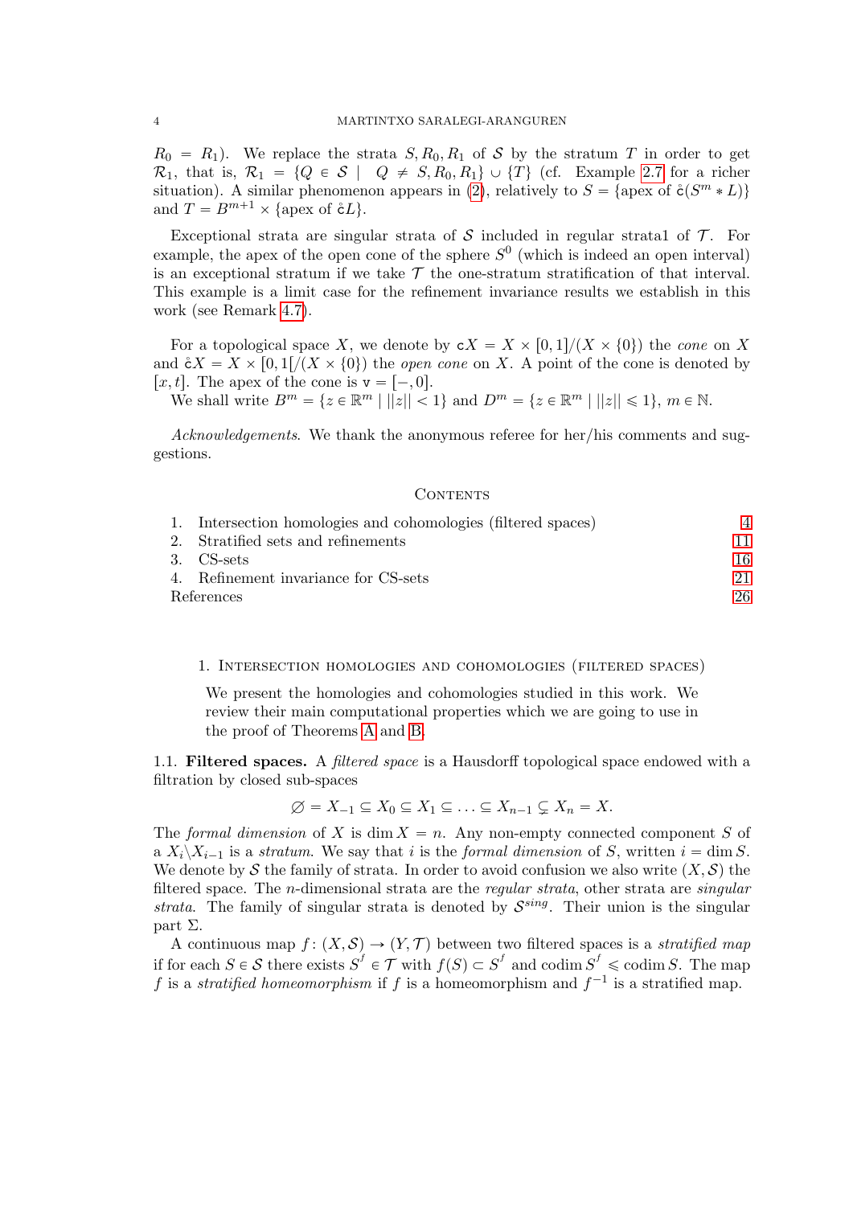$R_0 = R_1$). We replace the strata $S, R_0, R_1$ of $\mathcal{S}$ by the stratum $T$ in order to get $\mathcal{R}_1$, that is, $\mathcal{R}_1 = \{Q \in \mathcal{S} \mid Q \neq S, R_0, R_1\} \cup \{T\}$ (cf. Example 2.7 for a richer situation). A similar phenomenon appears in (2), relatively to $S = \{\text{apex of } \mathring{\mathtt{c}}(S^m * L)\}$ and $T = B^{m+1} \times \{\text{apex of } \mathring{\mathtt{c}}L\}$.

Exceptional strata are singular strata of $\mathcal{S}$ included in regular strata1 of $\mathcal{T}$. For example, the apex of the open cone of the sphere $S^0$ (which is indeed an open interval) is an exceptional stratum if we take $\mathcal{T}$ the one-stratum stratification of that interval. This example is a limit case for the refinement invariance results we establish in this work (see Remark 4.7).

For a topological space $X$, we denote by $\mathtt{c}X = X \times [0,1]/(X \times \{0\})$ the *cone* on $X$ and $\mathring{\mathtt{c}}X = X \times [0,1[/(X \times \{0\})$ the *open cone* on $X$. A point of the cone is denoted by $[x,t]$. The apex of the cone is $\mathtt{v} = [-,0]$.
We shall write $B^m = \{z \in \mathbb{R}^m \mid ||z|| < 1\}$ and $D^m = \{z \in \mathbb{R}^m \mid ||z|| \leqslant 1\}$, $m \in \mathbb{N}$.

*Acknowledgements*. We thank the anonymous referee for her/his comments and suggestions.

## Contents

1. Intersection homologies and cohomologies (filtered spaces) — 4
2. Stratified sets and refinements — 11
3. CS-sets — 16
4. Refinement invariance for CS-sets — 21

References — 26

## 1. Intersection homologies and cohomologies (filtered spaces)

We present the homologies and cohomologies studied in this work. We review their main computational properties which we are going to use in the proof of Theorems A and B.

1.1. **Filtered spaces.** A *filtered space* is a Hausdorff topological space endowed with a filtration by closed sub-spaces

$$\varnothing = X_{-1} \subseteq X_0 \subseteq X_1 \subseteq \ldots \subseteq X_{n-1} \subsetneq X_n = X.$$

The *formal dimension* of $X$ is $\dim X = n$. Any non-empty connected component $S$ of a $X_i \backslash X_{i-1}$ is a *stratum*. We say that $i$ is the *formal dimension* of $S$, written $i = \dim S$. We denote by $\mathcal{S}$ the family of strata. In order to avoid confusion we also write $(X, \mathcal{S})$ the filtered space. The $n$-dimensional strata are the *regular strata*, other strata are *singular strata*. The family of singular strata is denoted by $\mathcal{S}^{sing}$. Their union is the singular part $\Sigma$.

A continuous map $f\colon (X, \mathcal{S}) \to (Y, \mathcal{T})$ between two filtered spaces is a *stratified map* if for each $S \in \mathcal{S}$ there exists $S^f \in \mathcal{T}$ with $f(S) \subset S^f$ and $\operatorname{codim} S^f \leqslant \operatorname{codim} S$. The map $f$ is a *stratified homeomorphism* if $f$ is a homeomorphism and $f^{-1}$ is a stratified map.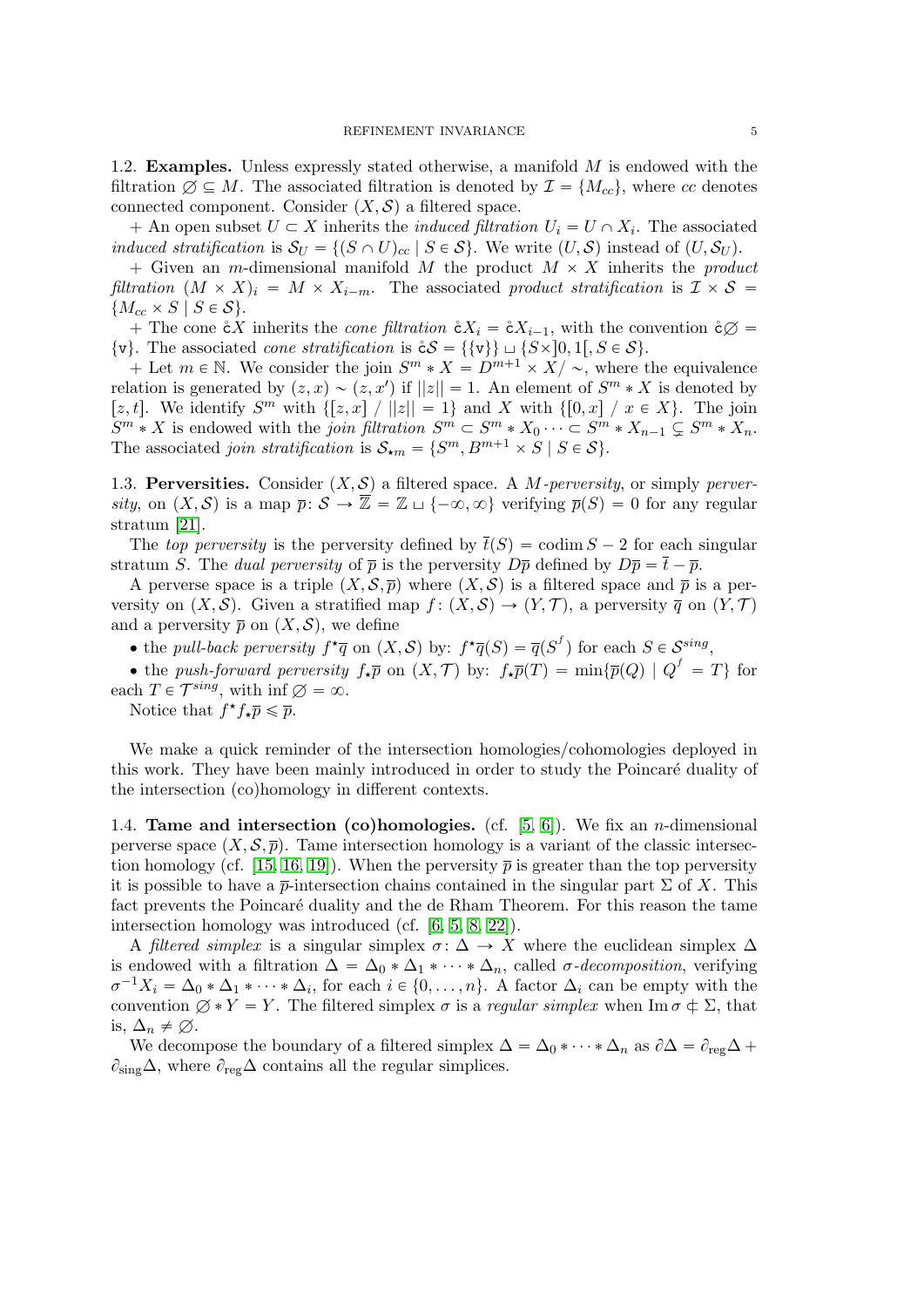1.2. **Examples.** Unless expressly stated otherwise, a manifold $M$ is endowed with the filtration $\varnothing \subseteq M$. The associated filtration is denoted by $\mathcal{I} = \{M_{cc}\}$, where $cc$ denotes connected component. Consider $(X, \mathcal{S})$ a filtered space.

+ An open subset $U \subset X$ inherits the *induced filtration* $U_i = U \cap X_i$. The associated *induced stratification* is $\mathcal{S}_U = \{(S \cap U)_{cc} \mid S \in \mathcal{S}\}$. We write $(U, \mathcal{S})$ instead of $(U, \mathcal{S}_U)$.

+ Given an $m$-dimensional manifold $M$ the product $M \times X$ inherits the *product filtration* $(M \times X)_i = M \times X_{i-m}$. The associated *product stratification* is $\mathcal{I} \times \mathcal{S} = \{M_{cc} \times S \mid S \in \mathcal{S}\}$.

+ The cone $\mathring{\mathtt{c}}X$ inherits the *cone filtration* $\mathring{\mathtt{c}}X_i = \mathring{\mathtt{c}}X_{i-1}$, with the convention $\mathring{\mathtt{c}}\varnothing = \{\mathtt{v}\}$. The associated *cone stratification* is $\mathring{\mathtt{c}}\mathcal{S} = \{\{\mathtt{v}\}\} \sqcup \{S \times ]0,1[, S \in \mathcal{S}\}$.

+ Let $m \in \mathbb{N}$. We consider the join $S^m * X = D^{m+1} \times X/\sim$, where the equivalence relation is generated by $(z,x) \sim (z,x')$ if $||z|| = 1$. An element of $S^m * X$ is denoted by $[z,t]$. We identify $S^m$ with $\{[z,x] \ / \ ||z|| = 1\}$ and $X$ with $\{[0,x] \ / \ x \in X\}$. The join $S^m * X$ is endowed with the *join filtration* $S^m \subset S^m * X_0 \cdots \subset S^m * X_{n-1} \subsetneq S^m * X_n$. The associated *join stratification* is $\mathcal{S}_{\star m} = \{S^m, B^{m+1} \times S \mid S \in \mathcal{S}\}$.

1.3. **Perversities.** Consider $(X, \mathcal{S})$ a filtered space. A *$M$-perversity*, or simply *perversity*, on $(X, \mathcal{S})$ is a map $\overline{p} \colon \mathcal{S} \to \overline{\mathbb{Z}} = \mathbb{Z} \sqcup \{-\infty, \infty\}$ verifying $\overline{p}(S) = 0$ for any regular stratum [21].

The *top perversity* is the perversity defined by $\overline{t}(S) = \operatorname{codim} S - 2$ for each singular stratum $S$. The *dual perversity* of $\overline{p}$ is the perversity $D\overline{p}$ defined by $D\overline{p} = \overline{t} - \overline{p}$.

A perverse space is a triple $(X, \mathcal{S}, \overline{p})$ where $(X, \mathcal{S})$ is a filtered space and $\overline{p}$ is a perversity on $(X, \mathcal{S})$. Given a stratified map $f \colon (X, \mathcal{S}) \to (Y, \mathcal{T})$, a perversity $\overline{q}$ on $(Y, \mathcal{T})$ and a perversity $\overline{p}$ on $(X, \mathcal{S})$, we define

- the *pull-back perversity* $f^\star\overline{q}$ on $(X, \mathcal{S})$ by: $f^\star\overline{q}(S) = \overline{q}(S^f)$ for each $S \in \mathcal{S}^{sing}$,
- the *push-forward perversity* $f_\star\overline{p}$ on $(X, \mathcal{T})$ by: $f_\star\overline{p}(T) = \min\{\overline{p}(Q) \mid Q^f = T\}$ for each $T \in \mathcal{T}^{sing}$, with $\inf \varnothing = \infty$.

Notice that $f^\star f_\star \overline{p} \leqslant \overline{p}$.

We make a quick reminder of the intersection homologies/cohomologies deployed in this work. They have been mainly introduced in order to study the Poincaré duality of the intersection (co)homology in different contexts.

1.4. **Tame and intersection (co)homologies.** (cf. [5, 6]). We fix an $n$-dimensional perverse space $(X, \mathcal{S}, \overline{p})$. Tame intersection homology is a variant of the classic intersection homology (cf. [15, 16, 19]). When the perversity $\overline{p}$ is greater than the top perversity it is possible to have a $\overline{p}$-intersection chains contained in the singular part $\Sigma$ of $X$. This fact prevents the Poincaré duality and the de Rham Theorem. For this reason the tame intersection homology was introduced (cf. [6, 5, 8, 22]).

A *filtered simplex* is a singular simplex $\sigma \colon \Delta \to X$ where the euclidean simplex $\Delta$ is endowed with a filtration $\Delta = \Delta_0 * \Delta_1 * \cdots * \Delta_n$, called *$\sigma$-decomposition*, verifying $\sigma^{-1}X_i = \Delta_0 * \Delta_1 * \cdots * \Delta_i$, for each $i \in \{0, \ldots, n\}$. A factor $\Delta_i$ can be empty with the convention $\varnothing * Y = Y$. The filtered simplex $\sigma$ is a *regular simplex* when $\operatorname{Im} \sigma \not\subset \Sigma$, that is, $\Delta_n \neq \varnothing$.

We decompose the boundary of a filtered simplex $\Delta = \Delta_0 * \cdots * \Delta_n$ as $\partial\Delta = \partial_{\rm reg}\Delta + \partial_{\rm sing}\Delta$, where $\partial_{\rm reg}\Delta$ contains all the regular simplices.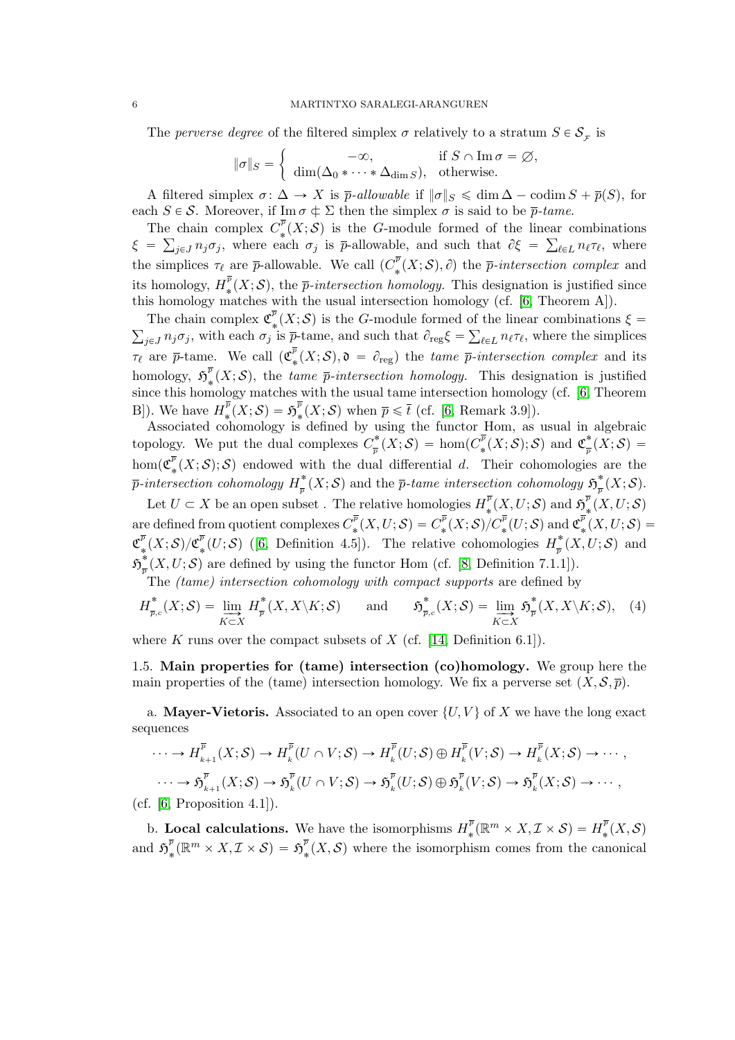The *perverse degree* of the filtered simplex $\sigma$ relatively to a stratum $S \in \mathcal{S}_{\mathcal{F}}$ is

$$\|\sigma\|_S = \begin{cases} -\infty, & \text{if } S \cap \operatorname{Im} \sigma = \varnothing, \\ \dim(\Delta_0 * \cdots * \Delta_{\dim S}), & \text{otherwise.} \end{cases}$$

A filtered simplex $\sigma \colon \Delta \to X$ is $\overline{p}$-*allowable* if $\|\sigma\|_S \leqslant \dim \Delta - \operatorname{codim} S + \overline{p}(S)$, for each $S \in \mathcal{S}$. Moreover, if $\operatorname{Im} \sigma \nsubseteq \Sigma$ then the simplex $\sigma$ is said to be $\overline{p}$-*tame*.

The chain complex $C_*^{\overline{p}}(X;\mathcal{S})$ is the $G$-module formed of the linear combinations $\xi = \sum_{j \in J} n_j \sigma_j$, where each $\sigma_j$ is $\overline{p}$-allowable, and such that $\partial \xi = \sum_{\ell \in L} n_\ell \tau_\ell$, where the simplices $\tau_\ell$ are $\overline{p}$-allowable. We call $(C_*^{\overline{p}}(X;\mathcal{S}), \partial)$ the $\overline{p}$-*intersection complex* and its homology, $H_*^{\overline{p}}(X;\mathcal{S})$, the $\overline{p}$-*intersection homology.* This designation is justified since this homology matches with the usual intersection homology (cf. [6, Theorem A]).

The chain complex $\mathfrak{C}_*^{\overline{p}}(X;\mathcal{S})$ is the $G$-module formed of the linear combinations $\xi = \sum_{j \in J} n_j \sigma_j$, with each $\sigma_j$ is $\overline{p}$-tame, and such that $\partial_{\text{reg}} \xi = \sum_{\ell \in L} n_\ell \tau_\ell$, where the simplices $\tau_\ell$ are $\overline{p}$-tame. We call $(\mathfrak{C}_*^{\overline{p}}(X;\mathcal{S}), \mathfrak{d} = \partial_{\text{reg}})$ the *tame* $\overline{p}$-*intersection complex* and its homology, $\mathfrak{H}_*^{\overline{p}}(X;\mathcal{S})$, the *tame* $\overline{p}$-*intersection homology.* This designation is justified since this homology matches with the usual tame intersection homology (cf. [6, Theorem B]). We have $H_*^{\overline{p}}(X;\mathcal{S}) = \mathfrak{H}_*^{\overline{p}}(X;\mathcal{S})$ when $\overline{p} \leqslant \overline{t}$ (cf. [6, Remark 3.9]).

Associated cohomology is defined by using the functor Hom, as usual in algebraic topology. We put the dual complexes $C^*_{\overline{p}}(X;\mathcal{S}) = \hom(C_*^{\overline{p}}(X;\mathcal{S});\mathcal{S})$ and $\mathfrak{C}^*_{\overline{p}}(X;\mathcal{S}) = \hom(\mathfrak{C}_*^{\overline{p}}(X;\mathcal{S});\mathcal{S})$ endowed with the dual differential $d$. Their cohomologies are the $\overline{p}$-*intersection cohomology* $H^*_{\overline{p}}(X;\mathcal{S})$ and the $\overline{p}$-*tame intersection cohomology* $\mathfrak{H}^*_{\overline{p}}(X;\mathcal{S})$.

Let $U \subset X$ be an open subset . The relative homologies $H_*^{\overline{p}}(X,U;\mathcal{S})$ and $\mathfrak{H}_*^{\overline{p}}(X,U;\mathcal{S})$ are defined from quotient complexes $C_*^{\overline{p}}(X,U;\mathcal{S}) = C_*^{\overline{p}}(X;\mathcal{S})/C_*^{\overline{p}}(U;\mathcal{S})$ and $\mathfrak{C}_*^{\overline{p}}(X,U;\mathcal{S}) = \mathfrak{C}_*^{\overline{p}}(X;\mathcal{S})/\mathfrak{C}_*^{\overline{p}}(U;\mathcal{S})$ ([6, Definition 4.5]). The relative cohomologies $H^*_{\overline{p}}(X,U;\mathcal{S})$ and $\mathfrak{H}^*_{\overline{p}}(X,U;\mathcal{S})$ are defined by using the functor Hom (cf. [8, Definition 7.1.1]).

The *(tame) intersection cohomology with compact supports* are defined by

$$H^*_{\overline{p},c}(X;\mathcal{S}) = \varinjlim_{K \subset X} H^*_{\overline{p}}(X, X \backslash K;\mathcal{S}) \qquad \text{and} \qquad \mathfrak{H}^*_{\overline{p},c}(X;\mathcal{S}) = \varinjlim_{K \subset X} \mathfrak{H}^*_{\overline{p}}(X, X \backslash K;\mathcal{S}), \quad (4)$$

where $K$ runs over the compact subsets of $X$ (cf. [14, Definition 6.1]).

1.5. **Main properties for (tame) intersection (co)homology.** We group here the main properties of the (tame) intersection homology. We fix a perverse set $(X, \mathcal{S}, \overline{p})$.

a. **Mayer-Vietoris.** Associated to an open cover $\{U, V\}$ of $X$ we have the long exact sequences

$$\cdots \to H_{k+1}^{\overline{p}}(X;\mathcal{S}) \to H_k^{\overline{p}}(U \cap V;\mathcal{S}) \to H_k^{\overline{p}}(U;\mathcal{S}) \oplus H_k^{\overline{p}}(V;\mathcal{S}) \to H_k^{\overline{p}}(X;\mathcal{S}) \to \cdots,$$

$$\cdots \to \mathfrak{H}_{k+1}^{\overline{p}}(X;\mathcal{S}) \to \mathfrak{H}_k^{\overline{p}}(U \cap V;\mathcal{S}) \to \mathfrak{H}_k^{\overline{p}}(U;\mathcal{S}) \oplus \mathfrak{H}_k^{\overline{p}}(V;\mathcal{S}) \to \mathfrak{H}_k^{\overline{p}}(X;\mathcal{S}) \to \cdots,$$

(cf. [6, Proposition 4.1]).

b. **Local calculations.** We have the isomorphisms $H_*^{\overline{p}}(\mathbb{R}^m \times X, \mathcal{I} \times \mathcal{S}) = H_*^{\overline{p}}(X, \mathcal{S})$ and $\mathfrak{H}_*^{\overline{p}}(\mathbb{R}^m \times X, \mathcal{I} \times \mathcal{S}) = \mathfrak{H}_*^{\overline{p}}(X, \mathcal{S})$ where the isomorphism comes from the canonical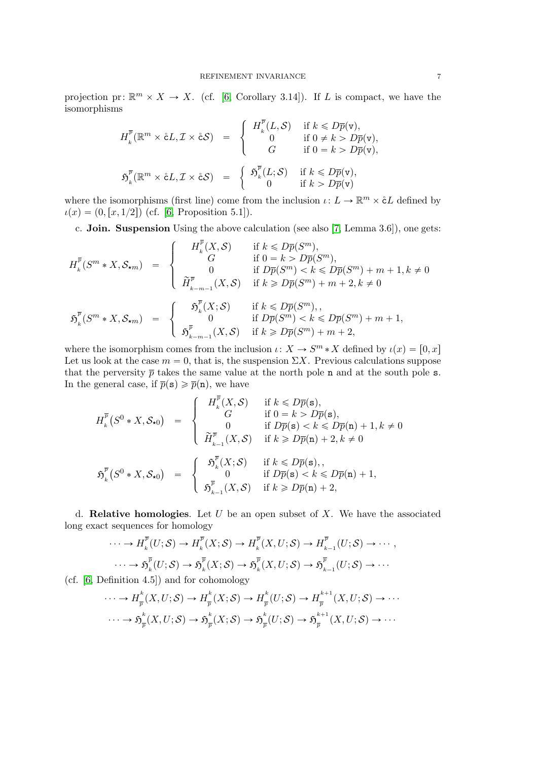projection $\mathrm{pr}\colon \mathbb{R}^m \times X \to X$. (cf. [6, Corollary 3.14]). If $L$ is compact, we have the isomorphisms

$$
H_{k}^{\overline{p}}(\mathbb{R}^m \times \mathring{\mathtt{c}}L, \mathcal{I} \times \mathring{\mathtt{c}}\mathcal{S}) \;=\; \left\{ \begin{array}{cl} H_{k}^{\overline{p}}(L, \mathcal{S}) & \text{if } k \leqslant D\overline{p}(\mathtt{v}), \\ 0 & \text{if } 0 \neq k > D\overline{p}(\mathtt{v}), \\ G & \text{if } 0 = k > D\overline{p}(\mathtt{v}), \end{array} \right.
$$

$$
\mathfrak{H}_{k}^{\overline{p}}(\mathbb{R}^m \times \mathring{\mathtt{c}}L, \mathcal{I} \times \mathring{\mathtt{c}}\mathcal{S}) \;=\; \left\{ \begin{array}{cl} \mathfrak{H}_{k}^{\overline{p}}(L; \mathcal{S}) & \text{if } k \leqslant D\overline{p}(\mathtt{v}), \\ 0 & \text{if } k > D\overline{p}(\mathtt{v}) \end{array} \right.
$$

where the isomorphisms (first line) come from the inclusion $\iota\colon L \to \mathbb{R}^m \times \mathring{\mathtt{c}}L$ defined by $\iota(x) = (0, [x, 1/2])$ (cf. [6, Proposition 5.1]).

c. **Join. Suspension** Using the above calculation (see also [7, Lemma 3.6]), one gets:

$$
H_{k}^{\overline{p}}(S^m * X, \mathcal{S}_{\star m}) \;=\; \left\{ \begin{array}{cl} H_{k}^{\overline{p}}(X, \mathcal{S}) & \text{if } k \leqslant D\overline{p}(S^m), \\ G & \text{if } 0 = k > D\overline{p}(S^m), \\ 0 & \text{if } D\overline{p}(S^m) < k \leqslant D\overline{p}(S^m) + m + 1, k \neq 0 \\ \widetilde{H}_{k-m-1}^{\overline{p}}(X, \mathcal{S}) & \text{if } k \geqslant D\overline{p}(S^m) + m + 2, k \neq 0 \end{array} \right.
$$

$$
\mathfrak{H}_{k}^{\overline{p}}(S^m * X, \mathcal{S}_{\star m}) \;=\; \left\{ \begin{array}{cl} \mathfrak{H}_{k}^{\overline{p}}(X; \mathcal{S}) & \text{if } k \leqslant D\overline{p}(S^m),, \\ 0 & \text{if } D\overline{p}(S^m) < k \leqslant D\overline{p}(S^m) + m + 1, \\ \mathfrak{H}_{k-m-1}^{\overline{p}}(X, \mathcal{S}) & \text{if } k \geqslant D\overline{p}(S^m) + m + 2, \end{array} \right.
$$

where the isomorphism comes from the inclusion $\iota\colon X \to S^m * X$ defined by $\iota(x) = [0, x]$ Let us look at the case $m = 0$, that is, the suspension $\Sigma X$. Previous calculations suppose that the perversity $\overline{p}$ takes the same value at the north pole $\mathtt{n}$ and at the south pole $\mathtt{s}$. In the general case, if $\overline{p}(\mathtt{s}) \geqslant \overline{p}(\mathtt{n})$, we have

$$
H_{k}^{\overline{p}}\big(S^0 * X, \mathcal{S}_{\star 0}\big) \;=\; \left\{ \begin{array}{cl} H_{k}^{\overline{p}}(X, \mathcal{S}) & \text{if } k \leqslant D\overline{p}(\mathtt{s}), \\ G & \text{if } 0 = k > D\overline{p}(\mathtt{s}), \\ 0 & \text{if } D\overline{p}(\mathtt{s}) < k \leqslant D\overline{p}(\mathtt{n}) + 1, k \neq 0 \\ \widetilde{H}_{k-1}^{\overline{p}}(X, \mathcal{S}) & \text{if } k \geqslant D\overline{p}(\mathtt{n}) + 2, k \neq 0 \end{array} \right.
$$

$$
\mathfrak{H}_{k}^{\overline{p}}\big(S^0 * X, \mathcal{S}_{\star 0}\big) \;=\; \left\{ \begin{array}{cl} \mathfrak{H}_{k}^{\overline{p}}(X; \mathcal{S}) & \text{if } k \leqslant D\overline{p}(\mathtt{s}),, \\ 0 & \text{if } D\overline{p}(\mathtt{s}) < k \leqslant D\overline{p}(\mathtt{n}) + 1, \\ \mathfrak{H}_{k-1}^{\overline{p}}(X, \mathcal{S}) & \text{if } k \geqslant D\overline{p}(\mathtt{n}) + 2, \end{array} \right.
$$

d. **Relative homologies**. Let $U$ be an open subset of $X$. We have the associated long exact sequences for homology

$$
\cdots \to H_{k}^{\overline{p}}(U; \mathcal{S}) \to H_{k}^{\overline{p}}(X; \mathcal{S}) \to H_{k}^{\overline{p}}(X, U; \mathcal{S}) \to H_{k-1}^{\overline{p}}(U; \mathcal{S}) \to \cdots,
$$

$$
\cdots \to \mathfrak{H}_{k}^{\overline{p}}(U; \mathcal{S}) \to \mathfrak{H}_{k}^{\overline{p}}(X; \mathcal{S}) \to \mathfrak{H}_{k}^{\overline{p}}(X, U; \mathcal{S}) \to \mathfrak{H}_{k-1}^{\overline{p}}(U; \mathcal{S}) \to \cdots
$$

(cf. [6, Definition 4.5]) and for cohomology

$$
\cdots \to H_{\overline{p}}^{k}(X, U; \mathcal{S}) \to H_{\overline{p}}^{k}(X; \mathcal{S}) \to H_{\overline{p}}^{k}(U; \mathcal{S}) \to H_{\overline{p}}^{k+1}(X, U; \mathcal{S}) \to \cdots
$$

$$
\cdots \to \mathfrak{H}_{\overline{p}}^{k}(X, U; \mathcal{S}) \to \mathfrak{H}_{\overline{p}}^{k}(X; \mathcal{S}) \to \mathfrak{H}_{\overline{p}}^{k}(U; \mathcal{S}) \to \mathfrak{H}_{\overline{p}}^{k+1}(X, U; \mathcal{S}) \to \cdots
$$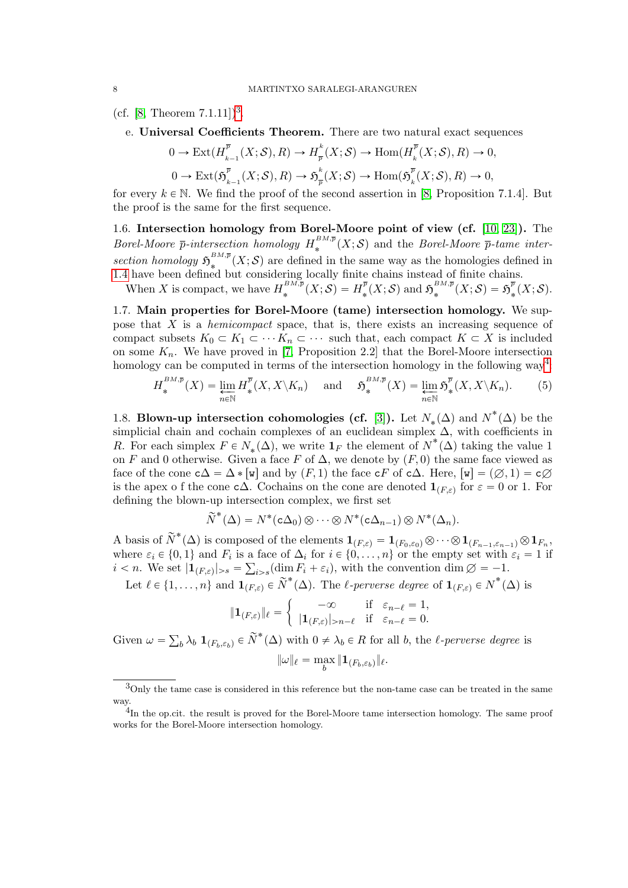(cf. [8, Theorem 7.1.11])[3].

e. **Universal Coefficients Theorem.** There are two natural exact sequences

$$0 \to \mathrm{Ext}(H^{\overline{p}}_{k-1}(X;\mathcal{S}),R) \to H^{k}_{\overline{p}}(X;\mathcal{S}) \to \mathrm{Hom}(H^{\overline{p}}_{k}(X;\mathcal{S}),R) \to 0,$$

$$0 \to \mathrm{Ext}(\mathfrak{H}^{\overline{p}}_{k-1}(X;\mathcal{S}),R) \to \mathfrak{H}^{k}_{\overline{p}}(X;\mathcal{S}) \to \mathrm{Hom}(\mathfrak{H}^{\overline{p}}_{k}(X;\mathcal{S}),R) \to 0,$$

for every $k \in \mathbb{N}$. We find the proof of the second assertion in [8, Proposition 7.1.4]. But the proof is the same for the first sequence.

1.6. **Intersection homology from Borel-Moore point of view (cf. [10, 23]).** The *Borel-Moore $\overline{p}$-intersection homology* $H^{BM,\overline{p}}_{*}(X;\mathcal{S})$ and the *Borel-Moore $\overline{p}$-tame intersection homology* $\mathfrak{H}^{BM,\overline{p}}_{*}(X;\mathcal{S})$ are defined in the same way as the homologies defined in 1.4 have been defined but considering locally finite chains instead of finite chains.

When $X$ is compact, we have $H^{BM,\overline{p}}_{*}(X;\mathcal{S}) = H^{\overline{p}}_{*}(X;\mathcal{S})$ and $\mathfrak{H}^{BM,\overline{p}}_{*}(X;\mathcal{S}) = \mathfrak{H}^{\overline{p}}_{*}(X;\mathcal{S})$.

1.7. **Main properties for Borel-Moore (tame) intersection homology.** We suppose that $X$ is a *hemicompact* space, that is, there exists an increasing sequence of compact subsets $K_0 \subset K_1 \subset \cdots K_n \subset \cdots$ such that, each compact $K \subset X$ is included on some $K_n$. We have proved in [7, Proposition 2.2] that the Borel-Moore intersection homology can be computed in terms of the intersection homology in the following way[4]

$$H^{BM,\overline{p}}_{*}(X) = \varprojlim_{n\in\mathbb{N}} H^{\overline{p}}_{*}(X, X\backslash K_n) \quad \text{and} \quad \mathfrak{H}^{BM,\overline{p}}_{*}(X) = \varprojlim_{n\in\mathbb{N}} \mathfrak{H}^{\overline{p}}_{*}(X, X\backslash K_n). \tag{5}$$

1.8. **Blown-up intersection cohomologies (cf. [3]).** Let $N_*(\Delta)$ and $N^*(\Delta)$ be the simplicial chain and cochain complexes of an euclidean simplex $\Delta$, with coefficients in $R$. For each simplex $F \in N_*(\Delta)$, we write $\mathbf{1}_F$ the element of $N^*(\Delta)$ taking the value 1 on $F$ and 0 otherwise. Given a face $F$ of $\Delta$, we denote by $(F,0)$ the same face viewed as face of the cone $\mathtt{c}\Delta = \Delta * [\mathtt{w}]$ and by $(F,1)$ the face $\mathtt{c}F$ of $\mathtt{c}\Delta$. Here, $[\mathtt{w}] = (\emptyset, 1) = \mathtt{c}\emptyset$ is the apex o f the cone $\mathtt{c}\Delta$. Cochains on the cone are denoted $\mathbf{1}_{(F,\varepsilon)}$ for $\varepsilon = 0$ or 1. For defining the blown-up intersection complex, we first set

$$\widetilde{N}^*(\Delta) = N^*(\mathtt{c}\Delta_0) \otimes \cdots \otimes N^*(\mathtt{c}\Delta_{n-1}) \otimes N^*(\Delta_n).$$

A basis of $\widetilde{N}^*(\Delta)$ is composed of the elements $\mathbf{1}_{(F,\varepsilon)} = \mathbf{1}_{(F_0,\varepsilon_0)} \otimes \cdots \otimes \mathbf{1}_{(F_{n-1},\varepsilon_{n-1})} \otimes \mathbf{1}_{F_n}$, where $\varepsilon_i \in \{0,1\}$ and $F_i$ is a face of $\Delta_i$ for $i \in \{0,\ldots,n\}$ or the empty set with $\varepsilon_i = 1$ if $i < n$. We set $|\mathbf{1}_{(F,\varepsilon)}|_{>s} = \sum_{i>s}(\dim F_i + \varepsilon_i)$, with the convention $\dim \emptyset = -1$.

Let $\ell \in \{1,\ldots,n\}$ and $\mathbf{1}_{(F,\varepsilon)} \in \widetilde{N}^*(\Delta)$. The *$\ell$-perverse degree* of $\mathbf{1}_{(F,\varepsilon)} \in N^*(\Delta)$ is

$$\|\mathbf{1}_{(F,\varepsilon)}\|_\ell = \begin{cases} -\infty & \text{if } \varepsilon_{n-\ell} = 1, \\ |\mathbf{1}_{(F,\varepsilon)}|_{>n-\ell} & \text{if } \varepsilon_{n-\ell} = 0. \end{cases}$$

Given $\omega = \sum_b \lambda_b \, \mathbf{1}_{(F_b,\varepsilon_b)} \in \widetilde{N}^*(\Delta)$ with $0 \neq \lambda_b \in R$ for all $b$, the *$\ell$-perverse degree* is

$$\|\omega\|_\ell = \max_b \|\mathbf{1}_{(F_b,\varepsilon_b)}\|_\ell.$$

---

[3] Only the tame case is considered in this reference but the non-tame case can be treated in the same way.

[4] In the op.cit. the result is proved for the Borel-Moore tame intersection homology. The same proof works for the Borel-Moore intersection homology.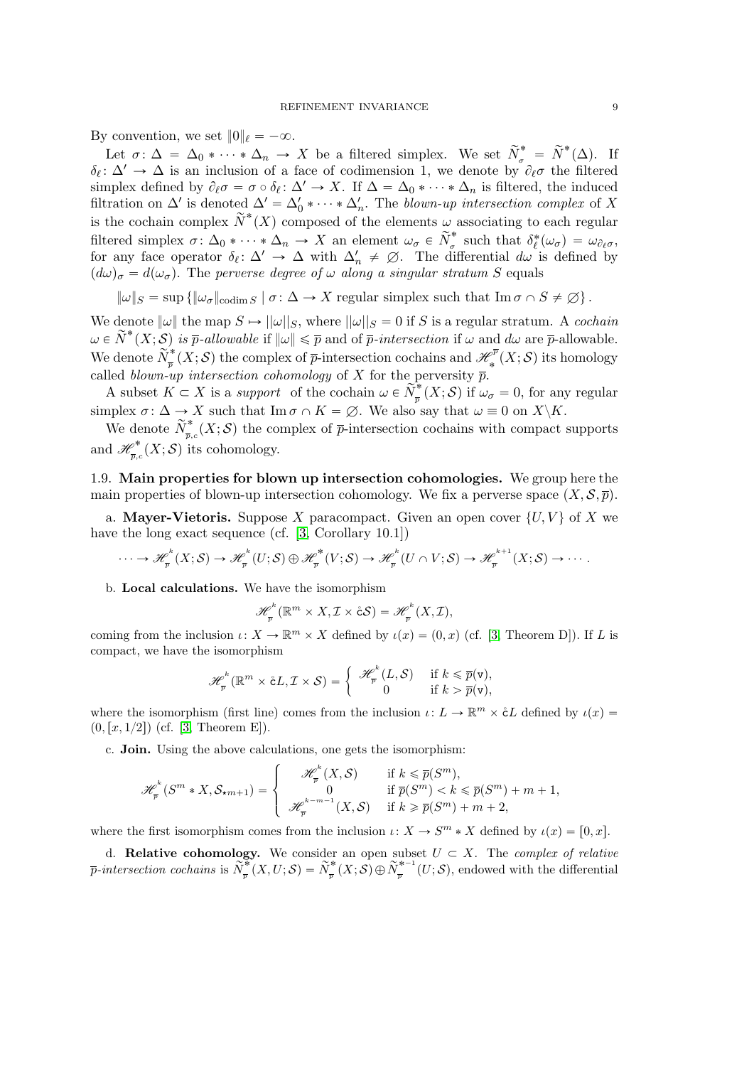By convention, we set $\|0\|_\ell = -\infty$.

Let $\sigma\colon \Delta = \Delta_0 * \cdots * \Delta_n \to X$ be a filtered simplex. We set $\widetilde{N}^*_\sigma = \widetilde{N}^*(\Delta)$. If $\delta_\ell\colon \Delta' \to \Delta$ is an inclusion of a face of codimension 1, we denote by $\partial_\ell\sigma$ the filtered simplex defined by $\partial_\ell\sigma = \sigma \circ \delta_\ell\colon \Delta' \to X$. If $\Delta = \Delta_0 * \cdots * \Delta_n$ is filtered, the induced filtration on $\Delta'$ is denoted $\Delta' = \Delta'_0 * \cdots * \Delta'_n$. The *blown-up intersection complex* of $X$ is the cochain complex $\widetilde{N}^*(X)$ composed of the elements $\omega$ associating to each regular filtered simplex $\sigma\colon \Delta_0 * \cdots * \Delta_n \to X$ an element $\omega_\sigma \in \widetilde{N}^*_\sigma$ such that $\delta^*_\ell(\omega_\sigma) = \omega_{\partial_\ell\sigma}$, for any face operator $\delta_\ell\colon \Delta' \to \Delta$ with $\Delta'_n \neq \emptyset$. The differential $d\omega$ is defined by $(d\omega)_\sigma = d(\omega_\sigma)$. The *perverse degree of $\omega$ along a singular stratum $S$* equals

$$\|\omega\|_S = \sup\left\{\|\omega_\sigma\|_{\operatorname{codim} S} \mid \sigma\colon \Delta \to X \text{ regular simplex such that } \operatorname{Im}\sigma \cap S \neq \emptyset\right\}.$$

We denote $\|\omega\|$ the map $S \mapsto ||\omega||_S$, where $||\omega||_S = 0$ if $S$ is a regular stratum. A *cochain $\omega \in \widetilde{N}^*(X;\mathcal{S})$ is $\overline{p}$-allowable* if $\|\omega\| \leqslant \overline{p}$ and of *$\overline{p}$-intersection* if $\omega$ and $d\omega$ are $\overline{p}$-allowable. We denote $\widetilde{N}^*_{\overline{p}}(X;\mathcal{S})$ the complex of $\overline{p}$-intersection cochains and $\mathscr{H}^{\overline{p}}_*(X;\mathcal{S})$ its homology called *blown-up intersection cohomology* of $X$ for the perversity $\overline{p}$.

A subset $K \subset X$ is a *support* of the cochain $\omega \in \widetilde{N}^*_{\overline{p}}(X;\mathcal{S})$ if $\omega_\sigma = 0$, for any regular simplex $\sigma\colon \Delta \to X$ such that $\operatorname{Im}\sigma \cap K = \emptyset$. We also say that $\omega \equiv 0$ on $X\backslash K$.

We denote $\widetilde{N}^*_{\overline{p},c}(X;\mathcal{S})$ the complex of $\overline{p}$-intersection cochains with compact supports and $\mathscr{H}^*_{\overline{p},c}(X;\mathcal{S})$ its cohomology.

**1.9. Main properties for blown up intersection cohomologies.** We group here the main properties of blown-up intersection cohomology. We fix a perverse space $(X,\mathcal{S},\overline{p})$.

a. **Mayer-Vietoris.** Suppose $X$ paracompact. Given an open cover $\{U,V\}$ of $X$ we have the long exact sequence (cf. [3, Corollary 10.1])

$$\cdots \to \mathscr{H}^k_{\overline{p}}(X;\mathcal{S}) \to \mathscr{H}^k_{\overline{p}}(U;\mathcal{S}) \oplus \mathscr{H}^*_{\overline{p}}(V;\mathcal{S}) \to \mathscr{H}^k_{\overline{p}}(U\cap V;\mathcal{S}) \to \mathscr{H}^{k+1}_{\overline{p}}(X;\mathcal{S}) \to \cdots.$$

b. **Local calculations.** We have the isomorphism

$$\mathscr{H}^k_{\overline{p}}(\mathbb{R}^m \times X, \mathcal{I} \times \mathring{\mathtt{c}}\mathcal{S}) = \mathscr{H}^k_{\overline{p}}(X,\mathcal{I}),$$

coming from the inclusion $\iota\colon X \to \mathbb{R}^m \times X$ defined by $\iota(x) = (0,x)$ (cf. [3, Theorem D]). If $L$ is compact, we have the isomorphism

$$\mathscr{H}^k_{\overline{p}}(\mathbb{R}^m \times \mathring{\mathtt{c}}L, \mathcal{I} \times \mathcal{S}) = \begin{cases} \mathscr{H}^k_{\overline{p}}(L,\mathcal{S}) & \text{if } k \leqslant \overline{p}(\mathtt{v}), \\ 0 & \text{if } k > \overline{p}(\mathtt{v}), \end{cases}$$

where the isomorphism (first line) comes from the inclusion $\iota\colon L \to \mathbb{R}^m \times \mathring{\mathtt{c}}L$ defined by $\iota(x) = (0,[x,1/2])$ (cf. [3, Theorem E]).

c. **Join.** Using the above calculations, one gets the isomorphism:

$$\mathscr{H}^k_{\overline{p}}(S^m * X, \mathcal{S}_{\star m+1}) = \begin{cases} \mathscr{H}^k_{\overline{p}}(X,\mathcal{S}) & \text{if } k \leqslant \overline{p}(S^m), \\ 0 & \text{if } \overline{p}(S^m) < k \leqslant \overline{p}(S^m) + m + 1, \\ \mathscr{H}^{k-m-1}_{\overline{p}}(X,\mathcal{S}) & \text{if } k \geqslant \overline{p}(S^m) + m + 2, \end{cases}$$

where the first isomorphism comes from the inclusion $\iota\colon X \to S^m * X$ defined by $\iota(x) = [0,x]$.

d. **Relative cohomology.** We consider an open subset $U \subset X$. The *complex of relative $\overline{p}$-intersection cochains* is $\widetilde{N}^*_{\overline{p}}(X,U;\mathcal{S}) = \widetilde{N}^*_{\overline{p}}(X;\mathcal{S}) \oplus \widetilde{N}^{*-1}_{\overline{p}}(U;\mathcal{S})$, endowed with the differential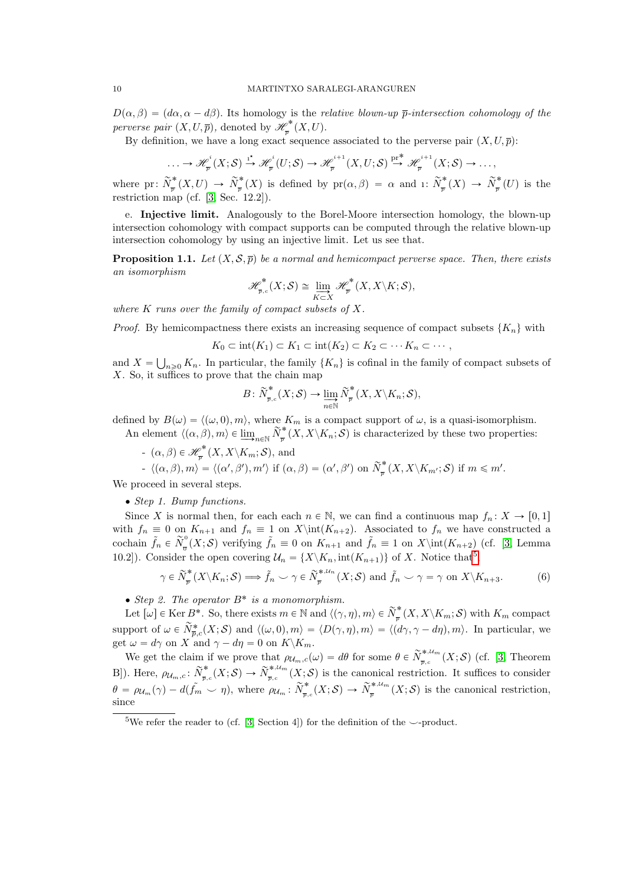$D(\alpha, \beta) = (d\alpha, \alpha - d\beta)$. Its homology is the *relative blown-up $\overline{p}$-intersection cohomology of the perverse pair $(X, U, \overline{p})$*, denoted by $\mathscr{H}^*_{\overline{p}}(X, U)$.

By definition, we have a long exact sequence associated to the perverse pair $(X, U, \overline{p})$:

$$\ldots \to \mathscr{H}^{i}_{\overline{p}}(X; \mathcal{S}) \xrightarrow{\imath^\star} \mathscr{H}^{i}_{\overline{p}}(U; \mathcal{S}) \to \mathscr{H}^{i+1}_{\overline{p}}(X, U; \mathcal{S}) \xrightarrow{\text{pr}^*} \mathscr{H}^{i+1}_{\overline{p}}(X; \mathcal{S}) \to \ldots,$$

where $\text{pr}\colon \widetilde{N}^*_{\overline{p}}(X, U) \to \widetilde{N}^*_{\overline{p}}(X)$ is defined by $\text{pr}(\alpha, \beta) = \alpha$ and $\imath\colon \widetilde{N}^*_{\overline{p}}(X) \to \widetilde{N}^*_{\overline{p}}(U)$ is the restriction map (cf. [3, Sec. 12.2]).

e. **Injective limit.** Analogously to the Borel-Moore intersection homology, the blown-up intersection cohomology with compact supports can be computed through the relative blown-up intersection cohomology by using an injective limit. Let us see that.

**Proposition 1.1.** *Let $(X, \mathcal{S}, \overline{p})$ be a normal and hemicompact perverse space. Then, there exists an isomorphism*

$$\mathscr{H}^*_{\overline{p},c}(X; \mathcal{S}) \cong \varinjlim_{K \subset X} \mathscr{H}^*_{\overline{p}}(X, X \backslash K; \mathcal{S}),$$

*where $K$ runs over the family of compact subsets of $X$.*

*Proof.* By hemicompactness there exists an increasing sequence of compact subsets $\{K_n\}$ with

$$K_0 \subset \text{int}(K_1) \subset K_1 \subset \text{int}(K_2) \subset K_2 \subset \cdots K_n \subset \cdots,$$

and $X = \bigcup_{n \geqslant 0} K_n$. In particular, the family $\{K_n\}$ is cofinal in the family of compact subsets of $X$. So, it suffices to prove that the chain map

$$B\colon \widetilde{N}^*_{\overline{p},c}(X; \mathcal{S}) \to \varinjlim_{n \in \mathbb{N}} \widetilde{N}^*_{\overline{p}}(X, X \backslash K_n; \mathcal{S}),$$

defined by $B(\omega) = \langle(\omega, 0), m\rangle$, where $K_m$ is a compact support of $\omega$, is a quasi-isomorphism.

An element $\langle(\alpha, \beta), m\rangle \in \varinjlim_{n \in \mathbb{N}} \widetilde{N}^*_{\overline{p}}(X, X \backslash K_n; \mathcal{S})$ is characterized by these two properties:

- $(\alpha, \beta) \in \mathscr{H}^*_{\overline{p}}(X, X \backslash K_m; \mathcal{S})$, and
- $\langle(\alpha, \beta), m\rangle = \langle(\alpha', \beta'), m'\rangle$ if $(\alpha, \beta) = (\alpha', \beta')$ on $\widetilde{N}^*_{\overline{p}}(X, X \backslash K_{m'}; \mathcal{S})$ if $m \leqslant m'$.

We proceed in several steps.

- *Step 1. Bump functions.*

Since $X$ is normal then, for each each $n \in \mathbb{N}$, we can find a continuous map $f_n\colon X \to [0, 1]$ with $f_n \equiv 0$ on $K_{n+1}$ and $f_n \equiv 1$ on $X \backslash \text{int}(K_{n+2})$. Associated to $f_n$ we have constructed a cochain $\tilde{f}_n \in \widetilde{N}^0_{\overline{0}}(X; \mathcal{S})$ verifying $\tilde{f}_n \equiv 0$ on $K_{n+1}$ and $\tilde{f}_n \equiv 1$ on $X \backslash \text{int}(K_{n+2})$ (cf. [3, Lemma 10.2]). Consider the open covering $\mathcal{U}_n = \{X \backslash K_n, \text{int}(K_{n+1})\}$ of $X$. Notice that[5]

$$\gamma \in \widetilde{N}^*_{\overline{p}}(X \backslash K_n; \mathcal{S}) \Longrightarrow \tilde{f}_n \smile \gamma \in \widetilde{N}^{*,\mathcal{U}_n}_{\overline{p}}(X; \mathcal{S}) \text{ and } \tilde{f}_n \smile \gamma = \gamma \text{ on } X \backslash K_{n+3}. \tag{6}$$

- *Step 2. The operator $B^*$ is a monomorphism.*

Let $[\omega] \in \text{Ker}\, B^*$. So, there exists $m \in \mathbb{N}$ and $\langle(\gamma, \eta), m\rangle \in \widetilde{N}^*_{\overline{p}}(X, X \backslash K_m; \mathcal{S})$ with $K_m$ compact support of $\omega \in \widetilde{N}^*_{\overline{p},c}(X; \mathcal{S})$ and $\langle(\omega, 0), m\rangle = \langle D(\gamma, \eta), m\rangle = \langle(d\gamma, \gamma - d\eta), m\rangle$. In particular, we get $\omega = d\gamma$ on $X$ and $\gamma - d\eta = 0$ on $K \backslash K_m$.

We get the claim if we prove that $\rho_{\mathcal{U}_m, c}(\omega) = d\theta$ for some $\theta \in \widetilde{N}^{*,\mathcal{U}_m}_{\overline{p},c}(X; \mathcal{S})$ (cf. [3, Theorem B]). Here, $\rho_{\mathcal{U}_m, c}\colon \widetilde{N}^*_{\overline{p},c}(X; \mathcal{S}) \to \widetilde{N}^{*,\mathcal{U}_m}_{\overline{p},c}(X; \mathcal{S})$ is the canonical restriction. It suffices to consider $\theta = \rho_{\mathcal{U}_m}(\gamma) - d(\tilde{f}_m \smile \eta)$, where $\rho_{\mathcal{U}_m}\colon \widetilde{N}^*_{\overline{p},c}(X; \mathcal{S}) \to \widetilde{N}^{*,\mathcal{U}_m}_{\overline{p}}(X; \mathcal{S})$ is the canonical restriction, since

[5] We refer the reader to (cf. [3, Section 4]) for the definition of the $\smile$-product.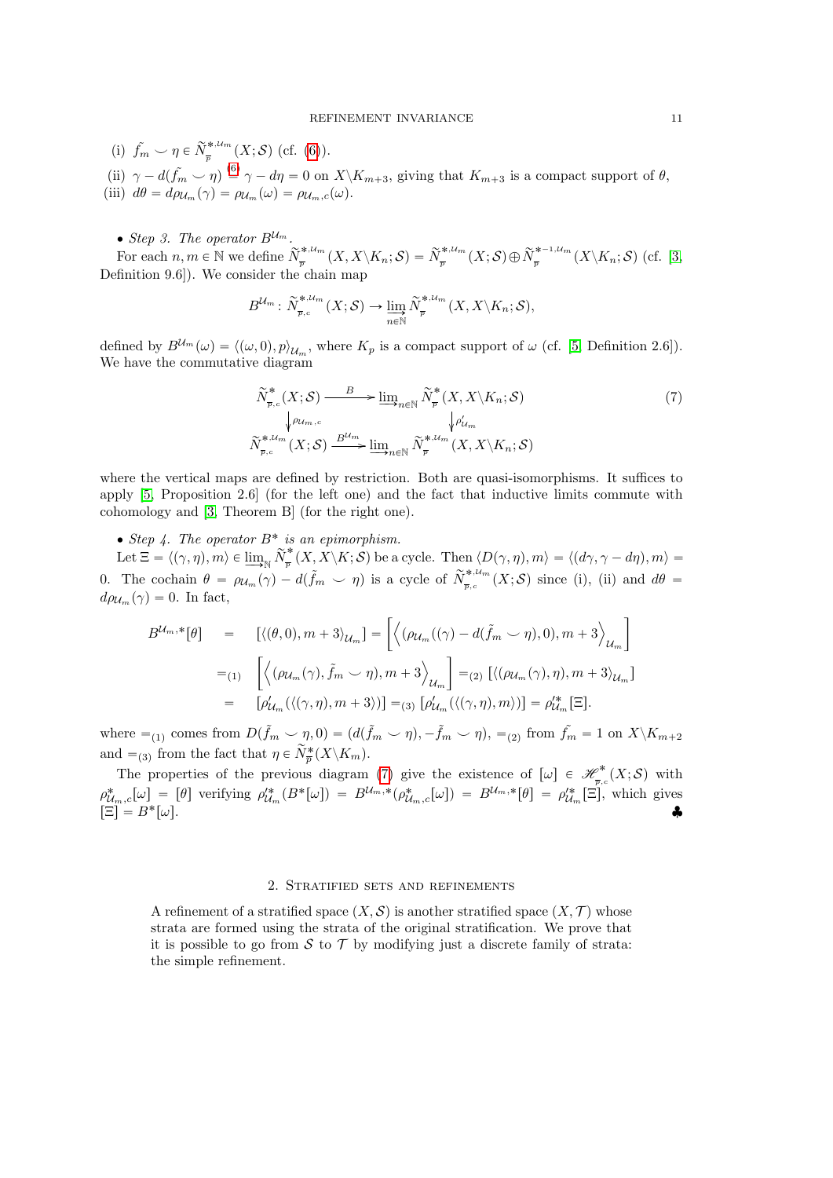(i) $\tilde{f}_m \smile \eta \in \widetilde{N}^{*,\mathcal{U}_m}_{\overline{p}}(X;\mathcal{S})$ (cf. (6)).

(ii) $\gamma - d(\tilde{f}_m \smile \eta) \overset{(6)}{=} \gamma - d\eta = 0$ on $X\backslash K_{m+3}$, giving that $K_{m+3}$ is a compact support of $\theta$,

(iii) $d\theta = d\rho_{\mathcal{U}_m}(\gamma) = \rho_{\mathcal{U}_m}(\omega) = \rho_{\mathcal{U}_m,c}(\omega)$.

• *Step 3. The operator $B^{\mathcal{U}_m}$.*

For each $n, m \in \mathbb{N}$ we define $\widetilde{N}^{*,\mathcal{U}_m}_{\overline{p}}(X, X\backslash K_n;\mathcal{S}) = \widetilde{N}^{*,\mathcal{U}_m}_{\overline{p}}(X;\mathcal{S}) \oplus \widetilde{N}^{*-1,\mathcal{U}_m}_{\overline{p}}(X\backslash K_n;\mathcal{S})$ (cf. [3, Definition 9.6]). We consider the chain map

$$B^{\mathcal{U}_m} \colon \widetilde{N}^{*,\mathcal{U}_m}_{\overline{p},c}(X;\mathcal{S}) \to \varinjlim_{n\in\mathbb{N}} \widetilde{N}^{*,\mathcal{U}_m}_{\overline{p}}(X, X\backslash K_n;\mathcal{S}),$$

defined by $B^{\mathcal{U}_m}(\omega) = \langle(\omega, 0), p\rangle_{\mathcal{U}_m}$, where $K_p$ is a compact support of $\omega$ (cf. [5, Definition 2.6]). We have the commutative diagram

$$\begin{array}{ccc}
\widetilde{N}^{*}_{\overline{p},c}(X;\mathcal{S}) & \xrightarrow{\ B\ } & \varinjlim_{n\in\mathbb{N}} \widetilde{N}^{*}_{\overline{p}}(X, X\backslash K_n;\mathcal{S}) \\
\big\downarrow{\scriptstyle \rho_{\mathcal{U}_m,c}} & & \big\downarrow{\scriptstyle \rho'_{\mathcal{U}_m}} \\
\widetilde{N}^{*,\mathcal{U}_m}_{\overline{p},c}(X;\mathcal{S}) & \xrightarrow{\ B^{\mathcal{U}_m}\ } & \varinjlim_{n\in\mathbb{N}} \widetilde{N}^{*,\mathcal{U}_m}_{\overline{p}}(X, X\backslash K_n;\mathcal{S})
\end{array} \tag{7}$$

where the vertical maps are defined by restriction. Both are quasi-isomorphisms. It suffices to apply [5, Proposition 2.6] (for the left one) and the fact that inductive limits commute with cohomology and [3, Theorem B] (for the right one).

• *Step 4. The operator $B^*$ is an epimorphism.*

Let $\Xi = \langle(\gamma, \eta), m\rangle \in \varinjlim_{\mathbb{N}} \widetilde{N}^{*}_{\overline{p}}(X, X\backslash K;\mathcal{S})$ be a cycle. Then $\langle D(\gamma, \eta), m\rangle = \langle(d\gamma, \gamma - d\eta), m\rangle = 0$. The cochain $\theta = \rho_{\mathcal{U}_m}(\gamma) - d(\tilde{f}_m \smile \eta)$ is a cycle of $\widetilde{N}^{*,\mathcal{U}_m}_{\overline{p},c}(X;\mathcal{S})$ since (i), (ii) and $d\theta = d\rho_{\mathcal{U}_m}(\gamma) = 0$. In fact,

$$\begin{aligned}
B^{\mathcal{U}_m,*}[\theta] &= [\langle(\theta, 0), m+3\rangle_{\mathcal{U}_m}] = \left[\left\langle(\rho_{\mathcal{U}_m}((\gamma) - d(\tilde{f}_m \smile \eta), 0), m+3\right\rangle_{\mathcal{U}_m}\right] \\
&=_{(1)} \left[\left\langle(\rho_{\mathcal{U}_m}(\gamma), \tilde{f}_m \smile \eta), m+3\right\rangle_{\mathcal{U}_m}\right] =_{(2)} [\langle(\rho_{\mathcal{U}_m}(\gamma), \eta), m+3\rangle_{\mathcal{U}_m}] \\
&= [\rho'_{\mathcal{U}_m}(\langle(\gamma, \eta), m+3\rangle)] =_{(3)} [\rho'_{\mathcal{U}_m}(\langle(\gamma, \eta), m\rangle)] = \rho'^{*}_{\mathcal{U}_m}[\Xi].
\end{aligned}$$

where $=_{(1)}$ comes from $D(\tilde{f}_m \smile \eta, 0) = (d(\tilde{f}_m \smile \eta), -\tilde{f}_m \smile \eta)$, $=_{(2)}$ from $\tilde{f}_m = 1$ on $X\backslash K_{m+2}$ and $=_{(3)}$ from the fact that $\eta \in \widetilde{N}^{*}_{\overline{p}}(X\backslash K_m)$.

The properties of the previous diagram (7) give the existence of $[\omega] \in \mathscr{H}^{*}_{\overline{p},c}(X;\mathcal{S})$ with $\rho^{*}_{\mathcal{U}_m,c}[\omega] = [\theta]$ verifying $\rho'^{*}_{\mathcal{U}_m}(B^*[\omega]) = B^{\mathcal{U}_m,*}(\rho^{*}_{\mathcal{U}_m,c}[\omega]) = B^{\mathcal{U}_m,*}[\theta] = \rho'^{*}_{\mathcal{U}_m}[\Xi]$, which gives $[\Xi] = B^*[\omega]$. ♣

## 2. Stratified sets and refinements

A refinement of a stratified space $(X, \mathcal{S})$ is another stratified space $(X, \mathcal{T})$ whose strata are formed using the strata of the original stratification. We prove that it is possible to go from $\mathcal{S}$ to $\mathcal{T}$ by modifying just a discrete family of strata: the simple refinement.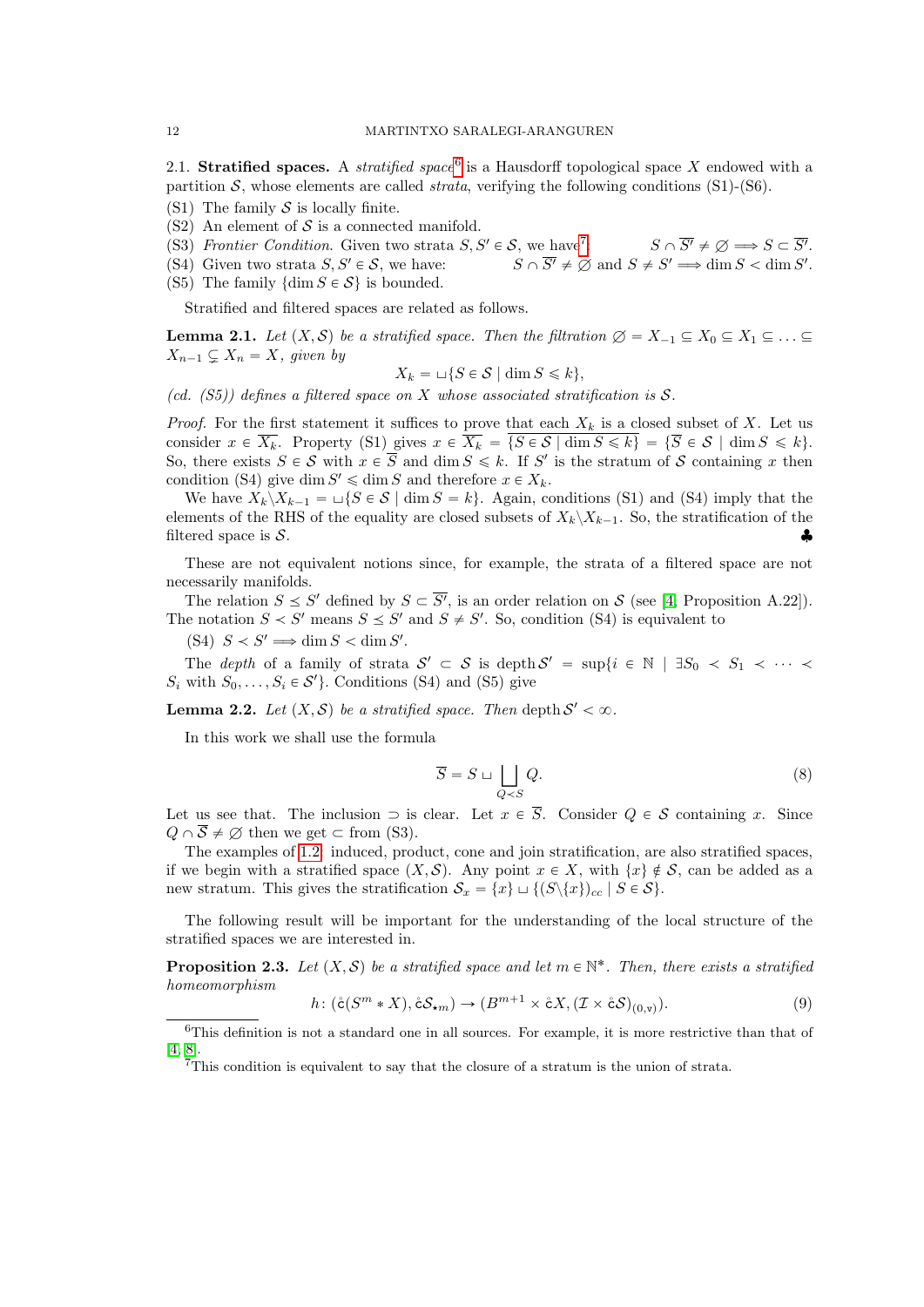2.1. **Stratified spaces.** A *stratified space*[6] is a Hausdorff topological space $X$ endowed with a partition $\mathcal{S}$, whose elements are called *strata*, verifying the following conditions (S1)-(S6).

(S1) The family $\mathcal{S}$ is locally finite.

(S2) An element of $\mathcal{S}$ is a connected manifold.

(S3) *Frontier Condition.* Given two strata $S, S' \in \mathcal{S}$, we have[7]: $\quad S \cap \overline{S'} \neq \varnothing \Longrightarrow S \subset \overline{S'}$.

(S4) Given two strata $S, S' \in \mathcal{S}$, we have: $\quad S \cap \overline{S'} \neq \varnothing$ and $S \neq S' \Longrightarrow \dim S < \dim S'$.

(S5) The family $\{\dim S \in \mathcal{S}\}$ is bounded.

Stratified and filtered spaces are related as follows.

**Lemma 2.1.** *Let $(X, \mathcal{S})$ be a stratified space. Then the filtration $\varnothing = X_{-1} \subseteq X_0 \subseteq X_1 \subseteq \ldots \subseteq X_{n-1} \subsetneq X_n = X$, given by*

$$X_k = \sqcup\{S \in \mathcal{S} \mid \dim S \leqslant k\},$$

*(cd. (S5)) defines a filtered space on $X$ whose associated stratification is $\mathcal{S}$.*

*Proof.* For the first statement it suffices to prove that each $X_k$ is a closed subset of $X$. Let us consider $x \in \overline{X_k}$. Property (S1) gives $x \in \overline{X_k} = \overline{\{S \in \mathcal{S} \mid \dim S \leqslant k\}} = \{\overline{S} \in \mathcal{S} \mid \dim S \leqslant k\}$. So, there exists $S \in \mathcal{S}$ with $x \in \overline{S}$ and $\dim S \leqslant k$. If $S'$ is the stratum of $\mathcal{S}$ containing $x$ then condition (S4) give $\dim S' \leqslant \dim S$ and therefore $x \in X_k$.

We have $X_k \backslash X_{k-1} = \sqcup\{S \in \mathcal{S} \mid \dim S = k\}$. Again, conditions (S1) and (S4) imply that the elements of the RHS of the equality are closed subsets of $X_k \backslash X_{k-1}$. So, the stratification of the filtered space is $\mathcal{S}$. ♣

These are not equivalent notions since, for example, the strata of a filtered space are not necessarily manifolds.

The relation $S \preceq S'$ defined by $S \subset \overline{S'}$, is an order relation on $\mathcal{S}$ (see [4, Proposition A.22]). The notation $S \prec S'$ means $S \preceq S'$ and $S \neq S'$. So, condition (S4) is equivalent to

(S4) $S \prec S' \Longrightarrow \dim S < \dim S'$.

The *depth* of a family of strata $\mathcal{S}' \subset \mathcal{S}$ is $\operatorname{depth} \mathcal{S}' = \sup\{i \in \mathbb{N} \mid \exists S_0 \prec S_1 \prec \cdots \prec S_i$ with $S_0, \ldots, S_i \in \mathcal{S}'\}$. Conditions (S4) and (S5) give

**Lemma 2.2.** *Let $(X, \mathcal{S})$ be a stratified space. Then $\operatorname{depth} \mathcal{S}' < \infty$.*

In this work we shall use the formula

$$\overline{S} = S \sqcup \bigsqcup_{Q \prec S} Q. \tag{8}$$

Let us see that. The inclusion $\supset$ is clear. Let $x \in \overline{S}$. Consider $Q \in \mathcal{S}$ containing $x$. Since $Q \cap \overline{S} \neq \varnothing$ then we get $\subset$ from (S3).

The examples of 1.2 induced, product, cone and join stratification, are also stratified spaces, if we begin with a stratified space $(X, \mathcal{S})$. Any point $x \in X$, with $\{x\} \notin \mathcal{S}$, can be added as a new stratum. This gives the stratification $\mathcal{S}_x = \{x\} \sqcup \{(S \backslash \{x\})_{cc} \mid S \in \mathcal{S}\}$.

The following result will be important for the understanding of the local structure of the stratified spaces we are interested in.

**Proposition 2.3.** *Let $(X, \mathcal{S})$ be a stratified space and let $m \in \mathbb{N}^*$. Then, there exists a stratified homeomorphism*

$$h \colon (\mathring{c}(S^m * X), \mathring{c}\mathcal{S}_{\star m}) \to (B^{m+1} \times \mathring{c}X, (\mathcal{I} \times \mathring{c}\mathcal{S})_{(0,\mathtt{v})}). \tag{9}$$

---

[6] This definition is not a standard one in all sources. For example, it is more restrictive than that of [4, 8].

[7] This condition is equivalent to say that the closure of a stratum is the union of strata.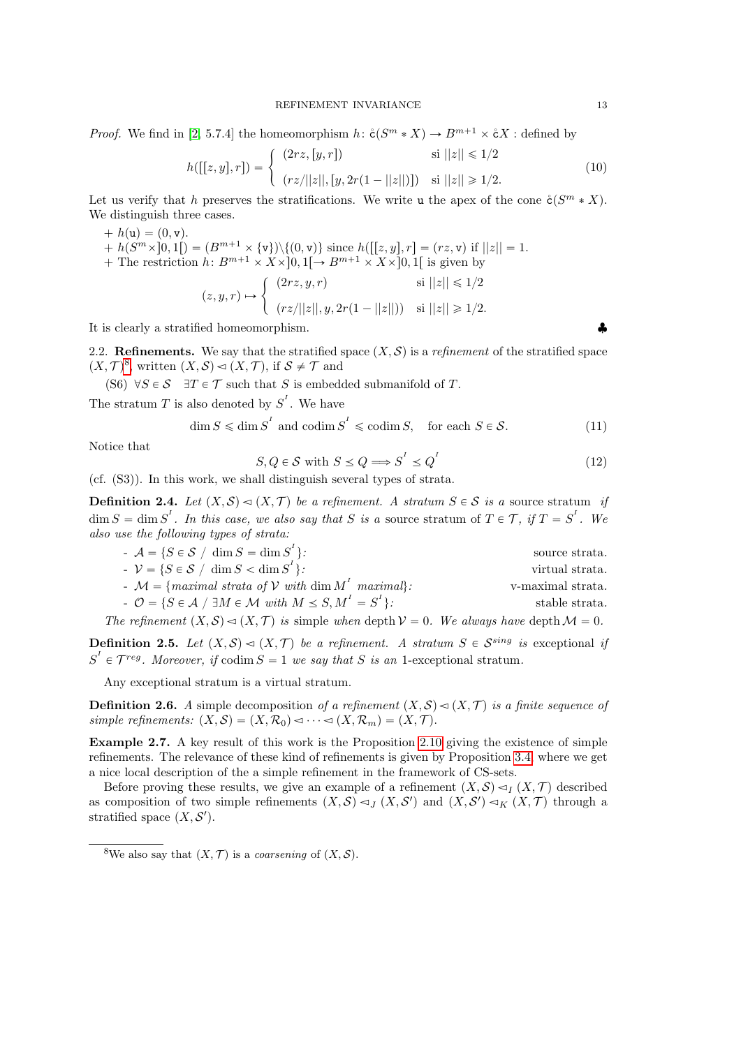*Proof.* We find in [2, 5.7.4] the homeomorphism $h\colon \mathring{c}(S^m * X) \to B^{m+1} \times \mathring{c}X$ : defined by

$$h([[z,y],r]) = \begin{cases} (2rz, [y,r]) & \text{si } ||z|| \leqslant 1/2 \\ (rz/||z||, [y, 2r(1-||z||)]) & \text{si } ||z|| \geqslant 1/2. \end{cases} \tag{10}$$

Let us verify that $h$ preserves the stratifications. We write $\mathtt{u}$ the apex of the cone $\mathring{c}(S^m * X)$. We distinguish three cases.

+ $h(\mathtt{u}) = (0, \mathtt{v})$.
+ $h(S^m \times ]0,1[) = (B^{m+1} \times \{\mathtt{v}\}) \backslash \{(0,\mathtt{v})\}$ since $h([[z,y],r] = (rz, \mathtt{v})$ if $||z|| = 1$.
+ The restriction $h\colon B^{m+1} \times X \times ]0,1[ \to B^{m+1} \times X \times ]0,1[$ is given by

$$(z,y,r) \mapsto \begin{cases} (2rz, y, r) & \text{si } ||z|| \leqslant 1/2 \\ (rz/||z||, y, 2r(1-||z||)) & \text{si } ||z|| \geqslant 1/2. \end{cases}$$

It is clearly a stratified homeomorphism. ♣

2.2. **Refinements.** We say that the stratified space $(X, \mathcal{S})$ is a *refinement* of the stratified space $(X, \mathcal{T})$[8], written $(X, \mathcal{S}) \lhd (X, \mathcal{T})$, if $\mathcal{S} \neq \mathcal{T}$ and

(S6) $\forall S \in \mathcal{S} \quad \exists T \in \mathcal{T}$ such that $S$ is embedded submanifold of $T$.

The stratum $T$ is also denoted by $S^{^I}$. We have

$$\dim S \leqslant \dim S^{^I} \text{ and } \operatorname{codim} S^{^I} \leqslant \operatorname{codim} S, \quad \text{for each } S \in \mathcal{S}. \tag{11}$$

Notice that

$$S, Q \in \mathcal{S} \text{ with } S \preceq Q \Longrightarrow S^{^I} \preceq Q^{^I} \tag{12}$$

(cf. (S3)). In this work, we shall distinguish several types of strata.

**Definition 2.4.** *Let $(X, \mathcal{S}) \lhd (X, \mathcal{T})$ be a refinement. A stratum $S \in \mathcal{S}$ is a* source stratum *if $\dim S = \dim S^{^I}$. In this case, we also say that $S$ is a source stratum of $T \in \mathcal{T}$, if $T = S^{^I}$. We also use the following types of strata:*

- $\mathcal{A} = \{S \in \mathcal{S} \ / \ \dim S = \dim S^{^I}\}$: source strata.
- $\mathcal{V} = \{S \in \mathcal{S} \ / \ \dim S < \dim S^{^I}\}$: virtual strata.
- $\mathcal{M} = \{$*maximal strata of* $\mathcal{V}$ *with* $\dim M^{^I}$ *maximal*$\}$: v-maximal strata.
- $\mathcal{O} = \{S \in \mathcal{A} \ / \ \exists M \in \mathcal{M}$ *with* $M \preceq S, M^{^I} = S^{^I}\}$: stable strata.

*The refinement $(X, \mathcal{S}) \lhd (X, \mathcal{T})$ is simple when* $\operatorname{depth} \mathcal{V} = 0$*. We always have* $\operatorname{depth} \mathcal{M} = 0$*.*

**Definition 2.5.** *Let $(X, \mathcal{S}) \lhd (X, \mathcal{T})$ be a refinement. A stratum $S \in \mathcal{S}^{sing}$ is* exceptional *if $S^{^I} \in \mathcal{T}^{reg}$. Moreover, if $\operatorname{codim} S = 1$ we say that $S$ is an* 1-exceptional *stratum.*

Any exceptional stratum is a virtual stratum.

**Definition 2.6.** *A* simple decomposition *of a refinement $(X, \mathcal{S}) \lhd (X, \mathcal{T})$ is a finite sequence of simple refinements: $(X, \mathcal{S}) = (X, \mathcal{R}_0) \lhd \cdots \lhd (X, \mathcal{R}_m) = (X, \mathcal{T})$.*

**Example 2.7.** A key result of this work is the Proposition 2.10 giving the existence of simple refinements. The relevance of these kind of refinements is given by Proposition 3.4 where we get a nice local description of the a simple refinement in the framework of CS-sets.

Before proving these results, we give an example of a refinement $(X, \mathcal{S}) \lhd_I (X, \mathcal{T})$ described as composition of two simple refinements $(X, \mathcal{S}) \lhd_J (X, \mathcal{S}')$ and $(X, \mathcal{S}') \lhd_K (X, \mathcal{T})$ through a stratified space $(X, \mathcal{S}')$.

[8] We also say that $(X, \mathcal{T})$ is a *coarsening* of $(X, \mathcal{S})$.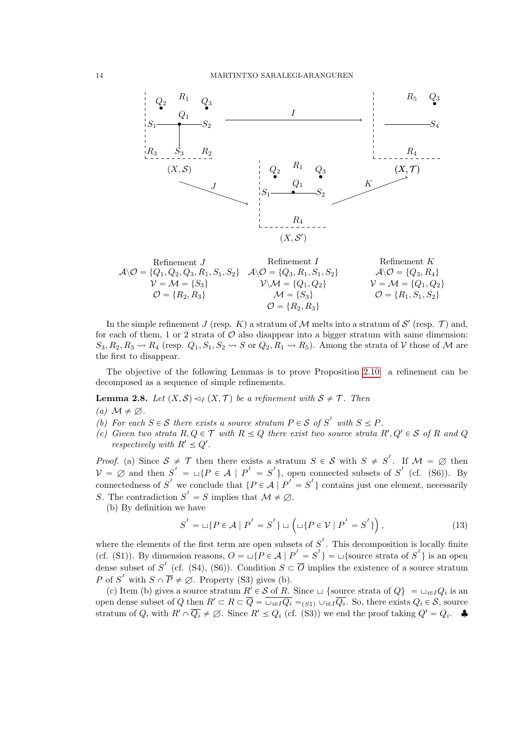| Refinement $J$ | Refinement $I$ | Refinement $K$ |
| --- | --- | --- |
| $\mathcal{A}\backslash\mathcal{O} = \{Q_1, Q_2, Q_3, R_1, S_1, S_2\}$ | $\mathcal{A}\backslash\mathcal{O} = \{Q_3, R_1, S_1, S_2\}$ | $\mathcal{A}\backslash\mathcal{O} = \{Q_3, R_4\}$ |
| $\mathcal{V} = \mathcal{M} = \{S_3\}$ | $\mathcal{V}\backslash\mathcal{M} = \{Q_1, Q_2\}$ | $\mathcal{V} = \mathcal{M} = \{Q_1, Q_2\}$ |
| $\mathcal{O} = \{R_2, R_3\}$ | $\mathcal{M} = \{S_3\}$ | $\mathcal{O} = \{R_1, S_1, S_2\}$ |
| | $\mathcal{O} = \{R_2, R_3\}$ | |

In the simple refinement $J$ (resp. $K$) a stratum of $\mathcal{M}$ melts into a stratum of $\mathcal{S}'$ (resp. $\mathcal{T}$) and, for each of them, 1 or 2 strata of $\mathcal{O}$ also disappear into a bigger stratum with same dimension: $S_3, R_2, R_3 \rightsquigarrow R_4$ (resp. $Q_1, S_1, S_2 \rightsquigarrow S$ or $Q_2, R_1 \rightsquigarrow R_5$). Among the strata of $\mathcal{V}$ those of $\mathcal{M}$ are the first to disappear.

The objective of the following Lemmas is to prove Proposition 2.10: a refinement can be decomposed as a sequence of simple refinements.

**Lemma 2.8.** *Let $(X, \mathcal{S}) \lhd_I (X, \mathcal{T})$ be a refinement with $\mathcal{S} \neq \mathcal{T}$. Then*

*(a) $\mathcal{M} \neq \emptyset$.*

*(b) For each $S \in \mathcal{S}$ there exists a source stratum $P \in \mathcal{S}$ of $S^I$ with $S \preceq P$.*

*(c) Given two strata $R, Q \in \mathcal{T}$ with $R \preceq Q$ there exist two source strata $R', Q' \in \mathcal{S}$ of $R$ and $Q$ respectively with $R' \preceq Q'$.*

*Proof.* (a) Since $\mathcal{S} \neq \mathcal{T}$ then there exists a stratum $S \in \mathcal{S}$ with $S \neq S^I$. If $\mathcal{M} = \emptyset$ then $\mathcal{V} = \emptyset$ and then $S^I = \sqcup\{P \in \mathcal{A} \mid P^I = S^I\}$, open connected subsets of $S^I$ (cf. (S6)). By connectedness of $S^I$ we conclude that $\{P \in \mathcal{A} \mid P^I = S^I\}$ contains just one element, necessarily $S$. The contradiction $S^I = S$ implies that $\mathcal{M} \neq \emptyset$.

(b) By definition we have

$$S^I = \sqcup\{P \in \mathcal{A} \mid P^I = S^I\} \sqcup \left(\sqcup\{P \in \mathcal{V} \mid P^I = S^I\}\right), \tag{13}$$

where the elements of the first term are open subsets of $S^I$. This decomposition is locally finite (cf. (S1)). By dimension reasons, $O = \sqcup\{P \in \mathcal{A} \mid P^I = S^I\} = \sqcup\{\text{source strata of } S^I\}$ is an open dense subset of $S^I$ (cf. (S4), (S6)). Condition $S \subset \overline{O}$ implies the existence of a source stratum $P$ of $S^I$ with $S \cap \overline{P} \neq \emptyset$. Property (S3) gives (b).

(c) Item (b) gives a source stratum $R' \in \mathcal{S}$ of $R$. Since $\sqcup\ \{\text{source strata of } Q\} = \sqcup_{i \in I} Q_i$ is an open dense subset of $Q$ then $R' \subset R \subset \overline{Q} = \overline{\sqcup_{i \in I} Q_i} =_{(S1)} \cup_{i \in I} \overline{Q_i}$. So, there exists $Q_i \in \mathcal{S}$, source stratum of $Q$, with $R' \cap \overline{Q_i} \neq \emptyset$. Since $R' \preceq Q_i$ (cf. (S3)) we end the proof taking $Q' = Q_i$. ♣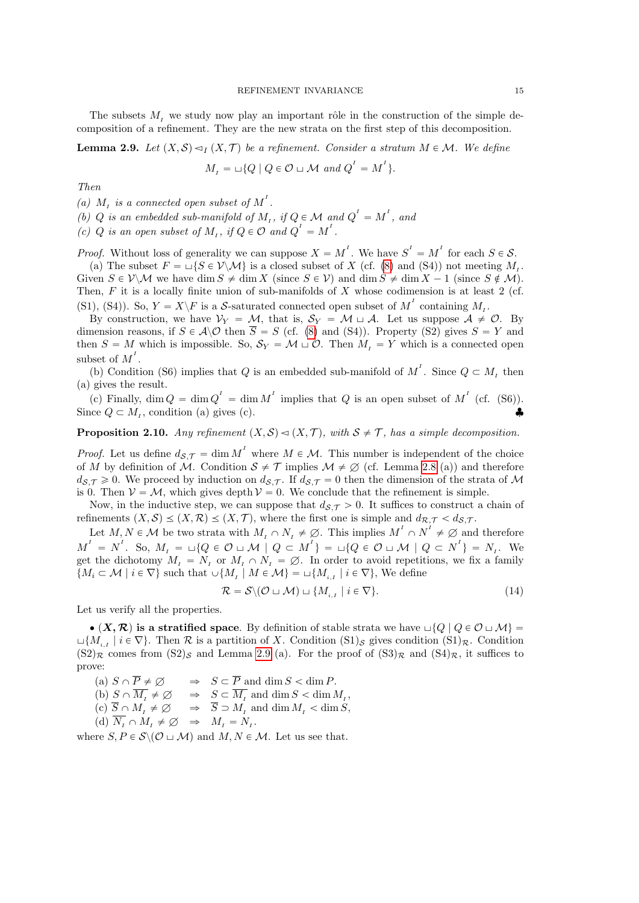The subsets $M_{_I}$ we study now play an important rôle in the construction of the simple decomposition of a refinement. They are the new strata on the first step of this decomposition.

**Lemma 2.9.** *Let $(X,\mathcal{S}) \lhd_I (X,\mathcal{T})$ be a refinement. Consider a stratum $M \in \mathcal{M}$. We define*

$$M_{_I} = \sqcup\{Q \mid Q \in \mathcal{O} \sqcup \mathcal{M} \text{ and } Q^{^I} = M^{^I}\}.$$

*Then*

*(a) $M_{_I}$ is a connected open subset of $M^{^I}$.*
*(b) $Q$ is an embedded sub-manifold of $M_{_I}$, if $Q \in \mathcal{M}$ and $Q^{^I} = M^{^I}$, and*
*(c) $Q$ is an open subset of $M_{_I}$, if $Q \in \mathcal{O}$ and $Q^{^I} = M^{^I}$.*

*Proof.* Without loss of generality we can suppose $X = M^{^I}$. We have $S^{^I} = M^{^I}$ for each $S \in \mathcal{S}$.

(a) The subset $F = \sqcup\{S \in \mathcal{V}\backslash\mathcal{M}\}$ is a closed subset of $X$ (cf. (8) and (S4)) not meeting $M_{_I}$. Given $S \in \mathcal{V}\backslash\mathcal{M}$ we have $\dim S \neq \dim X$ (since $S \in \mathcal{V}$) and $\dim S \neq \dim X - 1$ (since $S \notin \mathcal{M}$). Then, $F$ it is a locally finite union of sub-manifolds of $X$ whose codimension is at least 2 (cf. (S1), (S4)). So, $Y = X\backslash F$ is a $\mathcal{S}$-saturated connected open subset of $M^{^I}$ containing $M_{_I}$.

By construction, we have $\mathcal{V}_Y = \mathcal{M}$, that is, $\mathcal{S}_Y = \mathcal{M} \sqcup \mathcal{A}$. Let us suppose $\mathcal{A} \neq \mathcal{O}$. By dimension reasons, if $S \in \mathcal{A}\backslash\mathcal{O}$ then $\overline{S} = S$ (cf. (8) and (S4)). Property (S2) gives $S = Y$ and then $S = M$ which is impossible. So, $\mathcal{S}_Y = \mathcal{M} \sqcup \mathcal{O}$. Then $M_{_I} = Y$ which is a connected open subset of $M^{^I}$.

(b) Condition (S6) implies that $Q$ is an embedded sub-manifold of $M^{^I}$. Since $Q \subset M_{_I}$ then (a) gives the result.

(c) Finally, $\dim Q = \dim Q^{^I} = \dim M^{^I}$ implies that $Q$ is an open subset of $M^{^I}$ (cf. (S6)). Since $Q \subset M_{_I}$, condition (a) gives (c). ♣

**Proposition 2.10.** *Any refinement $(X,\mathcal{S}) \lhd (X,\mathcal{T})$, with $\mathcal{S} \neq \mathcal{T}$, has a simple decomposition.*

*Proof.* Let us define $d_{\mathcal{S},\mathcal{T}} = \dim M^{^I}$ where $M \in \mathcal{M}$. This number is independent of the choice of $M$ by definition of $\mathcal{M}$. Condition $\mathcal{S} \neq \mathcal{T}$ implies $\mathcal{M} \neq \emptyset$ (cf. Lemma 2.8 (a)) and therefore $d_{\mathcal{S},\mathcal{T}} \geqslant 0$. We proceed by induction on $d_{\mathcal{S},\mathcal{T}}$. If $d_{\mathcal{S},\mathcal{T}} = 0$ then the dimension of the strata of $\mathcal{M}$ is 0. Then $\mathcal{V} = \mathcal{M}$, which gives depth $\mathcal{V} = 0$. We conclude that the refinement is simple.

Now, in the inductive step, we can suppose that $d_{\mathcal{S},\mathcal{T}} > 0$. It suffices to construct a chain of refinements $(X,\mathcal{S}) \preceq (X,\mathcal{R}) \preceq (X,\mathcal{T})$, where the first one is simple and $d_{\mathcal{R},\mathcal{T}} < d_{\mathcal{S},\mathcal{T}}$.

Let $M, N \in \mathcal{M}$ be two strata with $M_{_I} \cap N_{_I} \neq \emptyset$. This implies $M^{^I} \cap N^{^I} \neq \emptyset$ and therefore $M^{^I} = N^{^I}$. So, $M_{_I} = \sqcup\{Q \in \mathcal{O} \sqcup \mathcal{M} \mid Q \subset M^{^I}\} = \sqcup\{Q \in \mathcal{O} \sqcup \mathcal{M} \mid Q \subset N^{^I}\} = N_{_I}$. We get the dichotomy $M_{_I} = N_{_I}$ or $M_{_I} \cap N_{_I} = \emptyset$. In order to avoid repetitions, we fix a family $\{M_i \subset \mathcal{M} \mid i \in \nabla\}$ such that $\cup\{M_{_I} \mid M \in \mathcal{M}\} = \sqcup\{M_{_{i,I}} \mid i \in \nabla\}$, We define

$$\mathcal{R} = \mathcal{S}\backslash(\mathcal{O} \sqcup \mathcal{M}) \sqcup \{M_{_{i,I}} \mid i \in \nabla\}. \tag{14}$$

Let us verify all the properties.

• **$(X,\mathcal{R})$ is a stratified space**. By definition of stable strata we have $\sqcup\{Q \mid Q \in \mathcal{O} \sqcup \mathcal{M}\} = \sqcup\{M_{_{i,I}} \mid i \in \nabla\}$. Then $\mathcal{R}$ is a partition of $X$. Condition $(\mathrm{S1})_{\mathcal{S}}$ gives condition $(\mathrm{S1})_{\mathcal{R}}$. Condition $(\mathrm{S2})_{\mathcal{R}}$ comes from $(\mathrm{S2})_{\mathcal{S}}$ and Lemma 2.9 (a). For the proof of $(\mathrm{S3})_{\mathcal{R}}$ and $(\mathrm{S4})_{\mathcal{R}}$, it suffices to prove:

(a) $S \cap \overline{P} \neq \emptyset \quad \Rightarrow \quad S \subset \overline{P}$ and $\dim S < \dim P$.
(b) $S \cap \overline{M_{_I}} \neq \emptyset \quad \Rightarrow \quad S \subset \overline{M_{_I}}$ and $\dim S < \dim M_{_I}$,
(c) $\overline{S} \cap M_{_I} \neq \emptyset \quad \Rightarrow \quad \overline{S} \supset M_{_I}$ and $\dim M_{_I} < \dim S$,
(d) $\overline{N_{_I}} \cap M_{_I} \neq \emptyset \quad \Rightarrow \quad M_{_I} = N_{_I}$.

where $S, P \in \mathcal{S}\backslash(\mathcal{O} \sqcup \mathcal{M})$ and $M, N \in \mathcal{M}$. Let us see that.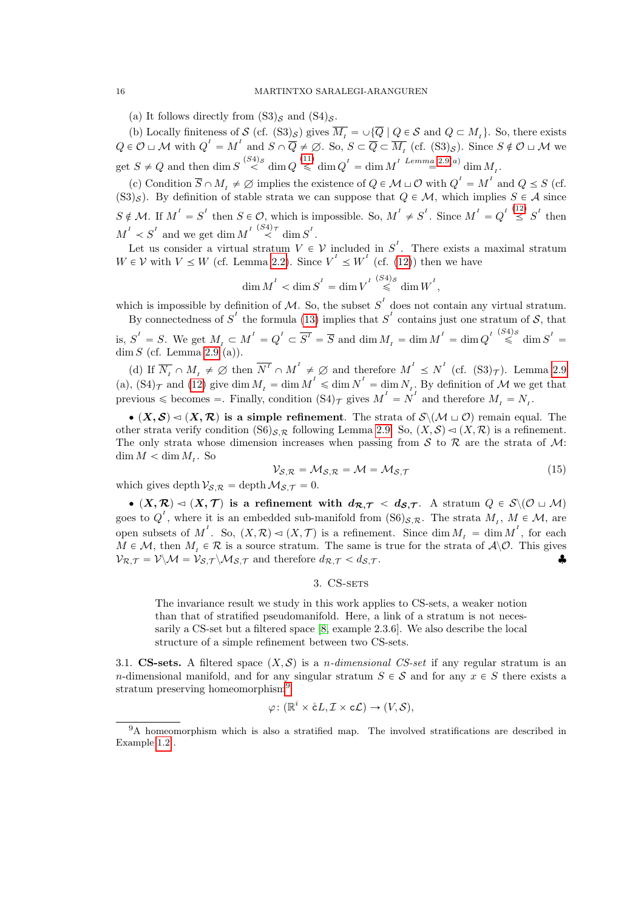(a) It follows directly from $(S3)_{\mathcal{S}}$ and $(S4)_{\mathcal{S}}$.

(b) Locally finiteness of $\mathcal{S}$ (cf. $(S3)_{\mathcal{S}}$) gives $\overline{M_{_I}} = \cup\{\overline{Q} \mid Q \in \mathcal{S} \text{ and } Q \subset M_{_I}\}$. So, there exists $Q \in \mathcal{O} \sqcup \mathcal{M}$ with $Q^{^I} = M^{^I}$ and $S \cap \overline{Q} \neq \emptyset$. So, $S \subset \overline{Q} \subset \overline{M_{_I}}$ (cf. $(S3)_{\mathcal{S}}$). Since $S \notin \mathcal{O} \sqcup \mathcal{M}$ we get $S \neq Q$ and then $\dim S \overset{(S4)_{\mathcal{S}}}{<} \dim Q \overset{(11)}{\leqslant} \dim Q^{^I} = \dim M^{^I} \overset{Lemma\ 2.9(a)}{=} \dim M_{_I}$.

(c) Condition $\overline{S} \cap M_{_I} \neq \emptyset$ implies the existence of $Q \in \mathcal{M} \sqcup \mathcal{O}$ with $Q^{^I} = M^{^I}$ and $Q \preceq S$ (cf. $(S3)_{\mathcal{S}}$). By definition of stable strata we can suppose that $Q \in \mathcal{M}$, which implies $S \in \mathcal{A}$ since $S \notin \mathcal{M}$. If $M^{^I} = S^{^I}$ then $S \in \mathcal{O}$, which is impossible. So, $M^{^I} \neq S^{^I}$. Since $M^{^I} = Q^{^I} \overset{(12)}{\preceq} S^{^I}$ then $M^{^I} \prec S^{^I}$ and we get $\dim M^{^I} \overset{(S4)_{\mathcal{T}}}{<} \dim S^{^I}$.

Let us consider a virtual stratum $V \in \mathcal{V}$ included in $S^{^I}$. There exists a maximal stratum $W \in \mathcal{V}$ with $V \preceq W$ (cf. Lemma 2.2). Since $V^{^I} \preceq W^{^I}$ (cf. (12)) then we have

$$\dim M^{^I} < \dim S^{^I} = \dim V^{^I} \overset{(S4)_{\mathcal{S}}}{\leqslant} \dim W^{^I},$$

which is impossible by definition of $\mathcal{M}$. So, the subset $S^{^I}$ does not contain any virtual stratum.

By connectedness of $S^{^I}$ the formula (13) implies that $S^{^I}$ contains just one stratum of $\mathcal{S}$, that is, $S^{^I} = S$. We get $M_{_I} \subset M^{^I} = Q^{^I} \subset \overline{S^{^I}} = \overline{S}$ and $\dim M_{_I} = \dim M^{^I} = \dim Q^{^I} \overset{(S4)_{\mathcal{S}}}{\leqslant} \dim S^{^I} = \dim S$ (cf. Lemma 2.9 (a)).

(d) If $\overline{N_{_I}} \cap M_{_I} \neq \emptyset$ then $\overline{N^{^I}} \cap M^{^I} \neq \emptyset$ and therefore $M^{^I} \preceq N^{^I}$ (cf. $(S3)_{\mathcal{T}}$). Lemma 2.9 (a), $(S4)_{\mathcal{T}}$ and (12) give $\dim M_{_I} = \dim M^{^I} \leqslant \dim N^{^I} = \dim N_{_I}$. By definition of $\mathcal{M}$ we get that previous $\leqslant$ becomes $=$. Finally, condition $(S4)_{\mathcal{T}}$ gives $M^{^I} = N^{^I}$ and therefore $M_{_I} = N_{_I}$.

• $\boldsymbol{(X, \mathcal{S}) \lhd (X, \mathcal{R})}$ **is a simple refinement**. The strata of $\mathcal{S}\backslash(\mathcal{M} \sqcup \mathcal{O})$ remain equal. The other strata verify condition $(S6)_{\mathcal{S},\mathcal{R}}$ following Lemma 2.9. So, $(X, \mathcal{S}) \lhd (X, \mathcal{R})$ is a refinement. The only strata whose dimension increases when passing from $\mathcal{S}$ to $\mathcal{R}$ are the strata of $\mathcal{M}$: $\dim M < \dim M_{_I}$. So

$$\mathcal{V}_{\mathcal{S},\mathcal{R}} = \mathcal{M}_{\mathcal{S},\mathcal{R}} = \mathcal{M} = \mathcal{M}_{\mathcal{S},\mathcal{T}} \tag{15}$$

which gives depth $\mathcal{V}_{\mathcal{S},\mathcal{R}} = $ depth $\mathcal{M}_{\mathcal{S},\mathcal{T}} = 0$.

• $\boldsymbol{(X, \mathcal{R}) \lhd (X, \mathcal{T})}$ **is a refinement with** $\boldsymbol{d_{\mathcal{R},\mathcal{T}} < d_{\mathcal{S},\mathcal{T}}}$. A stratum $Q \in \mathcal{S}\backslash(\mathcal{O} \sqcup \mathcal{M})$ goes to $Q^{^I}$, where it is an embedded sub-manifold from $(S6)_{\mathcal{S},\mathcal{R}}$. The strata $M_{_I}$, $M \in \mathcal{M}$, are open subsets of $M^{^I}$. So, $(X, \mathcal{R}) \lhd (X, \mathcal{T})$ is a refinement. Since $\dim M_{_I} = \dim M^{^I}$, for each $M \in \mathcal{M}$, then $M_{_I} \in \mathcal{R}$ is a source stratum. The same is true for the strata of $\mathcal{A}\backslash\mathcal{O}$. This gives $\mathcal{V}_{\mathcal{R},\mathcal{T}} = \mathcal{V}\backslash\mathcal{M} = \mathcal{V}_{\mathcal{S},\mathcal{T}}\backslash\mathcal{M}_{\mathcal{S},\mathcal{T}}$ and therefore $d_{\mathcal{R},\mathcal{T}} < d_{\mathcal{S},\mathcal{T}}$. ♣

## 3. CS-sets

The invariance result we study in this work applies to CS-sets, a weaker notion than that of stratified pseudomanifold. Here, a link of a stratum is not necessarily a CS-set but a filtered space [8, example 2.3.6]. We also describe the local structure of a simple refinement between two CS-sets.

3.1. **CS-sets.** A filtered space $(X, \mathcal{S})$ is a *$n$-dimensional CS-set* if any regular stratum is an $n$-dimensional manifold, and for any singular stratum $S \in \mathcal{S}$ and for any $x \in S$ there exists a stratum preserving homeomorphism[9]

$$\varphi \colon (\mathbb{R}^i \times \mathring{c}L, \mathcal{I} \times c\mathcal{L}) \to (V, \mathcal{S}),$$

[9] A homeomorphism which is also a stratified map. The involved stratifications are described in Example 1.2.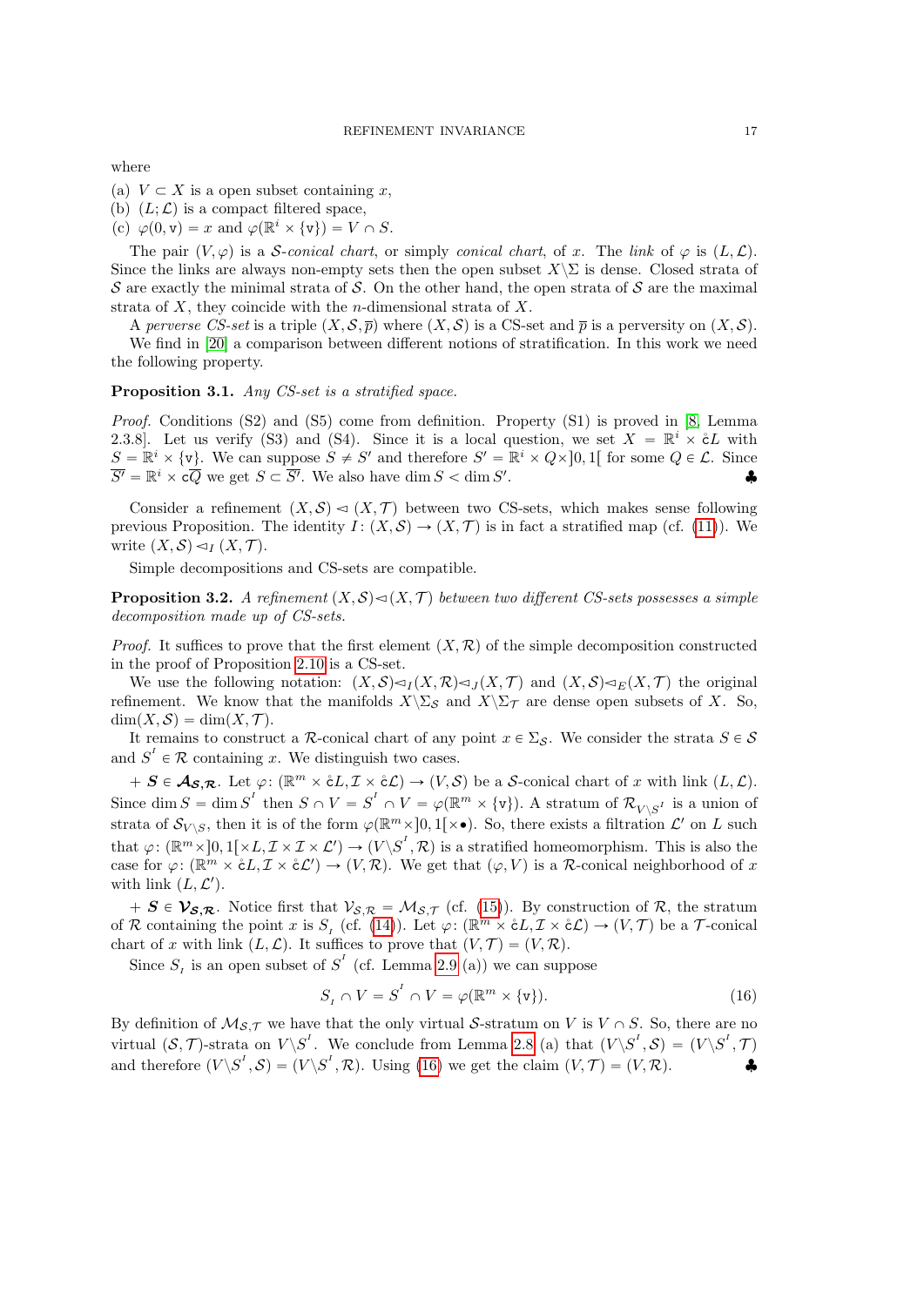where

(a) $V \subset X$ is a open subset containing $x$,
(b) $(L; \mathcal{L})$ is a compact filtered space,
(c) $\varphi(0, \mathtt{v}) = x$ and $\varphi(\mathbb{R}^i \times \{\mathtt{v}\}) = V \cap S$.

The pair $(V, \varphi)$ is a $\mathcal{S}$-*conical chart*, or simply *conical chart*, of $x$. The *link* of $\varphi$ is $(L, \mathcal{L})$. Since the links are always non-empty sets then the open subset $X \backslash \Sigma$ is dense. Closed strata of $\mathcal{S}$ are exactly the minimal strata of $\mathcal{S}$. On the other hand, the open strata of $\mathcal{S}$ are the maximal strata of $X$, they coincide with the $n$-dimensional strata of $X$.

A *perverse CS-set* is a triple $(X, \mathcal{S}, \overline{p})$ where $(X, \mathcal{S})$ is a CS-set and $\overline{p}$ is a perversity on $(X, \mathcal{S})$.

We find in [20] a comparison between different notions of stratification. In this work we need the following property.

**Proposition 3.1.** *Any CS-set is a stratified space.*

*Proof.* Conditions (S2) and (S5) come from definition. Property (S1) is proved in [8, Lemma 2.3.8]. Let us verify (S3) and (S4). Since it is a local question, we set $X = \mathbb{R}^i \times \mathring{\mathtt{c}}L$ with $S = \mathbb{R}^i \times \{\mathtt{v}\}$. We can suppose $S \neq S'$ and therefore $S' = \mathbb{R}^i \times Q \times ]0,1[$ for some $Q \in \mathcal{L}$. Since $\overline{S'} = \mathbb{R}^i \times \mathtt{c}\overline{Q}$ we get $S \subset \overline{S'}$. We also have $\dim S < \dim S'$. ♣

Consider a refinement $(X, \mathcal{S}) \lhd (X, \mathcal{T})$ between two CS-sets, which makes sense following previous Proposition. The identity $I \colon (X, \mathcal{S}) \to (X, \mathcal{T})$ is in fact a stratified map (cf. (11)). We write $(X, \mathcal{S}) \lhd_I (X, \mathcal{T})$.

Simple decompositions and CS-sets are compatible.

**Proposition 3.2.** *A refinement $(X, \mathcal{S}) \lhd (X, \mathcal{T})$ between two different CS-sets possesses a simple decomposition made up of CS-sets.*

*Proof.* It suffices to prove that the first element $(X, \mathcal{R})$ of the simple decomposition constructed in the proof of Proposition 2.10 is a CS-set.

We use the following notation: $(X, \mathcal{S}) \lhd_I (X, \mathcal{R}) \lhd_J (X, \mathcal{T})$ and $(X, \mathcal{S}) \lhd_E (X, \mathcal{T})$ the original refinement. We know that the manifolds $X \backslash \Sigma_{\mathcal{S}}$ and $X \backslash \Sigma_{\mathcal{T}}$ are dense open subsets of $X$. So, $\dim(X, \mathcal{S}) = \dim(X, \mathcal{T})$.

It remains to construct a $\mathcal{R}$-conical chart of any point $x \in \Sigma_{\mathcal{S}}$. We consider the strata $S \in \mathcal{S}$ and $S^{^I} \in \mathcal{R}$ containing $x$. We distinguish two cases.

+ $\boldsymbol{S \in \mathcal{A}_{\mathcal{S},\mathcal{R}}}$. Let $\varphi \colon (\mathbb{R}^m \times \mathring{\mathtt{c}}L, \mathcal{I} \times \mathring{\mathtt{c}}\mathcal{L}) \to (V, \mathcal{S})$ be a $\mathcal{S}$-conical chart of $x$ with link $(L, \mathcal{L})$. Since $\dim S = \dim S^{^I}$ then $S \cap V = S^{^I} \cap V = \varphi(\mathbb{R}^m \times \{\mathtt{v}\})$. A stratum of $\mathcal{R}_{V \backslash S^{^I}}$ is a union of strata of $\mathcal{S}_{V \backslash S}$, then it is of the form $\varphi(\mathbb{R}^m \times ]0,1[ \times \bullet)$. So, there exists a filtration $\mathcal{L}'$ on $L$ such that $\varphi \colon (\mathbb{R}^m \times ]0,1[ \times L, \mathcal{I} \times \mathcal{I} \times \mathcal{L}') \to (V \backslash S^{^I}, \mathcal{R})$ is a stratified homeomorphism. This is also the case for $\varphi \colon (\mathbb{R}^m \times \mathring{\mathtt{c}}L, \mathcal{I} \times \mathring{\mathtt{c}}\mathcal{L}') \to (V, \mathcal{R})$. We get that $(\varphi, V)$ is a $\mathcal{R}$-conical neighborhood of $x$ with link $(L, \mathcal{L}')$.

+ $\boldsymbol{S \in \mathcal{V}_{\mathcal{S},\mathcal{R}}}$. Notice first that $\mathcal{V}_{\mathcal{S},\mathcal{R}} = \mathcal{M}_{\mathcal{S},\mathcal{T}}$ (cf. (15)). By construction of $\mathcal{R}$, the stratum of $\mathcal{R}$ containing the point $x$ is $S_{_I}$ (cf. (14)). Let $\varphi \colon (\mathbb{R}^m \times \mathring{\mathtt{c}}L, \mathcal{I} \times \mathring{\mathtt{c}}\mathcal{L}) \to (V, \mathcal{T})$ be a $\mathcal{T}$-conical chart of $x$ with link $(L, \mathcal{L})$. It suffices to prove that $(V, \mathcal{T}) = (V, \mathcal{R})$.

Since $S_{_I}$ is an open subset of $S^{^I}$ (cf. Lemma 2.9 (a)) we can suppose

$$S_{_I} \cap V = S^{^I} \cap V = \varphi(\mathbb{R}^m \times \{\mathtt{v}\}). \tag{16}$$

By definition of $\mathcal{M}_{\mathcal{S},\mathcal{T}}$ we have that the only virtual $\mathcal{S}$-stratum on $V$ is $V \cap S$. So, there are no virtual $(\mathcal{S}, \mathcal{T})$-strata on $V \backslash S^{^I}$. We conclude from Lemma 2.8 (a) that $(V \backslash S^{^I}, \mathcal{S}) = (V \backslash S^{^I}, \mathcal{T})$ and therefore $(V \backslash S^{^I}, \mathcal{S}) = (V \backslash S^{^I}, \mathcal{R})$. Using (16) we get the claim $(V, \mathcal{T}) = (V, \mathcal{R})$. ♣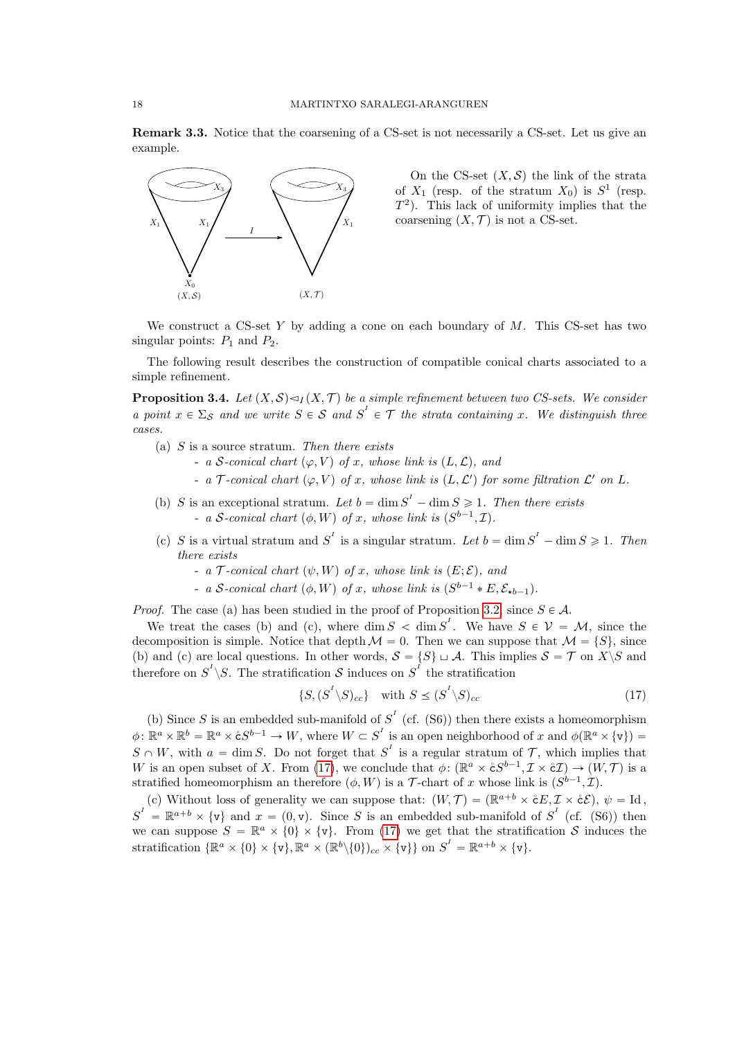**Remark 3.3.** Notice that the coarsening of a CS-set is not necessarily a CS-set. Let us give an example.

On the CS-set $(X, \mathcal{S})$ the link of the strata of $X_1$ (resp. of the stratum $X_0$) is $S^1$ (resp. $T^2$). This lack of uniformity implies that the coarsening $(X, \mathcal{T})$ is not a CS-set.

We construct a CS-set $Y$ by adding a cone on each boundary of $M$. This CS-set has two singular points: $P_1$ and $P_2$.

The following result describes the construction of compatible conical charts associated to a simple refinement.

**Proposition 3.4.** *Let $(X, \mathcal{S}) \lhd_I (X, \mathcal{T})$ be a simple refinement between two CS-sets. We consider a point $x \in \Sigma_{\mathcal{S}}$ and we write $S \in \mathcal{S}$ and $S^I \in \mathcal{T}$ the strata containing $x$. We distinguish three cases.*

(a) *$S$ is a source stratum. Then there exists*
  - *a $\mathcal{S}$-conical chart $(\varphi, V)$ of $x$, whose link is $(L, \mathcal{L})$, and*
  - *a $\mathcal{T}$-conical chart $(\varphi, V)$ of $x$, whose link is $(L, \mathcal{L}')$ for some filtration $\mathcal{L}'$ on $L$.*

(b) *$S$ is an exceptional stratum. Let $b = \dim S^I - \dim S \geqslant 1$. Then there exists*
  - *a $\mathcal{S}$-conical chart $(\phi, W)$ of $x$, whose link is $(S^{b-1}, \mathcal{I})$.*

(c) *$S$ is a virtual stratum and $S^I$ is a singular stratum. Let $b = \dim S^I - \dim S \geqslant 1$. Then there exists*
  - *a $\mathcal{T}$-conical chart $(\psi, W)$ of $x$, whose link is $(E; \mathcal{E})$, and*
  - *a $\mathcal{S}$-conical chart $(\phi, W)$ of $x$, whose link is $(S^{b-1} * E, \mathcal{E}_{\star b-1})$.*

*Proof.* The case (a) has been studied in the proof of Proposition 3.2, since $S \in \mathcal{A}$.

We treat the cases (b) and (c), where $\dim S < \dim S^I$. We have $S \in \mathcal{V} = \mathcal{M}$, since the decomposition is simple. Notice that depth $\mathcal{M} = 0$. Then we can suppose that $\mathcal{M} = \{S\}$, since (b) and (c) are local questions. In other words, $\mathcal{S} = \{S\} \sqcup \mathcal{A}$. This implies $\mathcal{S} = \mathcal{T}$ on $X \backslash S$ and therefore on $S^I \backslash S$. The stratification $\mathcal{S}$ induces on $S^I$ the stratification

$$\{S, (S^I \backslash S)_{cc}\} \quad \text{with } S \preceq (S^I \backslash S)_{cc} \tag{17}$$

(b) Since $S$ is an embedded sub-manifold of $S^I$ (cf. (S6)) then there exists a homeomorphism $\phi \colon \mathbb{R}^a \times \mathbb{R}^b = \mathbb{R}^a \times \mathring{c}S^{b-1} \to W$, where $W \subset S^I$ is an open neighborhood of $x$ and $\phi(\mathbb{R}^a \times \{\mathtt{v}\}) = S \cap W$, with $a = \dim S$. Do not forget that $S^I$ is a regular stratum of $\mathcal{T}$, which implies that $W$ is an open subset of $X$. From (17), we conclude that $\phi \colon (\mathbb{R}^a \times \mathring{c}S^{b-1}, \mathcal{I} \times \mathring{c}\mathcal{I}) \to (W, \mathcal{T})$ is a stratified homeomorphism an therefore $(\phi, W)$ is a $\mathcal{T}$-chart of $x$ whose link is $(S^{b-1}, \mathcal{I})$.

(c) Without loss of generality we can suppose that: $(W, \mathcal{T}) = (\mathbb{R}^{a+b} \times \mathring{c}E, \mathcal{I} \times \mathring{c}\mathcal{E})$, $\psi = \mathrm{Id}$, $S^I = \mathbb{R}^{a+b} \times \{\mathtt{v}\}$ and $x = (0, \mathtt{v})$. Since $S$ is an embedded sub-manifold of $S^I$ (cf. (S6)) then we can suppose $S = \mathbb{R}^a \times \{0\} \times \{\mathtt{v}\}$. From (17) we get that the stratification $\mathcal{S}$ induces the stratification $\{\mathbb{R}^a \times \{0\} \times \{\mathtt{v}\}, \mathbb{R}^a \times (\mathbb{R}^b \backslash \{0\})_{cc} \times \{\mathtt{v}\}\}$ on $S^I = \mathbb{R}^{a+b} \times \{\mathtt{v}\}$.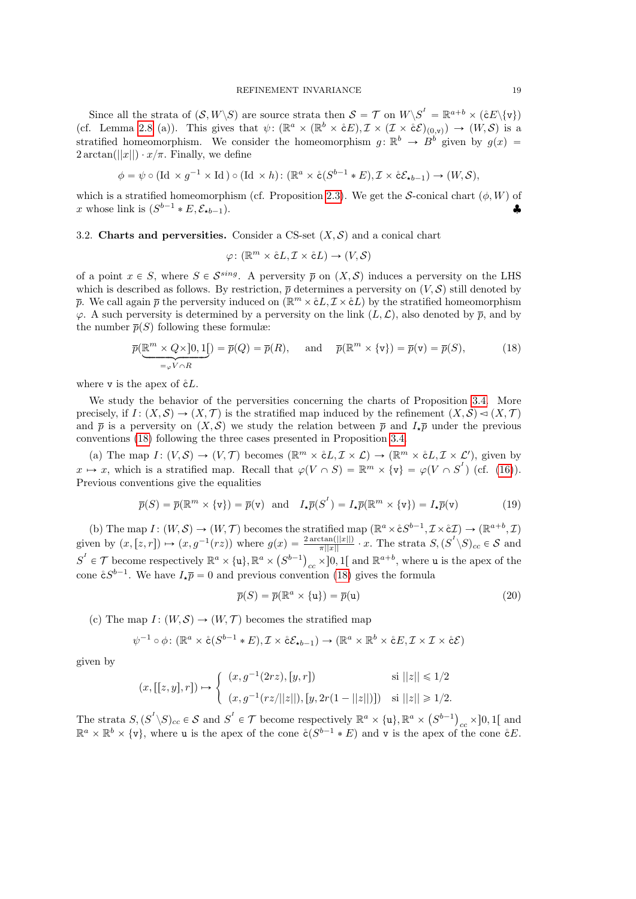Since all the strata of $(\mathcal{S}, W\backslash S)$ are source strata then $\mathcal{S} = \mathcal{T}$ on $W\backslash S^{^I} = \mathbb{R}^{a+b} \times (\mathring{c}E\backslash\{\mathtt{v}\})$ (cf. Lemma 2.8 (a)). This gives that $\psi\colon (\mathbb{R}^a \times (\mathbb{R}^b \times \mathring{c}E), \mathcal{I} \times (\mathcal{I} \times \mathring{c}\mathcal{E})_{(0,\mathtt{v})}) \to (W, \mathcal{S})$ is a stratified homeomorphism. We consider the homeomorphism $g\colon \mathbb{R}^b \to B^b$ given by $g(x) = 2\arctan(||x||) \cdot x/\pi$. Finally, we define

$$\phi = \psi \circ (\mathrm{Id} \times g^{-1} \times \mathrm{Id}) \circ (\mathrm{Id} \times h)\colon (\mathbb{R}^a \times \mathring{c}(S^{b-1} * E), \mathcal{I} \times \mathring{c}\mathcal{E}_{\star b-1}) \to (W, \mathcal{S}),$$

which is a stratified homeomorphism (cf. Proposition 2.3). We get the $\mathcal{S}$-conical chart $(\phi, W)$ of $x$ whose link is $(S^{b-1} * E, \mathcal{E}_{\star b-1})$. ♣

**3.2. Charts and perversities.** Consider a CS-set $(X, \mathcal{S})$ and a conical chart

$$\varphi\colon (\mathbb{R}^m \times \mathring{c}L, \mathcal{I} \times \mathring{c}L) \to (V, \mathcal{S})$$

of a point $x \in S$, where $S \in \mathcal{S}^{sing}$. A perversity $\overline{p}$ on $(X, \mathcal{S})$ induces a perversity on the LHS which is described as follows. By restriction, $\overline{p}$ determines a perversity on $(V, \mathcal{S})$ still denoted by $\overline{p}$. We call again $\overline{p}$ the perversity induced on $(\mathbb{R}^m \times \mathring{c}L, \mathcal{I} \times \mathring{c}L)$ by the stratified homeomorphism $\varphi$. A such perversity is determined by a perversity on the link $(L, \mathcal{L})$, also denoted by $\overline{p}$, and by the number $\overline{p}(S)$ following these formulæ:

$$\overline{p}(\underbrace{\mathbb{R}^m \times Q \times ]0,1[}_{=_\varphi V \cap R}) = \overline{p}(Q) = \overline{p}(R), \quad \text{and} \quad \overline{p}(\mathbb{R}^m \times \{\mathtt{v}\}) = \overline{p}(\mathtt{v}) = \overline{p}(S), \tag{18}$$

where $\mathtt{v}$ is the apex of $\mathring{c}L$.

We study the behavior of the perversities concerning the charts of Proposition 3.4. More precisely, if $I\colon (X, \mathcal{S}) \to (X, \mathcal{T})$ is the stratified map induced by the refinement $(X, \mathcal{S}) \lhd (X, \mathcal{T})$ and $\overline{p}$ is a perversity on $(X, \mathcal{S})$ we study the relation between $\overline{p}$ and $I_\star\overline{p}$ under the previous conventions (18) following the three cases presented in Proposition 3.4.

(a) The map $I\colon (V, \mathcal{S}) \to (V, \mathcal{T})$ becomes $(\mathbb{R}^m \times \mathring{c}L, \mathcal{I} \times \mathcal{L}) \to (\mathbb{R}^m \times \mathring{c}L, \mathcal{I} \times \mathcal{L}')$, given by $x \mapsto x$, which is a stratified map. Recall that $\varphi(V \cap S) = \mathbb{R}^m \times \{\mathtt{v}\} = \varphi(V \cap S^{^I})$ (cf. (16)). Previous conventions give the equalities

$$\overline{p}(S) = \overline{p}(\mathbb{R}^m \times \{\mathtt{v}\}) = \overline{p}(\mathtt{v}) \quad \text{and} \quad I_\star\overline{p}(S^{^I}) = I_\star\overline{p}(\mathbb{R}^m \times \{\mathtt{v}\}) = I_\star\overline{p}(\mathtt{v}) \tag{19}$$

(b) The map $I\colon (W, \mathcal{S}) \to (W, \mathcal{T})$ becomes the stratified map $(\mathbb{R}^a \times \mathring{c}S^{b-1}, \mathcal{I} \times \mathring{c}\mathcal{I}) \to (\mathbb{R}^{a+b}, \mathcal{I})$ given by $(x, [z, r]) \mapsto (x, g^{-1}(rz))$ where $g(x) = \frac{2\arctan(||x||)}{\pi||x||} \cdot x$. The strata $S, (S^{^I}\backslash S)_{cc} \in \mathcal{S}$ and $S^{^I} \in \mathcal{T}$ become respectively $\mathbb{R}^a \times \{\mathtt{u}\}, \mathbb{R}^a \times \left(S^{b-1}\right)_{cc} \times ]0,1[$ and $\mathbb{R}^{a+b}$, where $\mathtt{u}$ is the apex of the cone $\mathring{c}S^{b-1}$. We have $I_\star\overline{p} = 0$ and previous convention (18) gives the formula

$$\overline{p}(S) = \overline{p}(\mathbb{R}^a \times \{\mathtt{u}\}) = \overline{p}(\mathtt{u}) \tag{20}$$

(c) The map $I\colon (W, \mathcal{S}) \to (W, \mathcal{T})$ becomes the stratified map

$$\psi^{-1} \circ \phi\colon (\mathbb{R}^a \times \mathring{c}(S^{b-1} * E), \mathcal{I} \times \mathring{c}\mathcal{E}_{\star b-1}) \to (\mathbb{R}^a \times \mathbb{R}^b \times \mathring{c}E, \mathcal{I} \times \mathcal{I} \times \mathring{c}\mathcal{E})$$

given by

$$(x, [[z, y], r]) \mapsto \begin{cases} (x, g^{-1}(2rz), [y, r]) & \text{si } ||z|| \leqslant 1/2 \\ (x, g^{-1}(rz/||z||), [y, 2r(1 - ||z||)]) & \text{si } ||z|| \geqslant 1/2. \end{cases}$$

The strata $S, (S^{^I}\backslash S)_{cc} \in \mathcal{S}$ and $S^{^I} \in \mathcal{T}$ become respectively $\mathbb{R}^a \times \{\mathtt{u}\}, \mathbb{R}^a \times \left(S^{b-1}\right)_{cc} \times ]0,1[$ and $\mathbb{R}^a \times \mathbb{R}^b \times \{\mathtt{v}\}$, where $\mathtt{u}$ is the apex of the cone $\mathring{c}(S^{b-1} * E)$ and $\mathtt{v}$ is the apex of the cone $\mathring{c}E$.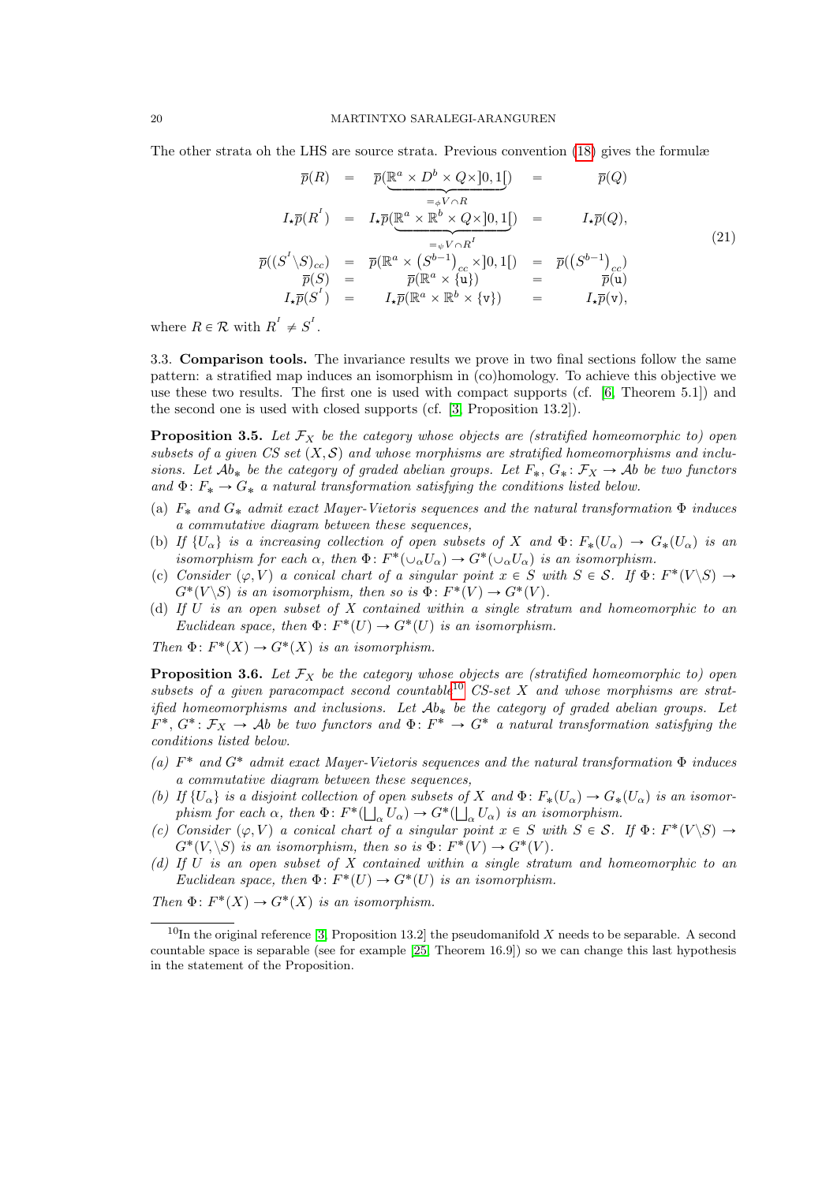The other strata oh the LHS are source strata. Previous convention (18) gives the formulæ

$$
\begin{array}{rcccl}
\overline{p}(R) & = & \overline{p}(\underbrace{\mathbb{R}^a \times D^b \times Q \times ]0,1[}_{=_\phi V \cap R}) & = & \overline{p}(Q) \\
I_\star\overline{p}(R^{^I}) & = & I_\star\overline{p}(\underbrace{\mathbb{R}^a \times \mathbb{R}^b \times Q \times ]0,1[}_{=_\psi V \cap R^{^I}}) & = & I_\star\overline{p}(Q), \\
\overline{p}((S^{^I} \backslash S)_{cc}) & = & \overline{p}(\mathbb{R}^a \times \left(S^{b-1}\right)_{cc} \times ]0,1[) & = & \overline{p}(\left(S^{b-1}\right)_{cc}) \\
\overline{p}(S) & = & \overline{p}(\mathbb{R}^a \times \{\mathtt{u}\}) & = & \overline{p}(\mathtt{u}) \\
I_\star\overline{p}(S^{^I}) & = & I_\star\overline{p}(\mathbb{R}^a \times \mathbb{R}^b \times \{\mathtt{v}\}) & = & I_\star\overline{p}(\mathtt{v}),
\end{array}
\tag{21}
$$

where $R \in \mathcal{R}$ with $R^{^I} \neq S^{^I}$.

### 3.3. Comparison tools.

The invariance results we prove in two final sections follow the same pattern: a stratified map induces an isomorphism in (co)homology. To achieve this objective we use these two results. The first one is used with compact supports (cf. [6, Theorem 5.1]) and the second one is used with closed supports (cf. [3, Proposition 13.2]).

**Proposition 3.5.** *Let $\mathcal{F}_X$ be the category whose objects are (stratified homeomorphic to) open subsets of a given CS set $(X, \mathcal{S})$ and whose morphisms are stratified homeomorphisms and inclusions. Let $\mathcal{A}b_*$ be the category of graded abelian groups. Let $F_*, G_* \colon \mathcal{F}_X \to \mathcal{A}b$ be two functors and $\Phi \colon F_* \to G_*$ a natural transformation satisfying the conditions listed below.*

(a) *$F_*$ and $G_*$ admit exact Mayer-Vietoris sequences and the natural transformation $\Phi$ induces a commutative diagram between these sequences,*
(b) *If $\{U_\alpha\}$ is a increasing collection of open subsets of $X$ and $\Phi \colon F_*(U_\alpha) \to G_*(U_\alpha)$ is an isomorphism for each $\alpha$, then $\Phi \colon F^*(\cup_\alpha U_\alpha) \to G^*(\cup_\alpha U_\alpha)$ is an isomorphism.*
(c) *Consider $(\varphi, V)$ a conical chart of a singular point $x \in S$ with $S \in \mathcal{S}$. If $\Phi \colon F^*(V \backslash S) \to G^*(V \backslash S)$ is an isomorphism, then so is $\Phi \colon F^*(V) \to G^*(V)$.*
(d) *If $U$ is an open subset of $X$ contained within a single stratum and homeomorphic to an Euclidean space, then $\Phi \colon F^*(U) \to G^*(U)$ is an isomorphism.*

*Then $\Phi \colon F^*(X) \to G^*(X)$ is an isomorphism.*

**Proposition 3.6.** *Let $\mathcal{F}_X$ be the category whose objects are (stratified homeomorphic to) open subsets of a given paracompact second countable[10] CS-set $X$ and whose morphisms are stratified homeomorphisms and inclusions. Let $\mathcal{A}b_*$ be the category of graded abelian groups. Let $F^*, G^* \colon \mathcal{F}_X \to \mathcal{A}b$ be two functors and $\Phi \colon F^* \to G^*$ a natural transformation satisfying the conditions listed below.*

*(a) $F^*$ and $G^*$ admit exact Mayer-Vietoris sequences and the natural transformation $\Phi$ induces a commutative diagram between these sequences,*
*(b) If $\{U_\alpha\}$ is a disjoint collection of open subsets of $X$ and $\Phi \colon F_*(U_\alpha) \to G_*(U_\alpha)$ is an isomorphism for each $\alpha$, then $\Phi \colon F^*(\bigsqcup_\alpha U_\alpha) \to G^*(\bigsqcup_\alpha U_\alpha)$ is an isomorphism.*
*(c) Consider $(\varphi, V)$ a conical chart of a singular point $x \in S$ with $S \in \mathcal{S}$. If $\Phi \colon F^*(V \backslash S) \to G^*(V, \backslash S)$ is an isomorphism, then so is $\Phi \colon F^*(V) \to G^*(V)$.*
*(d) If $U$ is an open subset of $X$ contained within a single stratum and homeomorphic to an Euclidean space, then $\Phi \colon F^*(U) \to G^*(U)$ is an isomorphism.*

*Then $\Phi \colon F^*(X) \to G^*(X)$ is an isomorphism.*

---

[10] In the original reference [3, Proposition 13.2] the pseudomanifold $X$ needs to be separable. A second countable space is separable (see for example [25, Theorem 16.9]) so we can change this last hypothesis in the statement of the Proposition.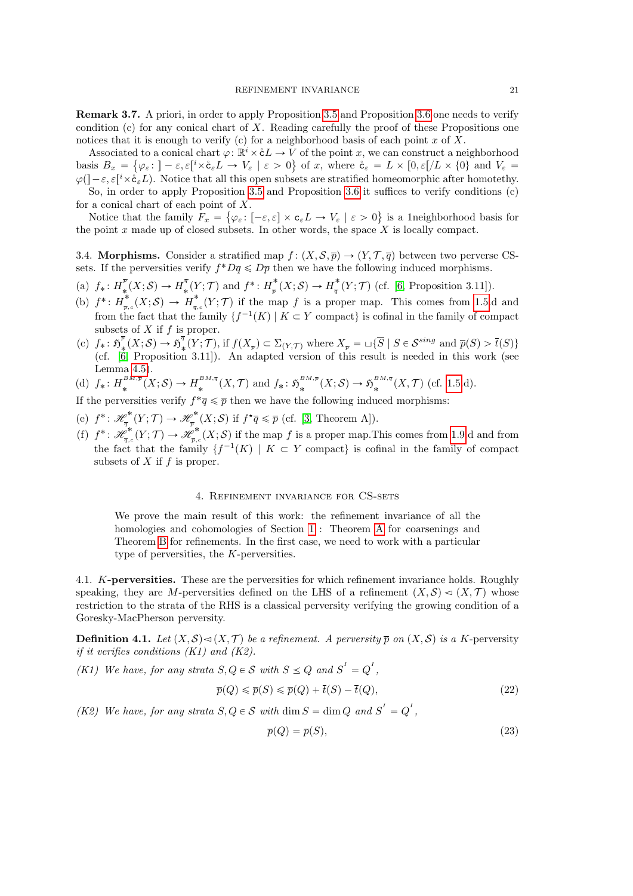**Remark 3.7.** A priori, in order to apply Proposition 3.5 and Proposition 3.6 one needs to verify condition (c) for any conical chart of $X$. Reading carefully the proof of these Propositions one notices that it is enough to verify (c) for a neighborhood basis of each point $x$ of $X$.

Associated to a conical chart $\varphi\colon \mathbb{R}^i \times \mathring{c}L \to V$ of the point $x$, we can construct a neighborhood basis $B_x = \{\varphi_\varepsilon\colon ]-\varepsilon,\varepsilon[^i \times \mathring{c}_\varepsilon L \to V_\varepsilon \mid \varepsilon > 0\}$ of $x$, where $\mathring{c}_\varepsilon = L \times [0,\varepsilon[/L \times \{0\}$ and $V_\varepsilon = \varphi(]-\varepsilon,\varepsilon[^i \times \mathring{c}_\varepsilon L)$. Notice that all this open subsets are stratified homeomorphic after homotethy.

So, in order to apply Proposition 3.5 and Proposition 3.6 it suffices to verify conditions (c) for a conical chart of each point of $X$.

Notice that the family $F_x = \{\varphi_\varepsilon\colon [-\varepsilon,\varepsilon] \times \mathtt{c}_\varepsilon L \to V_\varepsilon \mid \varepsilon > 0\}$ is a 1neighborhood basis for the point $x$ made up of closed subsets. In other words, the space $X$ is locally compact.

3.4. **Morphisms.** Consider a stratified map $f\colon (X,\mathcal{S},\overline{p}) \to (Y,\mathcal{T},\overline{q})$ between two perverse CS-sets. If the perversities verify $f^* D\overline{q} \leqslant D\overline{p}$ then we have the following induced morphisms.

(a) $f_*\colon H_*^{\overline{p}}(X;\mathcal{S}) \to H_*^{\overline{q}}(Y;\mathcal{T})$ and $f^*\colon H^*_{\overline{p}}(X;\mathcal{S}) \to H^*_{\overline{q}}(Y;\mathcal{T})$ (cf. [6, Proposition 3.11]).

(b) $f^*\colon H^*_{\overline{p},c}(X;\mathcal{S}) \to H^*_{\overline{q},c}(Y;\mathcal{T})$ if the map $f$ is a proper map. This comes from 1.5.d and from the fact that the family $\{f^{-1}(K) \mid K \subset Y \text{ compact}\}$ is cofinal in the family of compact subsets of $X$ if $f$ is proper.

(c) $f_*\colon \mathfrak{H}_*^{\overline{p}}(X;\mathcal{S}) \to \mathfrak{H}_*^{\overline{q}}(Y;\mathcal{T})$, if $f(X_{\overline{p}}) \subset \Sigma_{(Y,\mathcal{T})}$ where $X_{\overline{p}} = \sqcup\{\overline{S} \mid S \in \mathcal{S}^{sing} \text{ and } \overline{p}(S) > \overline{t}(S)\}$ (cf. [6, Proposition 3.11]). An adapted version of this result is needed in this work (see Lemma 4.5).

(d) $f_*\colon H_*^{BM,\overline{p}}(X;\mathcal{S}) \to H_*^{BM,\overline{q}}(X,\mathcal{T})$ and $f_*\colon \mathfrak{H}_*^{BM,\overline{p}}(X;\mathcal{S}) \to \mathfrak{H}_*^{BM,\overline{q}}(X,\mathcal{T})$ (cf. 1.5 d).

If the perversities verify $f^*\overline{q} \leqslant \overline{p}$ then we have the following induced morphisms:

(e) $f^*\colon \mathscr{H}^*_{\overline{q}}(Y;\mathcal{T}) \to \mathscr{H}^*_{\overline{p}}(X;\mathcal{S})$ if $f^\star\overline{q} \leqslant \overline{p}$ (cf. [3, Theorem A]).

(f) $f^*\colon \mathscr{H}^*_{\overline{q},c}(Y;\mathcal{T}) \to \mathscr{H}^*_{\overline{p},c}(X;\mathcal{S})$ if the map $f$ is a proper map.This comes from 1.9 d and from the fact that the family $\{f^{-1}(K) \mid K \subset Y \text{ compact}\}$ is cofinal in the family of compact subsets of $X$ if $f$ is proper.

## 4. Refinement invariance for CS-sets

We prove the main result of this work: the refinement invariance of all the homologies and cohomologies of Section 1 : Theorem A for coarsenings and Theorem B for refinements. In the first case, we need to work with a particular type of perversities, the $K$-perversities.

4.1. **$K$-perversities.** These are the perversities for which refinement invariance holds. Roughly speaking, they are $M$-perversities defined on the LHS of a refinement $(X,\mathcal{S}) \lhd (X,\mathcal{T})$ whose restriction to the strata of the RHS is a classical perversity verifying the growing condition of a Goresky-MacPherson perversity.

**Definition 4.1.** *Let $(X,\mathcal{S}) \lhd (X,\mathcal{T})$ be a refinement. A perversity $\overline{p}$ on $(X,\mathcal{S})$ is a $K$-perversity if it verifies conditions (K1) and (K2).*

*(K1) We have, for any strata $S,Q \in \mathcal{S}$ with $S \preceq Q$ and $S^{I} = Q^{I}$,*

$$\overline{p}(Q) \leqslant \overline{p}(S) \leqslant \overline{p}(Q) + \overline{t}(S) - \overline{t}(Q), \tag{22}$$

*(K2) We have, for any strata $S,Q \in \mathcal{S}$ with $\dim S = \dim Q$ and $S^{I} = Q^{I}$,*

$$\overline{p}(Q) = \overline{p}(S), \tag{23}$$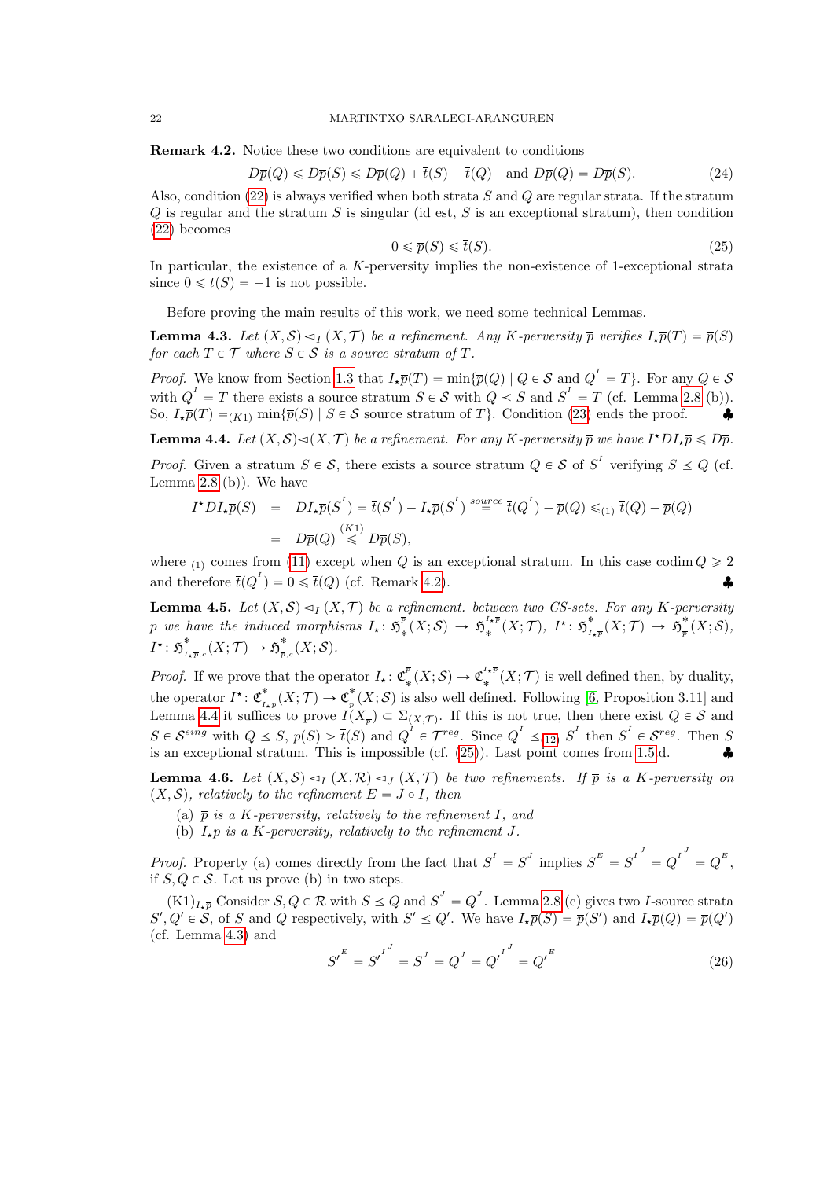**Remark 4.2.** Notice these two conditions are equivalent to conditions

$$D\overline{p}(Q) \leqslant D\overline{p}(S) \leqslant D\overline{p}(Q) + \overline{t}(S) - \overline{t}(Q) \quad \text{and } D\overline{p}(Q) = D\overline{p}(S). \tag{24}$$

Also, condition (22) is always verified when both strata $S$ and $Q$ are regular strata. If the stratum $Q$ is regular and the stratum $S$ is singular (id est, $S$ is an exceptional stratum), then condition (22) becomes

$$0 \leqslant \overline{p}(S) \leqslant \overline{t}(S). \tag{25}$$

In particular, the existence of a $K$-perversity implies the non-existence of 1-exceptional strata since $0 \leqslant \overline{t}(S) = -1$ is not possible.

Before proving the main results of this work, we need some technical Lemmas.

**Lemma 4.3.** *Let $(X, \mathcal{S}) \lhd_I (X, \mathcal{T})$ be a refinement. Any $K$-perversity $\overline{p}$ verifies $I_\star\overline{p}(T) = \overline{p}(S)$ for each $T \in \mathcal{T}$ where $S \in \mathcal{S}$ is a source stratum of $T$.*

*Proof.* We know from Section 1.3 that $I_\star\overline{p}(T) = \min\{\overline{p}(Q) \mid Q \in \mathcal{S} \text{ and } Q^I = T\}$. For any $Q \in \mathcal{S}$ with $Q^I = T$ there exists a source stratum $S \in \mathcal{S}$ with $Q \preceq S$ and $S^I = T$ (cf. Lemma 2.8 (b)). So, $I_\star\overline{p}(T) =_{(K1)} \min\{\overline{p}(S) \mid S \in \mathcal{S} \text{ source stratum of } T\}$. Condition (23) ends the proof. ♣

**Lemma 4.4.** *Let $(X, \mathcal{S}) \lhd (X, \mathcal{T})$ be a refinement. For any $K$-perversity $\overline{p}$ we have $I^\star DI_\star\overline{p} \leqslant D\overline{p}$.*

*Proof.* Given a stratum $S \in \mathcal{S}$, there exists a source stratum $Q \in \mathcal{S}$ of $S^I$ verifying $S \preceq Q$ (cf. Lemma 2.8 (b)). We have

$$\begin{aligned} I^\star DI_\star\overline{p}(S) &= DI_\star\overline{p}(S^I) = \overline{t}(S^I) - I_\star\overline{p}(S^I) \overset{source}{=} \overline{t}(Q^I) - \overline{p}(Q) \leqslant_{(1)} \overline{t}(Q) - \overline{p}(Q) \\ &= D\overline{p}(Q) \overset{(K1)}{\leqslant} D\overline{p}(S), \end{aligned}$$

where $_{(1)}$ comes from (11) except when $Q$ is an exceptional stratum. In this case $\operatorname{codim} Q \geqslant 2$ and therefore $\overline{t}(Q^I) = 0 \leqslant \overline{t}(Q)$ (cf. Remark 4.2). ♣

**Lemma 4.5.** *Let $(X, \mathcal{S}) \lhd_I (X, \mathcal{T})$ be a refinement. between two CS-sets. For any $K$-perversity $\overline{p}$ we have the induced morphisms $I_\star \colon \mathfrak{H}^{\overline{p}}_*(X; \mathcal{S}) \to \mathfrak{H}^{I_\star\overline{p}}_*(X; \mathcal{T})$, $I^\star \colon \mathfrak{H}^*_{I_\star\overline{p}}(X; \mathcal{T}) \to \mathfrak{H}^*_{\overline{p}}(X; \mathcal{S})$, $I^\star \colon \mathfrak{H}^*_{I_\star\overline{p},c}(X; \mathcal{T}) \to \mathfrak{H}^*_{\overline{p},c}(X; \mathcal{S})$.*

*Proof.* If we prove that the operator $I_\star \colon \mathfrak{C}^{\overline{p}}_*(X; \mathcal{S}) \to \mathfrak{C}^{I_\star\overline{p}}_*(X; \mathcal{T})$ is well defined then, by duality, the operator $I^\star \colon \mathfrak{C}^*_{I_\star\overline{p}}(X; \mathcal{T}) \to \mathfrak{C}^*_{\overline{p}}(X; \mathcal{S})$ is also well defined. Following [6, Proposition 3.11] and Lemma 4.4 it suffices to prove $I(X_{\overline{p}}) \subset \Sigma_{(X,\mathcal{T})}$. If this is not true, then there exist $Q \in \mathcal{S}$ and $S \in \mathcal{S}^{sing}$ with $Q \preceq S$, $\overline{p}(S) > \overline{t}(S)$ and $Q^I \in \mathcal{T}^{reg}$. Since $Q^I \preceq_{(12)} S^I$ then $S^I \in \mathcal{S}^{reg}$. Then $S$ is an exceptional stratum. This is impossible (cf. (25)). Last point comes from 1.5 d. ♣

**Lemma 4.6.** *Let $(X, \mathcal{S}) \lhd_I (X, \mathcal{R}) \lhd_J (X, \mathcal{T})$ be two refinements. If $\overline{p}$ is a $K$-perversity on $(X, \mathcal{S})$, relatively to the refinement $E = J \circ I$, then*

(a) *$\overline{p}$ is a $K$-perversity, relatively to the refinement $I$, and*
(b) *$I_\star\overline{p}$ is a $K$-perversity, relatively to the refinement $J$.*

*Proof.* Property (a) comes directly from the fact that $S^I = S^J$ implies $S^E = {S^I}^J = {Q^I}^J = Q^E$, if $S, Q \in \mathcal{S}$. Let us prove (b) in two steps.

$(\mathrm{K1})_{I_\star\overline{p}}$ Consider $S, Q \in \mathcal{R}$ with $S \preceq Q$ and $S^J = Q^J$. Lemma 2.8 (c) gives two $I$-source strata $S', Q' \in \mathcal{S}$, of $S$ and $Q$ respectively, with $S' \preceq Q'$. We have $I_\star\overline{p}(S) = \overline{p}(S')$ and $I_\star\overline{p}(Q) = \overline{p}(Q')$ (cf. Lemma 4.3) and

$${S'}^E = {{S'}^I}^J = S^J = Q^J = {{Q'}^I}^J = {Q'}^E \tag{26}$$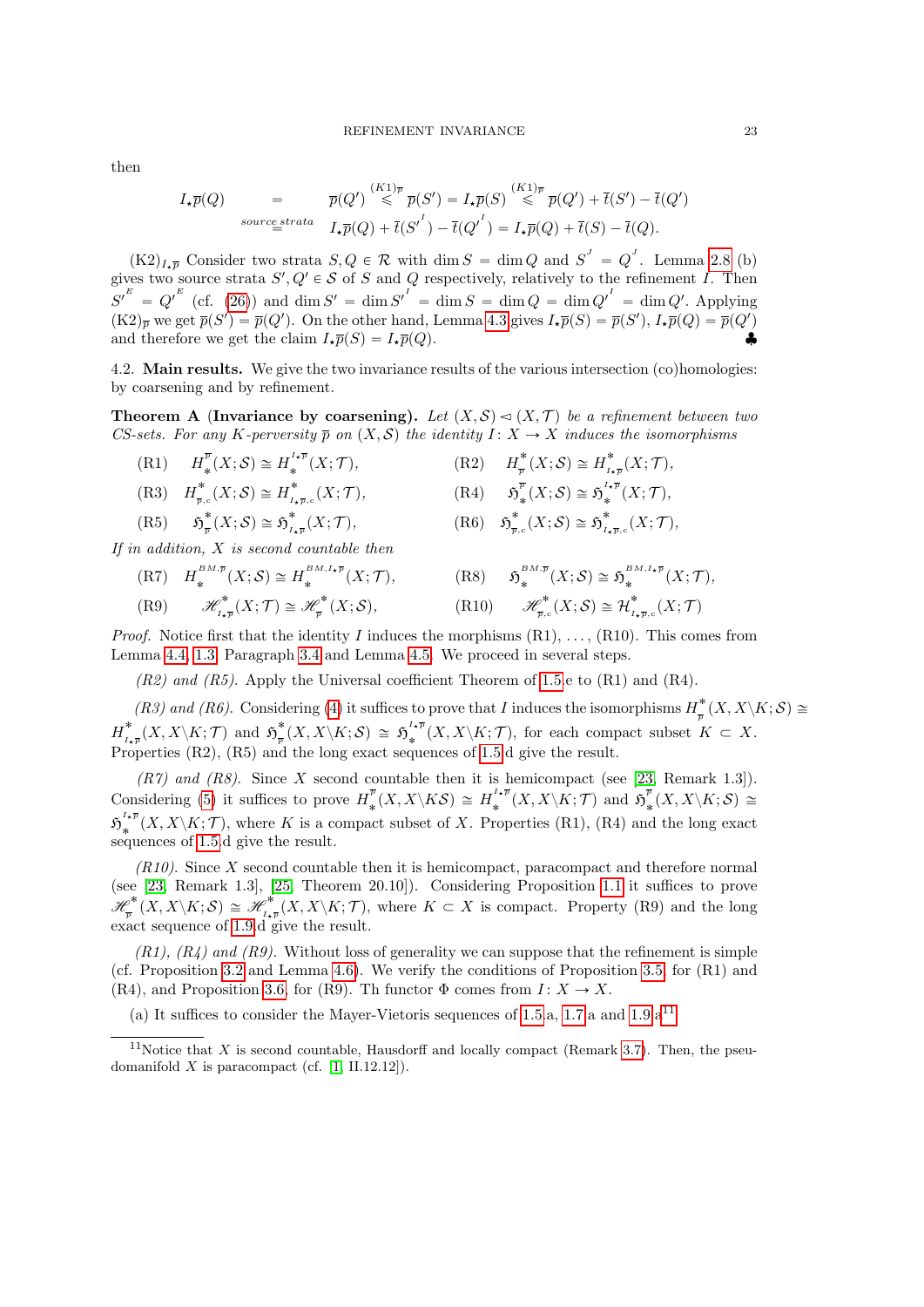then

$$I_\star\overline{p}(Q) \underset{source\ strata}{=} \overline{p}(Q') \overset{(K1)_{\overline{p}}}{\leqslant} \overline{p}(S') = I_\star\overline{p}(S) \overset{(K1)_{\overline{p}}}{\leqslant} \overline{p}(Q') + \overline{t}(S') - \overline{t}(Q')$$
$$\underset{source\ strata}{=} I_\star\overline{p}(Q) + \overline{t}(S'^{I}) - \overline{t}(Q'^{I}) = I_\star\overline{p}(Q) + \overline{t}(S) - \overline{t}(Q).$$

$(K2)_{I_\star\overline{p}}$ Consider two strata $S, Q \in \mathcal{R}$ with $\dim S = \dim Q$ and $S^{J} = Q^{J}$. Lemma 2.8 (b) gives two source strata $S', Q' \in \mathcal{S}$ of $S$ and $Q$ respectively, relatively to the refinement $I$. Then $S'^{E} = Q'^{E}$ (cf. (26)) and $\dim S' = \dim S'^{I} = \dim S = \dim Q = \dim Q'^{I} = \dim Q'$. Applying $(K2)_{\overline{p}}$ we get $\overline{p}(S') = \overline{p}(Q')$. On the other hand, Lemma 4.3 gives $I_\star\overline{p}(S) = \overline{p}(S')$, $I_\star\overline{p}(Q) = \overline{p}(Q')$ and therefore we get the claim $I_\star\overline{p}(S) = I_\star\overline{p}(Q)$. ♣

4.2. **Main results.** We give the two invariance results of the various intersection (co)homologies: by coarsening and by refinement.

**Theorem A (Invariance by coarsening).** *Let $(X, \mathcal{S}) \lhd (X, \mathcal{T})$ be a refinement between two CS-sets. For any $K$-perversity $\overline{p}$ on $(X, \mathcal{S})$ the identity $I \colon X \to X$ induces the isomorphisms*

(R1) $H^{\overline{p}}_*(X; \mathcal{S}) \cong H^{I_\star\overline{p}}_*(X; \mathcal{T})$, (R2) $H^*_{\overline{p}}(X; \mathcal{S}) \cong H^*_{I_\star\overline{p}}(X; \mathcal{T})$,

(R3) $H^*_{\overline{p},c}(X; \mathcal{S}) \cong H^*_{I_\star\overline{p},c}(X; \mathcal{T})$, (R4) $\mathfrak{H}^{\overline{p}}_*(X; \mathcal{S}) \cong \mathfrak{H}^{I_\star\overline{p}}_*(X; \mathcal{T})$,

(R5) $\mathfrak{H}^*_{\overline{p}}(X; \mathcal{S}) \cong \mathfrak{H}^*_{I_\star\overline{p}}(X; \mathcal{T})$, (R6) $\mathfrak{H}^*_{\overline{p},c}(X; \mathcal{S}) \cong \mathfrak{H}^*_{I_\star\overline{p},c}(X; \mathcal{T})$,

*If in addition, $X$ is second countable then*

(R7) $H^{BM,\overline{p}}_*(X; \mathcal{S}) \cong H^{BM,I_\star\overline{p}}_*(X; \mathcal{T})$, (R8) $\mathfrak{H}^{BM,\overline{p}}_*(X; \mathcal{S}) \cong \mathfrak{H}^{BM,I_\star\overline{p}}_*(X; \mathcal{T})$,

(R9) $\mathscr{H}^*_{I_\star\overline{p}}(X; \mathcal{T}) \cong \mathscr{H}^*_{\overline{p}}(X; \mathcal{S})$, (R10) $\mathscr{H}^*_{\overline{p},c}(X; \mathcal{S}) \cong \mathcal{H}^*_{I_\star\overline{p},c}(X; \mathcal{T})$

*Proof.* Notice first that the identity $I$ induces the morphisms (R1), ..., (R10). This comes from Lemma 4.4, 1.3, Paragraph 3.4 and Lemma 4.5. We proceed in several steps.

*(R2) and (R5).* Apply the Universal coefficient Theorem of 1.5e to (R1) and (R4).

*(R3) and (R6).* Considering (4) it suffices to prove that $I$ induces the isomorphisms $H^*_{\overline{p}}(X, X\backslash K; \mathcal{S}) \cong H^*_{I_\star\overline{p}}(X, X\backslash K; \mathcal{T})$ and $\mathfrak{H}^*_{\overline{p}}(X, X\backslash K; \mathcal{S}) \cong \mathfrak{H}^{I_\star\overline{p}}_*(X, X\backslash K; \mathcal{T})$, for each compact subset $K \subset X$. Properties (R2), (R5) and the long exact sequences of 1.5d give the result.

*(R7) and (R8).* Since $X$ second countable then it is hemicompact (see [23, Remark 1.3]). Considering (5) it suffices to prove $H^{\overline{p}}_*(X, X\backslash K\mathcal{S}) \cong H^{I_\star\overline{p}}_*(X, X\backslash K; \mathcal{T})$ and $\mathfrak{H}^{\overline{p}}_*(X, X\backslash K; \mathcal{S}) \cong \mathfrak{H}^{I_\star\overline{p}}_*(X, X\backslash K; \mathcal{T})$, where $K$ is a compact subset of $X$. Properties (R1), (R4) and the long exact sequences of 1.5d give the result.

*(R10).* Since $X$ second countable then it is hemicompact, paracompact and therefore normal (see [23, Remark 1.3], [25, Theorem 20.10]). Considering Proposition 1.1 it suffices to prove $\mathscr{H}^*_{\overline{p}}(X, X\backslash K; \mathcal{S}) \cong \mathscr{H}^*_{I_\star\overline{p}}(X, X\backslash K; \mathcal{T})$, where $K \subset X$ is compact. Property (R9) and the long exact sequence of 1.9d give the result.

*(R1), (R4) and (R9).* Without loss of generality we can suppose that the refinement is simple (cf. Proposition 3.2 and Lemma 4.6). We verify the conditions of Proposition 3.5 for (R1) and (R4), and Proposition 3.6, for (R9). Th functor $\Phi$ comes from $I \colon X \to X$.

(a) It suffices to consider the Mayer-Vietoris sequences of 1.5a, 1.7a and 1.9a[11]

[11] Notice that $X$ is second countable, Hausdorff and locally compact (Remark 3.7). Then, the pseudomanifold $X$ is paracompact (cf. [1, II.12.12]).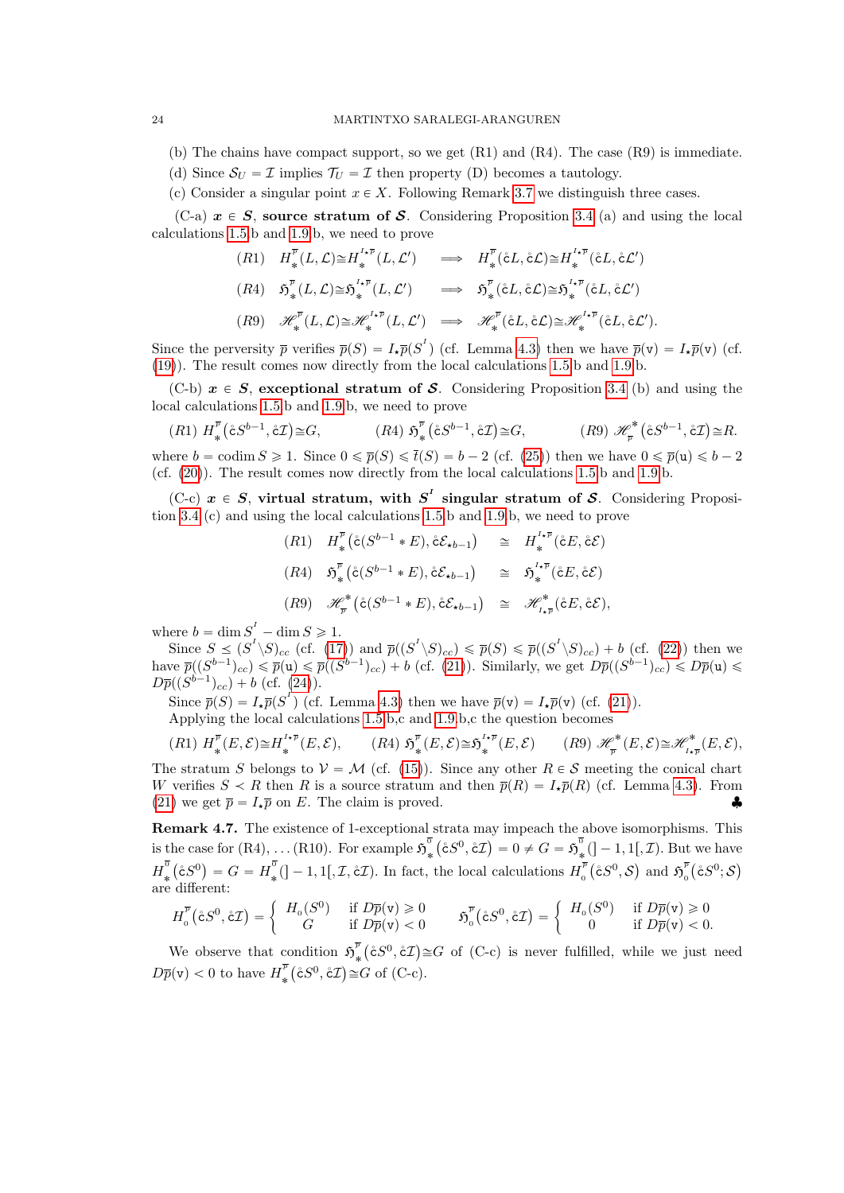(b) The chains have compact support, so we get (R1) and (R4). The case (R9) is immediate.

(d) Since $\mathcal{S}_U = \mathcal{I}$ implies $\mathcal{T}_U = \mathcal{I}$ then property (D) becomes a tautology.

(c) Consider a singular point $x \in X$. Following Remark 3.7 we distinguish three cases.

(C-a) $\boldsymbol{x \in S}$, **source stratum of $\boldsymbol{\mathcal{S}}$.** Considering Proposition 3.4 (a) and using the local calculations 1.5 b and 1.9 b, we need to prove

$$
\begin{array}{llll}
(R1) & H_*^{\overline{p}}(L,\mathcal{L}) \cong H_*^{I_\star\overline{p}}(L,\mathcal{L}') & \Longrightarrow & H_*^{\overline{p}}(\mathring{c}L,\mathring{c}\mathcal{L}) \cong H_*^{I_\star\overline{p}}(\mathring{c}L,\mathring{c}\mathcal{L}') \\
(R4) & \mathfrak{H}_*^{\overline{p}}(L,\mathcal{L}) \cong \mathfrak{H}_*^{I_\star\overline{p}}(L,\mathcal{L}') & \Longrightarrow & \mathfrak{H}_*^{\overline{p}}(\mathring{c}L,\mathring{c}\mathcal{L}) \cong \mathfrak{H}_*^{I_\star\overline{p}}(\mathring{c}L,\mathring{c}\mathcal{L}') \\
(R9) & \mathscr{H}_*^{\overline{p}}(L,\mathcal{L}) \cong \mathscr{H}_*^{I_\star\overline{p}}(L,\mathcal{L}') & \Longrightarrow & \mathscr{H}_*^{\overline{p}}(\mathring{c}L,\mathring{c}\mathcal{L}) \cong \mathscr{H}_*^{I_\star\overline{p}}(\mathring{c}L,\mathring{c}\mathcal{L}').
\end{array}
$$

Since the perversity $\overline{p}$ verifies $\overline{p}(S) = I_\star\overline{p}(S^I)$ (cf. Lemma 4.3) then we have $\overline{p}(\mathtt{v}) = I_\star\overline{p}(\mathtt{v})$ (cf. (19)). The result comes now directly from the local calculations 1.5 b and 1.9 b.

(C-b) $\boldsymbol{x \in S}$, **exceptional stratum of $\boldsymbol{\mathcal{S}}$.** Considering Proposition 3.4 (b) and using the local calculations 1.5 b and 1.9 b, we need to prove

$$
(R1)\ H_*^{\overline{p}}\big(\mathring{c}S^{b-1},\mathring{c}\mathcal{I}\big) \cong G, \qquad (R4)\ \mathfrak{H}_*^{\overline{p}}\big(\mathring{c}S^{b-1},\mathring{c}\mathcal{I}\big) \cong G, \qquad (R9)\ \mathscr{H}^*_{\overline{p}}\big(\mathring{c}S^{b-1},\mathring{c}\mathcal{I}\big) \cong R.
$$

where $b = \operatorname{codim} S \geqslant 1$. Since $0 \leqslant \overline{p}(S) \leqslant \overline{t}(S) = b-2$ (cf. (25)) then we have $0 \leqslant \overline{p}(\mathtt{u}) \leqslant b-2$ (cf. (20)). The result comes now directly from the local calculations 1.5 b and 1.9 b.

(C-c) $\boldsymbol{x \in S}$, **virtual stratum, with $\boldsymbol{S^I}$ singular stratum of $\boldsymbol{\mathcal{S}}$.** Considering Proposition 3.4 (c) and using the local calculations 1.5 b and 1.9 b, we need to prove

$$
\begin{array}{lll}
(R1) & H_*^{\overline{p}}\big(\mathring{c}(S^{b-1} * E),\mathring{c}\mathcal{E}_{\star b-1}\big) & \cong\ H_*^{I_\star\overline{p}}(\mathring{c}E,\mathring{c}\mathcal{E}) \\
(R4) & \mathfrak{H}_*^{\overline{p}}\big(\mathring{c}(S^{b-1} * E),\mathring{c}\mathcal{E}_{\star b-1}\big) & \cong\ \mathfrak{H}_*^{I_\star\overline{p}}(\mathring{c}E,\mathring{c}\mathcal{E}) \\
(R9) & \mathscr{H}^*_{\overline{p}}\big(\mathring{c}(S^{b-1} * E),\mathring{c}\mathcal{E}_{\star b-1}\big) & \cong\ \mathscr{H}^*_{I_\star\overline{p}}(\mathring{c}E,\mathring{c}\mathcal{E}),
\end{array}
$$

where $b = \dim S^I - \dim S \geqslant 1$.

Since $S \preceq (S^I\backslash S)_{cc}$ (cf. (17)) and $\overline{p}((S^I\backslash S)_{cc}) \leqslant \overline{p}(S) \leqslant \overline{p}((S^I\backslash S)_{cc}) + b$ (cf. (22)) then we have $\overline{p}((S^{b-1})_{cc}) \leqslant \overline{p}(\mathtt{u}) \leqslant \overline{p}((S^{b-1})_{cc}) + b$ (cf. (21)). Similarly, we get $D\overline{p}((S^{b-1})_{cc}) \leqslant D\overline{p}(\mathtt{u}) \leqslant D\overline{p}((S^{b-1})_{cc}) + b$ (cf. (24)).

Since $\overline{p}(S) = I_\star\overline{p}(S^I)$ (cf. Lemma 4.3) then we have $\overline{p}(\mathtt{v}) = I_\star\overline{p}(\mathtt{v})$ (cf. (21)).

Applying the local calculations 1.5 b,c and 1.9 b,c the question becomes

$$
(R1)\ H_*^{\overline{p}}(E,\mathcal{E}) \cong H_*^{I_\star\overline{p}}(E,\mathcal{E}), \qquad (R4)\ \mathfrak{H}_*^{\overline{p}}(E,\mathcal{E}) \cong \mathfrak{H}_*^{I_\star\overline{p}}(E,\mathcal{E}) \qquad (R9)\ \mathscr{H}^*_{\overline{p}}(E,\mathcal{E}) \cong \mathscr{H}^*_{I_\star\overline{p}}(E,\mathcal{E}),
$$

The stratum $S$ belongs to $\mathcal{V} = \mathcal{M}$ (cf. (15)). Since any other $R \in \mathcal{S}$ meeting the conical chart $W$ verifies $S \prec R$ then $R$ is a source stratum and then $\overline{p}(R) = I_\star\overline{p}(R)$ (cf. Lemma 4.3). From (21) we get $\overline{p} = I_\star\overline{p}$ on $E$. The claim is proved. ♣

**Remark 4.7.** The existence of 1-exceptional strata may impeach the above isomorphisms. This is the case for (R4), ... (R10). For example $\mathfrak{H}_*^{\overline{0}}\big(\mathring{c}S^0,\mathring{c}\mathcal{I}\big) = 0 \neq G = \mathfrak{H}_*^{\overline{0}}(]-1,1[,\mathcal{I})$. But we have $H_*^{\overline{0}}\big(\mathring{c}S^0\big) = G = H_*^{\overline{0}}(]-1,1[,\mathcal{I},\mathring{c}\mathcal{I})$. In fact, the local calculations $H_0^{\overline{p}}\big(\mathring{c}S^0,\mathcal{S}\big)$ and $\mathfrak{H}_0^{\overline{p}}\big(\mathring{c}S^0;\mathcal{S}\big)$ are different:

$$
H_0^{\overline{p}}\big(\mathring{c}S^0,\mathring{c}\mathcal{I}\big) = \begin{cases} H_0(S^0) & \text{if } D\overline{p}(\mathtt{v}) \geqslant 0 \\ G & \text{if } D\overline{p}(\mathtt{v}) < 0 \end{cases} \qquad \mathfrak{H}_0^{\overline{p}}\big(\mathring{c}S^0,\mathring{c}\mathcal{I}\big) = \begin{cases} H_0(S^0) & \text{if } D\overline{p}(\mathtt{v}) \geqslant 0 \\ 0 & \text{if } D\overline{p}(\mathtt{v}) < 0. \end{cases}
$$

We observe that condition $\mathfrak{H}_*^{\overline{p}}\big(\mathring{c}S^0,\mathring{c}\mathcal{I}\big) \cong G$ of (C-c) is never fulfilled, while we just need $D\overline{p}(\mathtt{v}) < 0$ to have $H_*^{\overline{p}}\big(\mathring{c}S^0,\mathring{c}\mathcal{I}\big) \cong G$ of (C-c).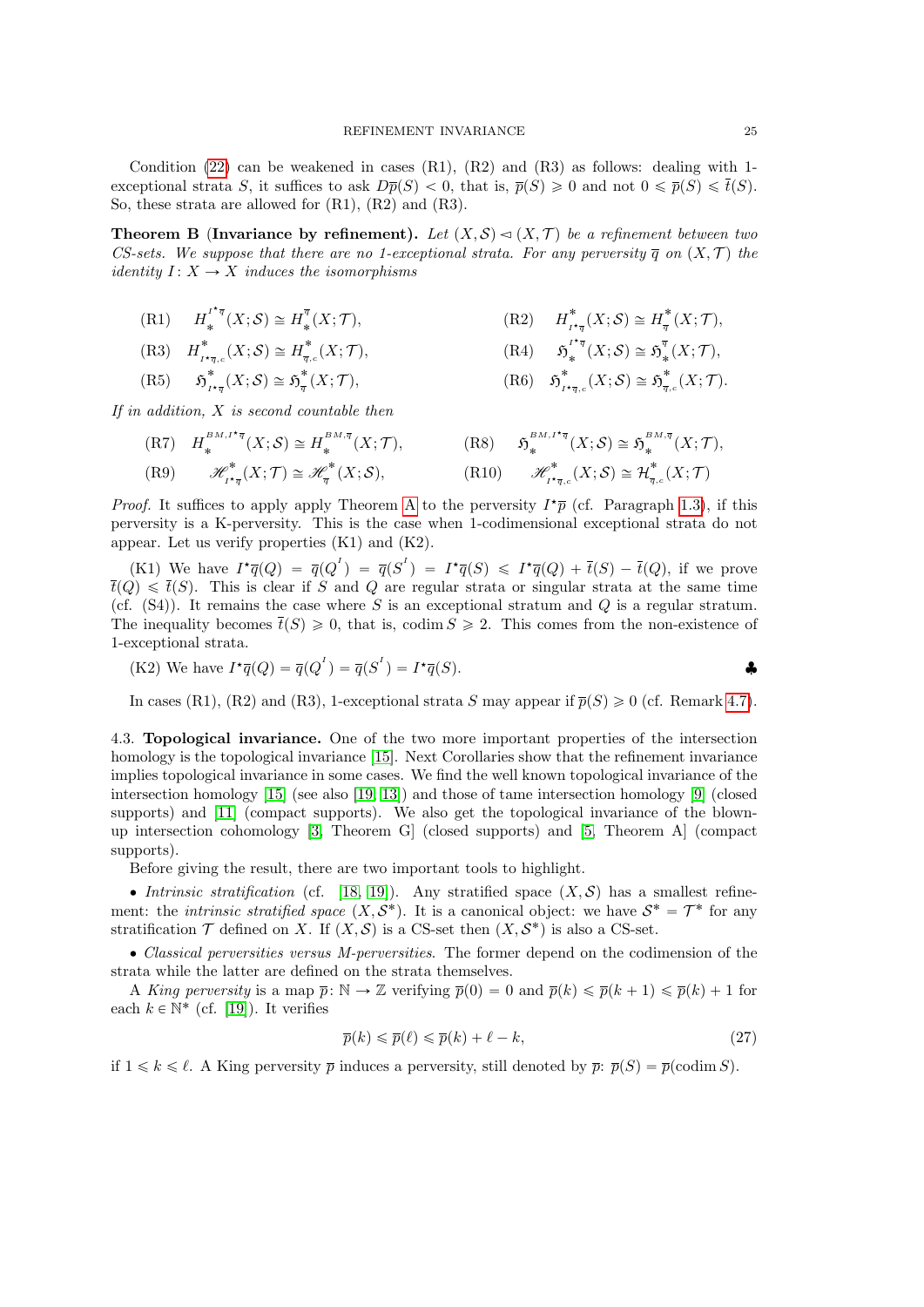Condition (22) can be weakened in cases (R1), (R2) and (R3) as follows: dealing with 1-exceptional strata $S$, it suffices to ask $D\overline{p}(S) < 0$, that is, $\overline{p}(S) \geqslant 0$ and not $0 \leqslant \overline{p}(S) \leqslant \overline{t}(S)$. So, these strata are allowed for (R1), (R2) and (R3).

**Theorem B (Invariance by refinement).** *Let $(X,\mathcal{S}) \lhd (X,\mathcal{T})$ be a refinement between two CS-sets. We suppose that there are no 1-exceptional strata. For any perversity $\overline{q}$ on $(X,\mathcal{T})$ the identity $I\colon X \to X$ induces the isomorphisms*

$$
\begin{array}{llll}
\text{(R1)} & H_*^{I^\star\overline{q}}(X;\mathcal{S}) \cong H_*^{\overline{q}}(X;\mathcal{T}), & \text{(R2)} & H^*_{I^\star\overline{q}}(X;\mathcal{S}) \cong H^*_{\overline{q}}(X;\mathcal{T}),\\
\text{(R3)} & H^*_{I^\star\overline{q},c}(X;\mathcal{S}) \cong H^*_{\overline{q},c}(X;\mathcal{T}), & \text{(R4)} & \mathfrak{H}_*^{I^\star\overline{q}}(X;\mathcal{S}) \cong \mathfrak{H}_*^{\overline{q}}(X;\mathcal{T}),\\
\text{(R5)} & \mathfrak{H}^*_{I^\star\overline{q}}(X;\mathcal{S}) \cong \mathfrak{H}^*_{\overline{q}}(X;\mathcal{T}), & \text{(R6)} & \mathfrak{H}^*_{I^\star\overline{q},c}(X;\mathcal{S}) \cong \mathfrak{H}^*_{\overline{q},c}(X;\mathcal{T}).
\end{array}
$$

*If in addition, $X$ is second countable then*

$$
\begin{array}{llll}
\text{(R7)} & H_*^{BM,I^\star\overline{q}}(X;\mathcal{S}) \cong H_*^{BM,\overline{q}}(X;\mathcal{T}), & \text{(R8)} & \mathfrak{H}_*^{BM,I^\star\overline{q}}(X;\mathcal{S}) \cong \mathfrak{H}_*^{BM,\overline{q}}(X;\mathcal{T}),\\
\text{(R9)} & \mathscr{H}^*_{I^\star\overline{q}}(X;\mathcal{T}) \cong \mathscr{H}^*_{\overline{q}}(X;\mathcal{S}), & \text{(R10)} & \mathscr{H}^*_{I^\star\overline{q},c}(X;\mathcal{S}) \cong \mathcal{H}^*_{\overline{q},c}(X;\mathcal{T})
\end{array}
$$

*Proof.* It suffices to apply apply Theorem A to the perversity $I^\star\overline{p}$ (cf. Paragraph 1.3), if this perversity is a K-perversity. This is the case when 1-codimensional exceptional strata do not appear. Let us verify properties (K1) and (K2).

(K1) We have $I^\star\overline{q}(Q) = \overline{q}(Q^I) = \overline{q}(S^I) = I^\star\overline{q}(S) \leqslant I^\star\overline{q}(Q) + \overline{t}(S) - \overline{t}(Q)$, if we prove $\overline{t}(Q) \leqslant \overline{t}(S)$. This is clear if $S$ and $Q$ are regular strata or singular strata at the same time (cf. (S4)). It remains the case where $S$ is an exceptional stratum and $Q$ is a regular stratum. The inequality becomes $\overline{t}(S) \geqslant 0$, that is, $\operatorname{codim} S \geqslant 2$. This comes from the non-existence of 1-exceptional strata.

(K2) We have $I^\star\overline{q}(Q) = \overline{q}(Q^I) = \overline{q}(S^I) = I^\star\overline{q}(S)$. ♣

In cases (R1), (R2) and (R3), 1-exceptional strata $S$ may appear if $\overline{p}(S) \geqslant 0$ (cf. Remark 4.7).

## 4.3. Topological invariance.

One of the two more important properties of the intersection homology is the topological invariance [15]. Next Corollaries show that the refinement invariance implies topological invariance in some cases. We find the well known topological invariance of the intersection homology [15] (see also [19, 13]) and those of tame intersection homology [9] (closed supports) and [11] (compact supports). We also get the topological invariance of the blown-up intersection cohomology [3, Theorem G] (closed supports) and [5, Theorem A] (compact supports).

Before giving the result, there are two important tools to highlight.

- *Intrinsic stratification* (cf. [18, 19]). Any stratified space $(X,\mathcal{S})$ has a smallest refinement: the *intrinsic stratified space* $(X,\mathcal{S}^*)$. It is a canonical object: we have $\mathcal{S}^* = \mathcal{T}^*$ for any stratification $\mathcal{T}$ defined on $X$. If $(X,\mathcal{S})$ is a CS-set then $(X,\mathcal{S}^*)$ is also a CS-set.
- *Classical perversities versus M-perversities.* The former depend on the codimension of the strata while the latter are defined on the strata themselves.

A *King perversity* is a map $\overline{p}\colon \mathbb{N} \to \mathbb{Z}$ verifying $\overline{p}(0) = 0$ and $\overline{p}(k) \leqslant \overline{p}(k+1) \leqslant \overline{p}(k) + 1$ for each $k \in \mathbb{N}^*$ (cf. [19]). It verifies

$$
\overline{p}(k) \leqslant \overline{p}(\ell) \leqslant \overline{p}(k) + \ell - k, \tag{27}
$$

if $1 \leqslant k \leqslant \ell$. A King perversity $\overline{p}$ induces a perversity, still denoted by $\overline{p}$: $\overline{p}(S) = \overline{p}(\operatorname{codim} S)$.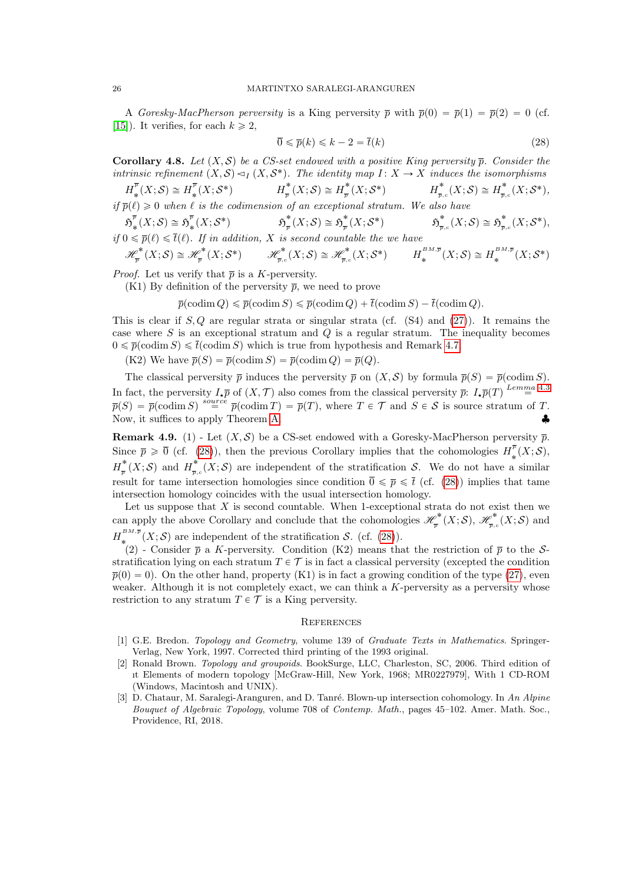A *Goresky-MacPherson perversity* is a King perversity $\overline{p}$ with $\overline{p}(0) = \overline{p}(1) = \overline{p}(2) = 0$ (cf. [15]). It verifies, for each $k \geqslant 2$,

$$\overline{0} \leqslant \overline{p}(k) \leqslant k - 2 = \overline{t}(k) \tag{28}$$

**Corollary 4.8.** *Let $(X, \mathcal{S})$ be a CS-set endowed with a positive King perversity $\overline{p}$. Consider the intrinsic refinement $(X, \mathcal{S}) \lhd_I (X, \mathcal{S}^*)$. The identity map $I \colon X \to X$ induces the isomorphisms*

$$H_*^{\overline{p}}(X; \mathcal{S}) \cong H_*^{\overline{p}}(X; \mathcal{S}^*) \qquad H_{\overline{p}}^*(X; \mathcal{S}) \cong H_{\overline{p}}^*(X; \mathcal{S}^*) \qquad H_{\overline{p},c}^*(X; \mathcal{S}) \cong H_{\overline{p},c}^*(X; \mathcal{S}^*),$$

*if $\overline{p}(\ell) \geqslant 0$ when $\ell$ is the codimension of an exceptional stratum. We also have*

$$\mathfrak{H}_*^{\overline{p}}(X; \mathcal{S}) \cong \mathfrak{H}_*^{\overline{p}}(X; \mathcal{S}^*) \qquad \mathfrak{H}_{\overline{p}}^*(X; \mathcal{S}) \cong \mathfrak{H}_{\overline{p}}^*(X; \mathcal{S}^*) \qquad \mathfrak{H}_{\overline{p},c}^*(X; \mathcal{S}) \cong \mathfrak{H}_{\overline{p},c}^*(X; \mathcal{S}^*),$$

*if $0 \leqslant \overline{p}(\ell) \leqslant \overline{t}(\ell)$. If in addition, $X$ is second countable the we have*

$$\mathscr{H}_{\overline{p}}^*(X; \mathcal{S}) \cong \mathscr{H}_{\overline{p}}^*(X; \mathcal{S}^*) \qquad \mathscr{H}_{\overline{p},c}^*(X; \mathcal{S}) \cong \mathscr{H}_{\overline{p},c}^*(X; \mathcal{S}^*) \qquad H_*^{BM,\overline{p}}(X; \mathcal{S}) \cong H_*^{BM,\overline{p}}(X; \mathcal{S}^*)$$

*Proof.* Let us verify that $\overline{p}$ is a $K$-perversity.

(K1) By definition of the perversity $\overline{p}$, we need to prove

$$\overline{p}(\operatorname{codim} Q) \leqslant \overline{p}(\operatorname{codim} S) \leqslant \overline{p}(\operatorname{codim} Q) + \overline{t}(\operatorname{codim} S) - \overline{t}(\operatorname{codim} Q).$$

This is clear if $S, Q$ are regular strata or singular strata (cf. (S4) and (27)). It remains the case where $S$ is an exceptional stratum and $Q$ is a regular stratum. The inequality becomes $0 \leqslant \overline{p}(\operatorname{codim} S) \leqslant \overline{t}(\operatorname{codim} S)$ which is true from hypothesis and Remark 4.7.

(K2) We have $\overline{p}(S) = \overline{p}(\operatorname{codim} S) = \overline{p}(\operatorname{codim} Q) = \overline{p}(Q)$.

The classical perversity $\overline{p}$ induces the perversity $\overline{p}$ on $(X, \mathcal{S})$ by formula $\overline{p}(S) = \overline{p}(\operatorname{codim} S)$. In fact, the perversity $I_\star \overline{p}$ of $(X, \mathcal{T})$ also comes from the classical perversity $\overline{p}$: $I_\star \overline{p}(T) \overset{Lemma\ 4.3}{=} \overline{p}(S) = \overline{p}(\operatorname{codim} S) \overset{source}{=} \overline{p}(\operatorname{codim} T) = \overline{p}(T)$, where $T \in \mathcal{T}$ and $S \in \mathcal{S}$ is source stratum of $T$. Now, it suffices to apply Theorem A. ♣

**Remark 4.9.** (1) - Let $(X, \mathcal{S})$ be a CS-set endowed with a Goresky-MacPherson perversity $\overline{p}$. Since $\overline{p} \geqslant \overline{0}$ (cf. (28)), then the previous Corollary implies that the cohomologies $H_*^{\overline{p}}(X; \mathcal{S})$, $H_{\overline{p}}^*(X; \mathcal{S})$ and $H_{\overline{p},c}^*(X; \mathcal{S})$ are independent of the stratification $\mathcal{S}$. We do not have a similar result for tame intersection homologies since condition $\overline{0} \leqslant \overline{p} \leqslant \overline{t}$ (cf. (28)) implies that tame intersection homology coincides with the usual intersection homology.

Let us suppose that $X$ is second countable. When 1-exceptional strata do not exist then we can apply the above Corollary and conclude that the cohomologies $\mathscr{H}_{\overline{p}}^*(X; \mathcal{S})$, $\mathscr{H}_{\overline{p},c}^*(X; \mathcal{S})$ and $H_*^{BM,\overline{p}}(X; \mathcal{S})$ are independent of the stratification $\mathcal{S}$. (cf. (28)).

(2) - Consider $\overline{p}$ a $K$-perversity. Condition (K2) means that the restriction of $\overline{p}$ to the $\mathcal{S}$-stratification lying on each stratum $T \in \mathcal{T}$ is in fact a classical perversity (excepted the condition $\overline{p}(0) = 0$). On the other hand, property (K1) is in fact a growing condition of the type (27), even weaker. Although it is not completely exact, we can think a $K$-perversity as a perversity whose restriction to any stratum $T \in \mathcal{T}$ is a King perversity.

## References

[1] G.E. Bredon. *Topology and Geometry*, volume 139 of *Graduate Texts in Mathematics*. Springer-Verlag, New York, 1997. Corrected third printing of the 1993 original.

[2] Ronald Brown. *Topology and groupoids*. BookSurge, LLC, Charleston, SC, 2006. Third edition of ıt Elements of modern topology [McGraw-Hill, New York, 1968; MR0227979], With 1 CD-ROM (Windows, Macintosh and UNIX).

[3] D. Chataur, M. Saralegi-Aranguren, and D. Tanré. Blown-up intersection cohomology. In *An Alpine Bouquet of Algebraic Topology*, volume 708 of *Contemp. Math.*, pages 45–102. Amer. Math. Soc., Providence, RI, 2018.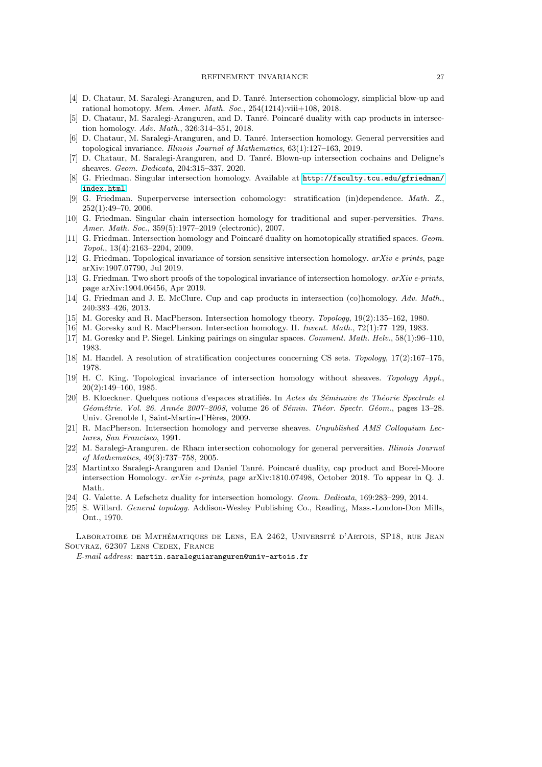[4] D. Chataur, M. Saralegi-Aranguren, and D. Tanré. Intersection cohomology, simplicial blow-up and rational homotopy. *Mem. Amer. Math. Soc.*, 254(1214):viii+108, 2018.

[5] D. Chataur, M. Saralegi-Aranguren, and D. Tanré. Poincaré duality with cap products in intersection homology. *Adv. Math.*, 326:314–351, 2018.

[6] D. Chataur, M. Saralegi-Aranguren, and D. Tanré. Intersection homology. General perversities and topological invariance. *Illinois Journal of Mathematics*, 63(1):127–163, 2019.

[7] D. Chataur, M. Saralegi-Aranguren, and D. Tanré. Blown-up intersection cochains and Deligne's sheaves. *Geom. Dedicata*, 204:315–337, 2020.

[8] G. Friedman. Singular intersection homology. Available at `http://faculty.tcu.edu/gfriedman/index.html`.

[9] G. Friedman. Superperverse intersection cohomology: stratification (in)dependence. *Math. Z.*, 252(1):49–70, 2006.

[10] G. Friedman. Singular chain intersection homology for traditional and super-perversities. *Trans. Amer. Math. Soc.*, 359(5):1977–2019 (electronic), 2007.

[11] G. Friedman. Intersection homology and Poincaré duality on homotopically stratified spaces. *Geom. Topol.*, 13(4):2163–2204, 2009.

[12] G. Friedman. Topological invariance of torsion sensitive intersection homology. *arXiv e-prints*, page arXiv:1907.07790, Jul 2019.

[13] G. Friedman. Two short proofs of the topological invariance of intersection homology. *arXiv e-prints*, page arXiv:1904.06456, Apr 2019.

[14] G. Friedman and J. E. McClure. Cup and cap products in intersection (co)homology. *Adv. Math.*, 240:383–426, 2013.

[15] M. Goresky and R. MacPherson. Intersection homology theory. *Topology*, 19(2):135–162, 1980.

[16] M. Goresky and R. MacPherson. Intersection homology. II. *Invent. Math.*, 72(1):77–129, 1983.

[17] M. Goresky and P. Siegel. Linking pairings on singular spaces. *Comment. Math. Helv.*, 58(1):96–110, 1983.

[18] M. Handel. A resolution of stratification conjectures concerning CS sets. *Topology*, 17(2):167–175, 1978.

[19] H. C. King. Topological invariance of intersection homology without sheaves. *Topology Appl.*, 20(2):149–160, 1985.

[20] B. Kloeckner. Quelques notions d'espaces stratifiés. In *Actes du Séminaire de Théorie Spectrale et Géométrie. Vol. 26. Année 2007–2008*, volume 26 of *Sémin. Théor. Spectr. Géom.*, pages 13–28. Univ. Grenoble I, Saint-Martin-d'Hères, 2009.

[21] R. MacPherson. Intersection homology and perverse sheaves. *Unpublished AMS Colloquium Lectures, San Francisco*, 1991.

[22] M. Saralegi-Aranguren. de Rham intersection cohomology for general perversities. *Illinois Journal of Mathematics*, 49(3):737–758, 2005.

[23] Martintxo Saralegi-Aranguren and Daniel Tanré. Poincaré duality, cap product and Borel-Moore intersection Homology. *arXiv e-prints*, page arXiv:1810.07498, October 2018. To appear in Q. J. Math.

[24] G. Valette. A Lefschetz duality for intersection homology. *Geom. Dedicata*, 169:283–299, 2014.

[25] S. Willard. *General topology*. Addison-Wesley Publishing Co., Reading, Mass.-London-Don Mills, Ont., 1970.

Laboratoire de Mathématiques de Lens, EA 2462, Université d'Artois, SP18, rue Jean Souvraz, 62307 Lens Cedex, France

*E-mail address*: `martin.saraleguiaranguren@univ-artois.fr`